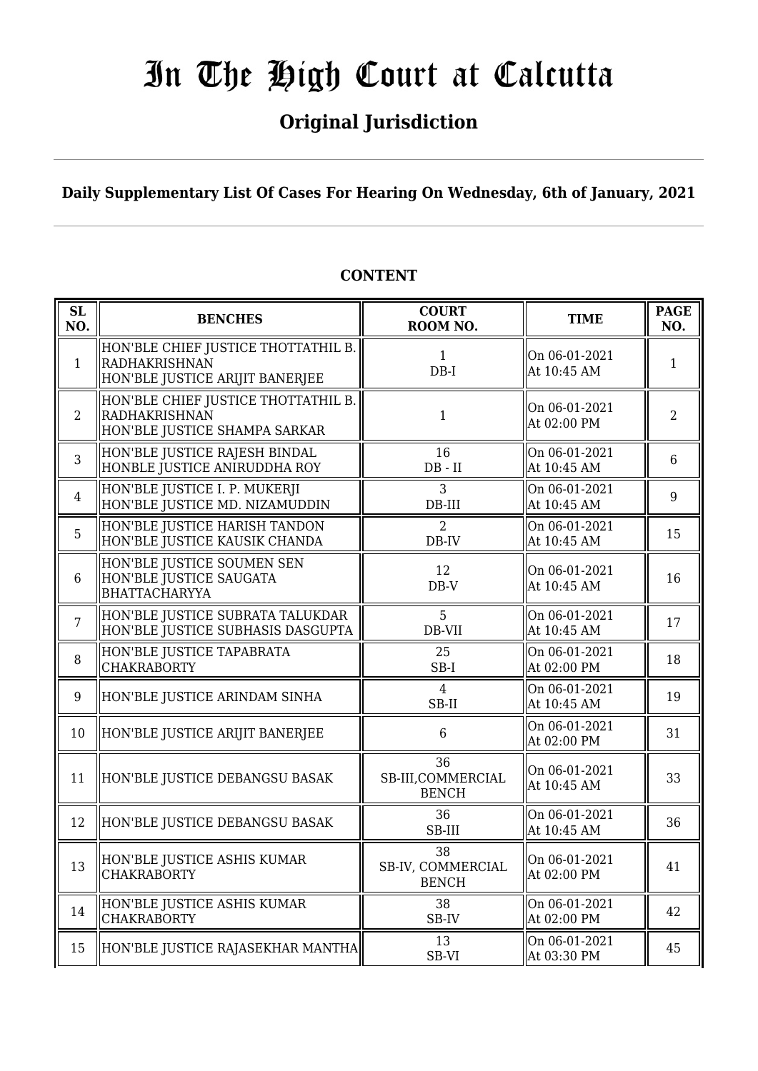# In The High Court at Calcutta

## Original Jurisdiction

### Daily Supplementary List Of Cases For Hearing On Wednesday, 6th of January, 2021

**CONTENT**

| SL NO. | BENCHES | COURT ROOM NO. | TIME | PAGE NO. |
|---|---|---|---|---|
| 1 | HON'BLE CHIEF JUSTICE THOTTATHIL B. RADHAKRISHNAN<br>HON'BLE JUSTICE ARIJIT BANERJEE | 1<br>DB-I | On 06-01-2021<br>At 10:45 AM | 1 |
| 2 | HON'BLE CHIEF JUSTICE THOTTATHIL B. RADHAKRISHNAN<br>HON'BLE JUSTICE SHAMPA SARKAR | 1 | On 06-01-2021<br>At 02:00 PM | 2 |
| 3 | HON'BLE JUSTICE RAJESH BINDAL<br>HONBLE JUSTICE ANIRUDDHA ROY | 16<br>DB - II | On 06-01-2021<br>At 10:45 AM | 6 |
| 4 | HON'BLE JUSTICE I. P. MUKERJI<br>HON'BLE JUSTICE MD. NIZAMUDDIN | 3<br>DB-III | On 06-01-2021<br>At 10:45 AM | 9 |
| 5 | HON'BLE JUSTICE HARISH TANDON<br>HON'BLE JUSTICE KAUSIK CHANDA | 2<br>DB-IV | On 06-01-2021<br>At 10:45 AM | 15 |
| 6 | HON'BLE JUSTICE SOUMEN SEN<br>HON'BLE JUSTICE SAUGATA BHATTACHARYYA | 12<br>DB-V | On 06-01-2021<br>At 10:45 AM | 16 |
| 7 | HON'BLE JUSTICE SUBRATA TALUKDAR<br>HON'BLE JUSTICE SUBHASIS DASGUPTA | 5<br>DB-VII | On 06-01-2021<br>At 10:45 AM | 17 |
| 8 | HON'BLE JUSTICE TAPABRATA CHAKRABORTY | 25<br>SB-I | On 06-01-2021<br>At 02:00 PM | 18 |
| 9 | HON'BLE JUSTICE ARINDAM SINHA | 4<br>SB-II | On 06-01-2021<br>At 10:45 AM | 19 |
| 10 | HON'BLE JUSTICE ARIJIT BANERJEE | 6 | On 06-01-2021<br>At 02:00 PM | 31 |
| 11 | HON'BLE JUSTICE DEBANGSU BASAK | 36<br>SB-III,COMMERCIAL BENCH | On 06-01-2021<br>At 10:45 AM | 33 |
| 12 | HON'BLE JUSTICE DEBANGSU BASAK | 36<br>SB-III | On 06-01-2021<br>At 10:45 AM | 36 |
| 13 | HON'BLE JUSTICE ASHIS KUMAR CHAKRABORTY | 38<br>SB-IV, COMMERCIAL BENCH | On 06-01-2021<br>At 02:00 PM | 41 |
| 14 | HON'BLE JUSTICE ASHIS KUMAR CHAKRABORTY | 38<br>SB-IV | On 06-01-2021<br>At 02:00 PM | 42 |
| 15 | HON'BLE JUSTICE RAJASEKHAR MANTHA | 13<br>SB-VI | On 06-01-2021<br>At 03:30 PM | 45 |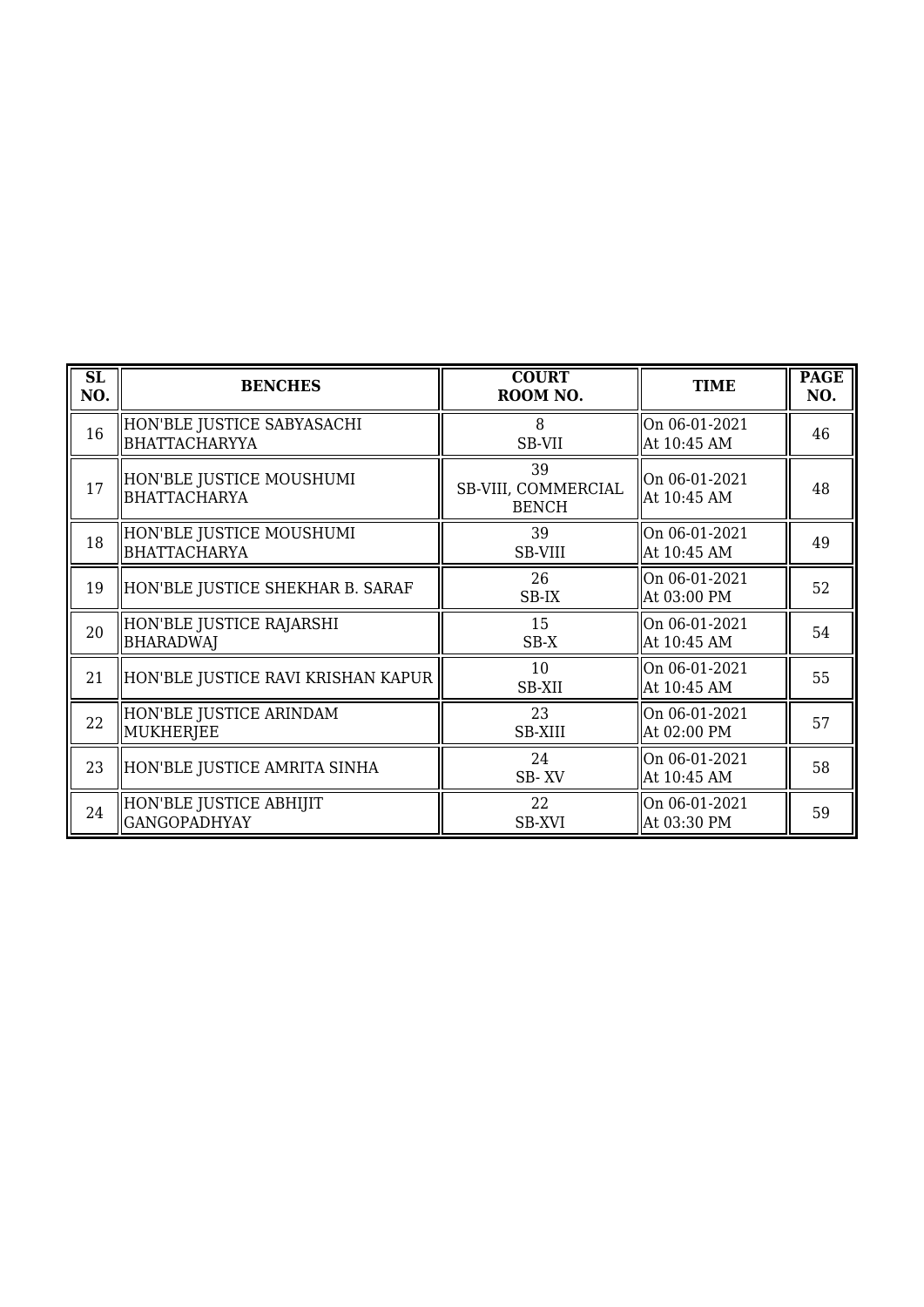| SL NO. | BENCHES | COURT ROOM NO. | TIME | PAGE NO. |
|---|---|---|---|---|
| 16 | HON'BLE JUSTICE SABYASACHI BHATTACHARYYA | 8<br>SB-VII | On 06-01-2021<br>At 10:45 AM | 46 |
| 17 | HON'BLE JUSTICE MOUSHUMI BHATTACHARYA | 39<br>SB-VIII, COMMERCIAL BENCH | On 06-01-2021<br>At 10:45 AM | 48 |
| 18 | HON'BLE JUSTICE MOUSHUMI BHATTACHARYA | 39<br>SB-VIII | On 06-01-2021<br>At 10:45 AM | 49 |
| 19 | HON'BLE JUSTICE SHEKHAR B. SARAF | 26<br>SB-IX | On 06-01-2021<br>At 03:00 PM | 52 |
| 20 | HON'BLE JUSTICE RAJARSHI BHARADWAJ | 15<br>SB-X | On 06-01-2021<br>At 10:45 AM | 54 |
| 21 | HON'BLE JUSTICE RAVI KRISHAN KAPUR | 10<br>SB-XII | On 06-01-2021<br>At 10:45 AM | 55 |
| 22 | HON'BLE JUSTICE ARINDAM MUKHERJEE | 23<br>SB-XIII | On 06-01-2021<br>At 02:00 PM | 57 |
| 23 | HON'BLE JUSTICE AMRITA SINHA | 24<br>SB- XV | On 06-01-2021<br>At 10:45 AM | 58 |
| 24 | HON'BLE JUSTICE ABHIJIT GANGOPADHYAY | 22<br>SB-XVI | On 06-01-2021<br>At 03:30 PM | 59 |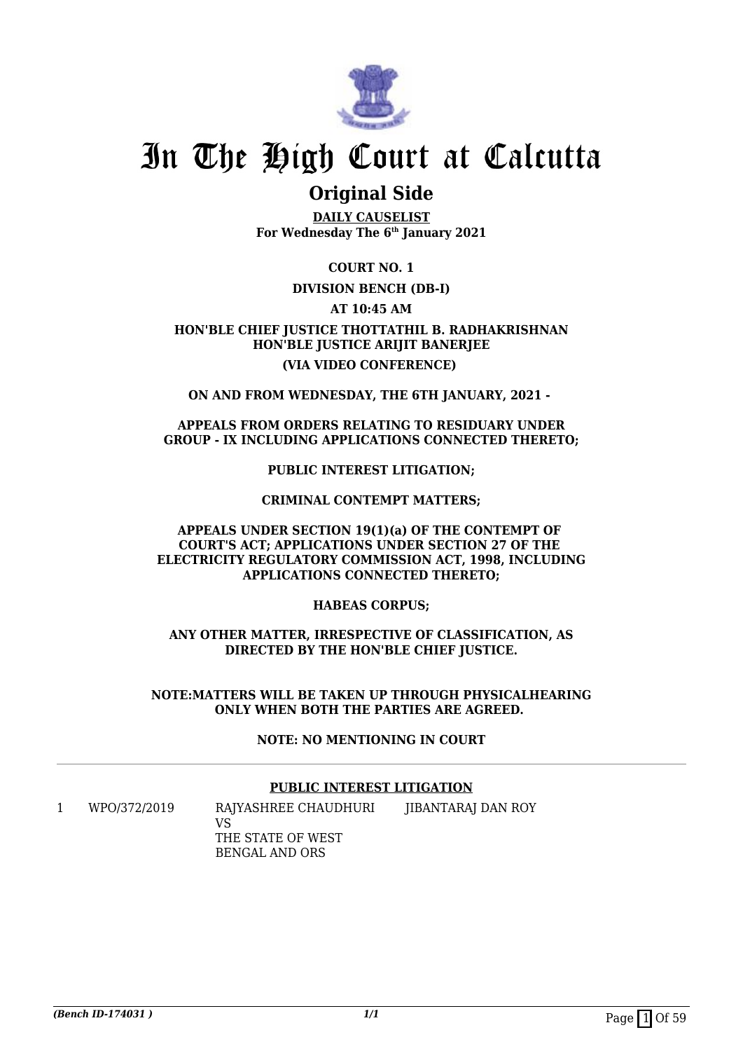# In The High Court at Calcutta

## Original Side

**DAILY CAUSELIST**
**For Wednesday The 6th January 2021**

**COURT NO. 1**

**DIVISION BENCH (DB-I)**

**AT 10:45 AM**

**HON'BLE CHIEF JUSTICE THOTTATHIL B. RADHAKRISHNAN**
**HON'BLE JUSTICE ARIJIT BANERJEE**

**(VIA VIDEO CONFERENCE)**

**ON AND FROM WEDNESDAY, THE 6TH JANUARY, 2021 -**

**APPEALS FROM ORDERS RELATING TO RESIDUARY UNDER GROUP - IX INCLUDING APPLICATIONS CONNECTED THERETO;**

**PUBLIC INTEREST LITIGATION;**

**CRIMINAL CONTEMPT MATTERS;**

**APPEALS UNDER SECTION 19(1)(a) OF THE CONTEMPT OF COURT'S ACT; APPLICATIONS UNDER SECTION 27 OF THE ELECTRICITY REGULATORY COMMISSION ACT, 1998, INCLUDING APPLICATIONS CONNECTED THERETO;**

**HABEAS CORPUS;**

**ANY OTHER MATTER, IRRESPECTIVE OF CLASSIFICATION, AS DIRECTED BY THE HON'BLE CHIEF JUSTICE.**

**NOTE:MATTERS WILL BE TAKEN UP THROUGH PHYSICALHEARING ONLY WHEN BOTH THE PARTIES ARE AGREED.**

**NOTE: NO MENTIONING IN COURT**

**PUBLIC INTEREST LITIGATION**

| | | | |
|---|---|---|---|
| 1 | WPO/372/2019 | RAJYASHREE CHAUDHURI VS THE STATE OF WEST BENGAL AND ORS | JIBANTARAJ DAN ROY |

*(Bench ID-174031 )* 1/1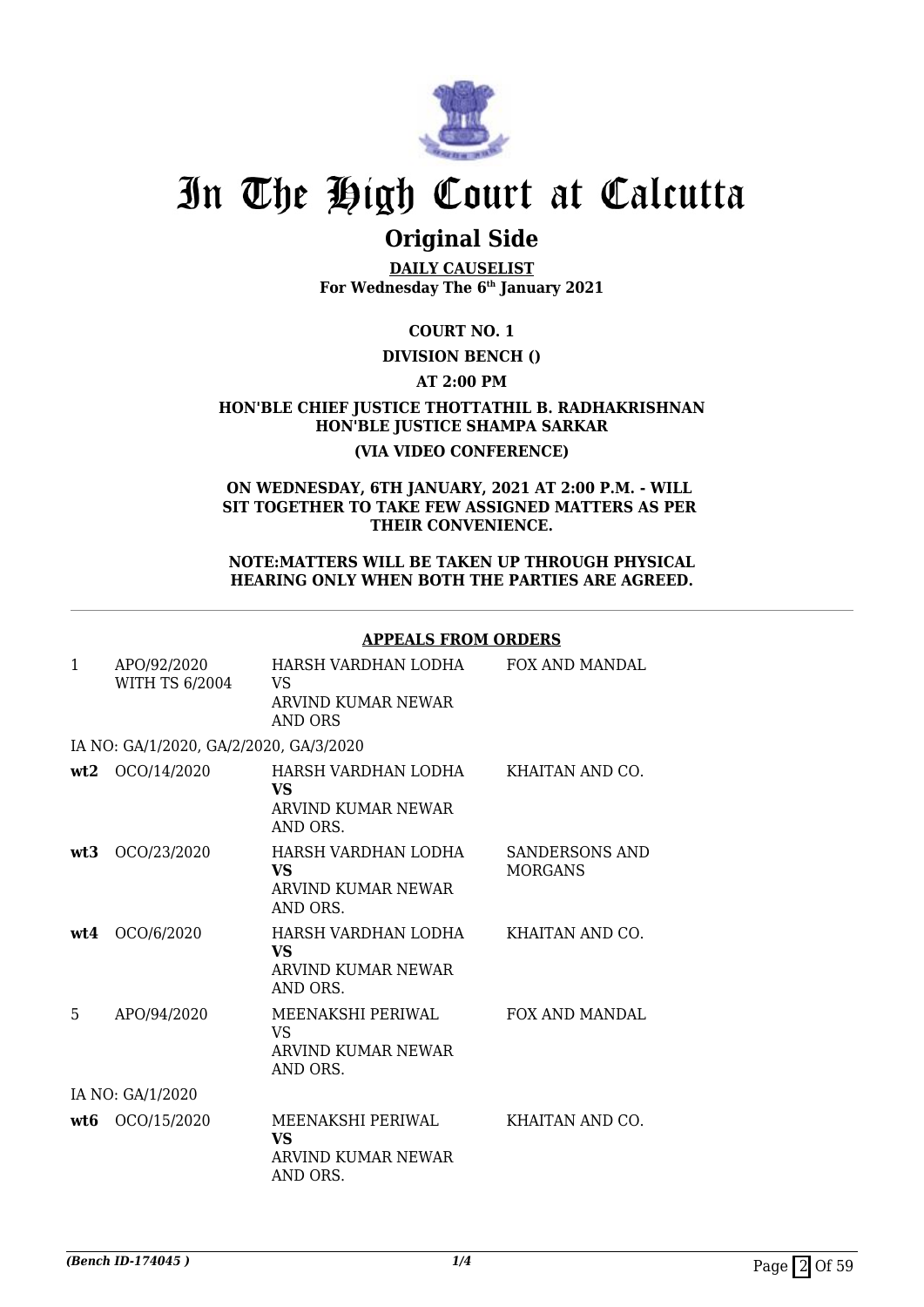# In The High Court at Calcutta

## Original Side

**DAILY CAUSELIST**
**For Wednesday The 6th January 2021**

**COURT NO. 1**

**DIVISION BENCH ()**

**AT 2:00 PM**

**HON'BLE CHIEF JUSTICE THOTTATHIL B. RADHAKRISHNAN**
**HON'BLE JUSTICE SHAMPA SARKAR**

**(VIA VIDEO CONFERENCE)**

**ON WEDNESDAY, 6TH JANUARY, 2021 AT 2:00 P.M. - WILL SIT TOGETHER TO TAKE FEW ASSIGNED MATTERS AS PER THEIR CONVENIENCE.**

**NOTE:MATTERS WILL BE TAKEN UP THROUGH PHYSICAL HEARING ONLY WHEN BOTH THE PARTIES ARE AGREED.**

---

**APPEALS FROM ORDERS**

| | | | |
|---|---|---|---|
| 1 | APO/92/2020 WITH TS 6/2004 | HARSH VARDHAN LODHA VS ARVIND KUMAR NEWAR AND ORS | FOX AND MANDAL |
| | IA NO: GA/1/2020, GA/2/2020, GA/3/2020 | | |
| **wt2** | OCO/14/2020 | HARSH VARDHAN LODHA **VS** ARVIND KUMAR NEWAR AND ORS. | KHAITAN AND CO. |
| **wt3** | OCO/23/2020 | HARSH VARDHAN LODHA **VS** ARVIND KUMAR NEWAR AND ORS. | SANDERSONS AND MORGANS |
| **wt4** | OCO/6/2020 | HARSH VARDHAN LODHA **VS** ARVIND KUMAR NEWAR AND ORS. | KHAITAN AND CO. |
| 5 | APO/94/2020 | MEENAKSHI PERIWAL VS ARVIND KUMAR NEWAR AND ORS. | FOX AND MANDAL |
| | IA NO: GA/1/2020 | | |
| **wt6** | OCO/15/2020 | MEENAKSHI PERIWAL **VS** ARVIND KUMAR NEWAR AND ORS. | KHAITAN AND CO. |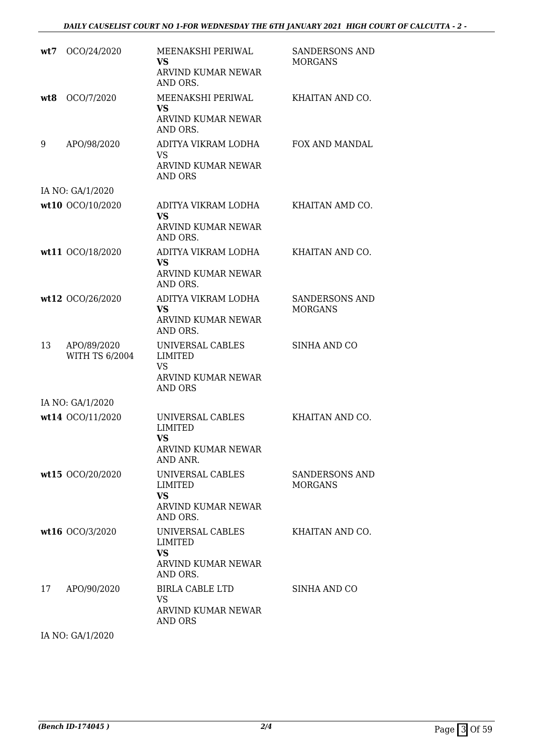| | | | |
|---|---|---|---|
| **wt7** | OCO/24/2020 | MEENAKSHI PERIWAL<br>**VS**<br>ARVIND KUMAR NEWAR AND ORS. | SANDERSONS AND MORGANS |
| **wt8** | OCO/7/2020 | MEENAKSHI PERIWAL<br>**VS**<br>ARVIND KUMAR NEWAR AND ORS. | KHAITAN AND CO. |
| 9 | APO/98/2020 | ADITYA VIKRAM LODHA<br>VS<br>ARVIND KUMAR NEWAR AND ORS | FOX AND MANDAL |
| IA NO: GA/1/2020 | | | |
| **wt10** | OCO/10/2020 | ADITYA VIKRAM LODHA<br>**VS**<br>ARVIND KUMAR NEWAR AND ORS. | KHAITAN AMD CO. |
| **wt11** | OCO/18/2020 | ADITYA VIKRAM LODHA<br>**VS**<br>ARVIND KUMAR NEWAR AND ORS. | KHAITAN AND CO. |
| **wt12** | OCO/26/2020 | ADITYA VIKRAM LODHA<br>**VS**<br>ARVIND KUMAR NEWAR AND ORS. | SANDERSONS AND MORGANS |
| 13 | APO/89/2020 WITH TS 6/2004 | UNIVERSAL CABLES LIMITED<br>VS<br>ARVIND KUMAR NEWAR AND ORS | SINHA AND CO |
| IA NO: GA/1/2020 | | | |
| **wt14** | OCO/11/2020 | UNIVERSAL CABLES LIMITED<br>**VS**<br>ARVIND KUMAR NEWAR AND ANR. | KHAITAN AND CO. |
| **wt15** | OCO/20/2020 | UNIVERSAL CABLES LIMITED<br>**VS**<br>ARVIND KUMAR NEWAR AND ORS. | SANDERSONS AND MORGANS |
| **wt16** | OCO/3/2020 | UNIVERSAL CABLES LIMITED<br>**VS**<br>ARVIND KUMAR NEWAR AND ORS. | KHAITAN AND CO. |
| 17 | APO/90/2020 | BIRLA CABLE LTD<br>VS<br>ARVIND KUMAR NEWAR AND ORS | SINHA AND CO |
| IA NO: GA/1/2020 | | | |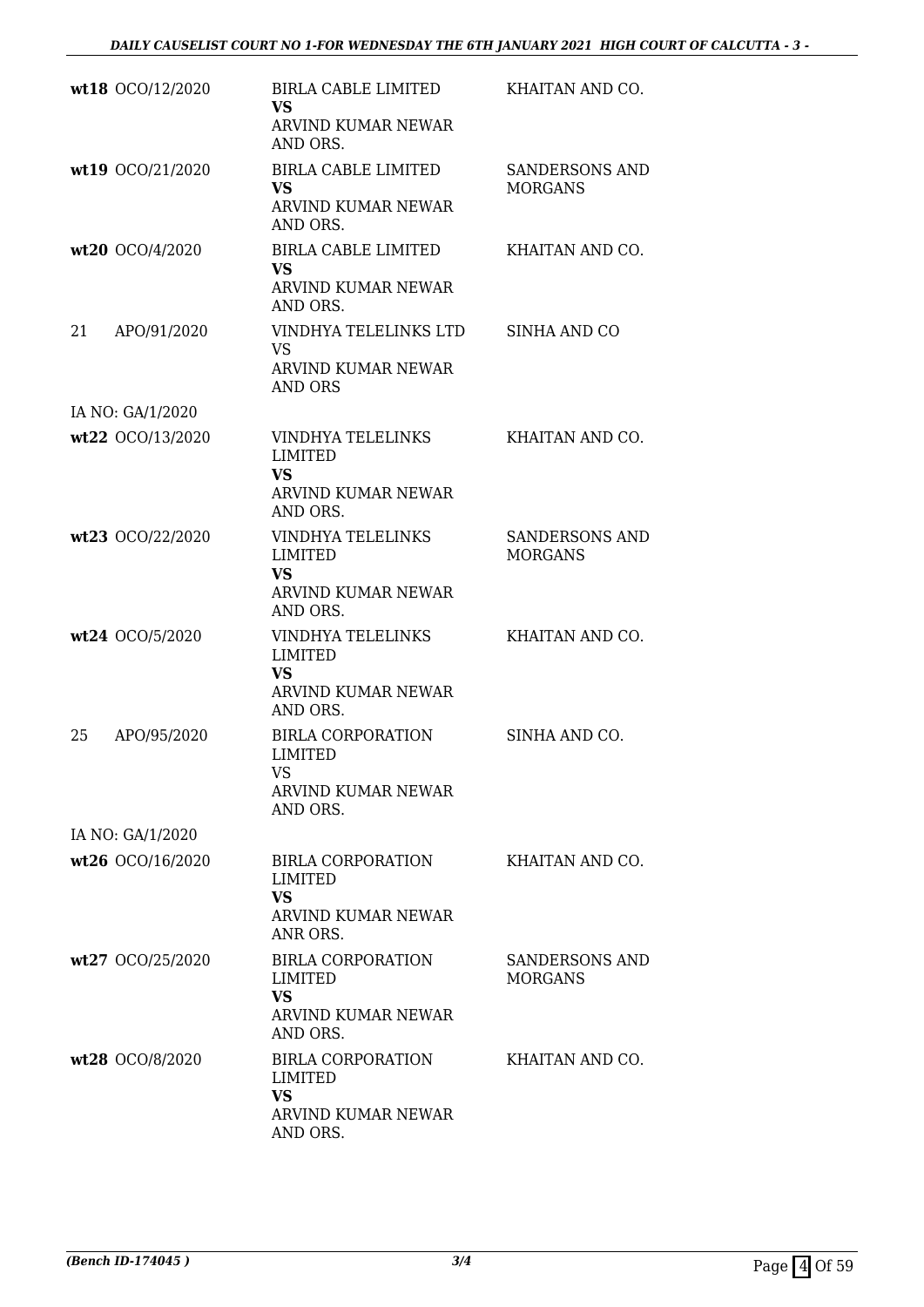| | | | |
|---|---|---|---|
| **wt18** OCO/12/2020 | BIRLA CABLE LIMITED **VS** ARVIND KUMAR NEWAR AND ORS. | KHAITAN AND CO. |
| **wt19** OCO/21/2020 | BIRLA CABLE LIMITED **VS** ARVIND KUMAR NEWAR AND ORS. | SANDERSONS AND MORGANS |
| **wt20** OCO/4/2020 | BIRLA CABLE LIMITED **VS** ARVIND KUMAR NEWAR AND ORS. | KHAITAN AND CO. |
| 21 APO/91/2020 | VINDHYA TELELINKS LTD VS ARVIND KUMAR NEWAR AND ORS | SINHA AND CO |
| IA NO: GA/1/2020 | | |
| **wt22** OCO/13/2020 | VINDHYA TELELINKS LIMITED **VS** ARVIND KUMAR NEWAR AND ORS. | KHAITAN AND CO. |
| **wt23** OCO/22/2020 | VINDHYA TELELINKS LIMITED **VS** ARVIND KUMAR NEWAR AND ORS. | SANDERSONS AND MORGANS |
| **wt24** OCO/5/2020 | VINDHYA TELELINKS LIMITED **VS** ARVIND KUMAR NEWAR AND ORS. | KHAITAN AND CO. |
| 25 APO/95/2020 | BIRLA CORPORATION LIMITED VS ARVIND KUMAR NEWAR AND ORS. | SINHA AND CO. |
| IA NO: GA/1/2020 | | |
| **wt26** OCO/16/2020 | BIRLA CORPORATION LIMITED **VS** ARVIND KUMAR NEWAR ANR ORS. | KHAITAN AND CO. |
| **wt27** OCO/25/2020 | BIRLA CORPORATION LIMITED **VS** ARVIND KUMAR NEWAR AND ORS. | SANDERSONS AND MORGANS |
| **wt28** OCO/8/2020 | BIRLA CORPORATION LIMITED **VS** ARVIND KUMAR NEWAR AND ORS. | KHAITAN AND CO. |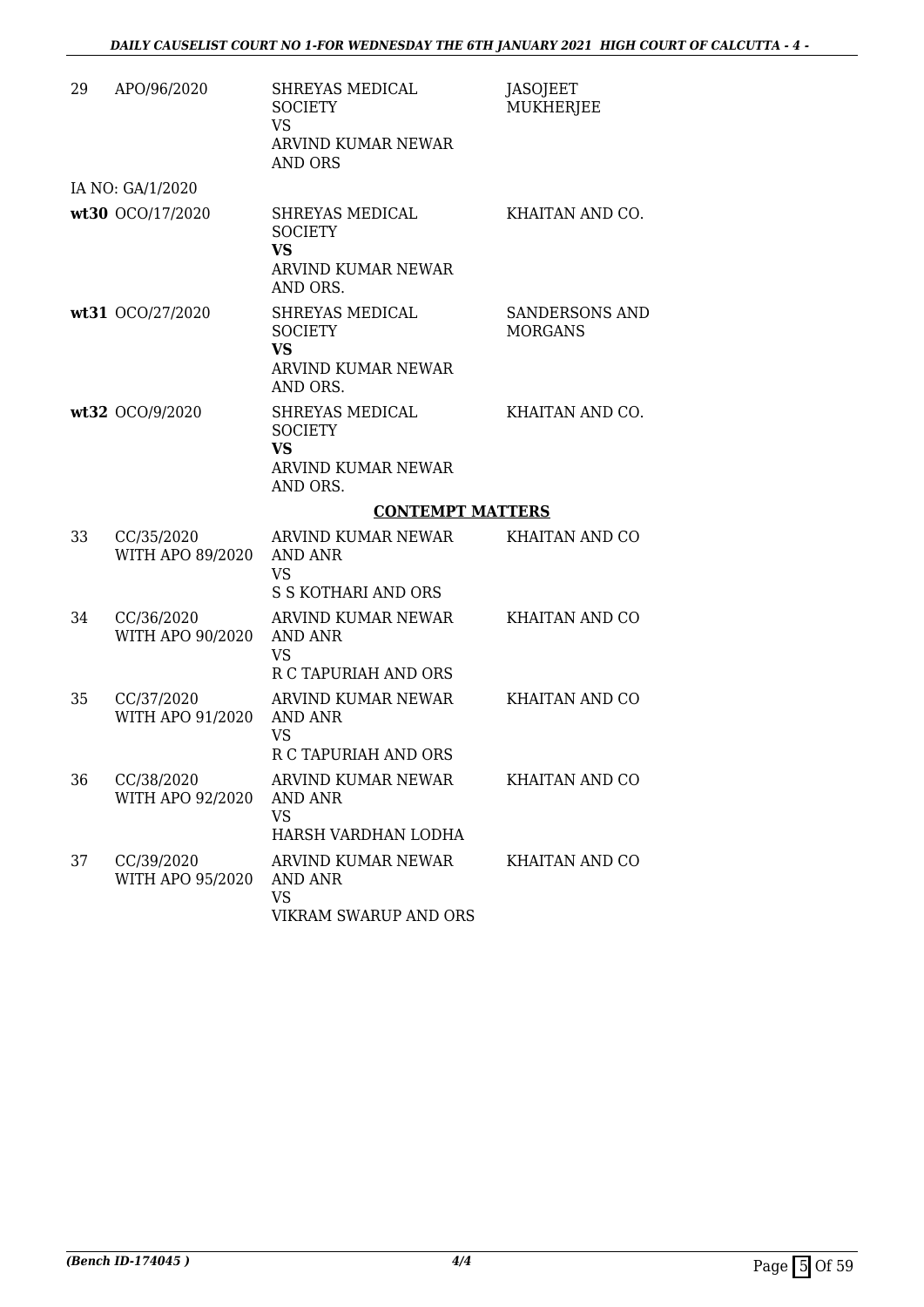| | | | |
|---|---|---|---|
| 29 | APO/96/2020 | SHREYAS MEDICAL SOCIETY<br>VS<br>ARVIND KUMAR NEWAR AND ORS | JASOJEET MUKHERJEE |
| | IA NO: GA/1/2020 | | |
| **wt30** | OCO/17/2020 | SHREYAS MEDICAL SOCIETY<br>**VS**<br>ARVIND KUMAR NEWAR AND ORS. | KHAITAN AND CO. |
| **wt31** | OCO/27/2020 | SHREYAS MEDICAL SOCIETY<br>**VS**<br>ARVIND KUMAR NEWAR AND ORS. | SANDERSONS AND MORGANS |
| **wt32** | OCO/9/2020 | SHREYAS MEDICAL SOCIETY<br>**VS**<br>ARVIND KUMAR NEWAR AND ORS. | KHAITAN AND CO. |

## CONTEMPT MATTERS

| | | | |
|---|---|---|---|
| 33 | CC/35/2020<br>WITH APO 89/2020 | ARVIND KUMAR NEWAR AND ANR<br>VS<br>S S KOTHARI AND ORS | KHAITAN AND CO |
| 34 | CC/36/2020<br>WITH APO 90/2020 | ARVIND KUMAR NEWAR AND ANR<br>VS<br>R C TAPURIAH AND ORS | KHAITAN AND CO |
| 35 | CC/37/2020<br>WITH APO 91/2020 | ARVIND KUMAR NEWAR AND ANR<br>VS<br>R C TAPURIAH AND ORS | KHAITAN AND CO |
| 36 | CC/38/2020<br>WITH APO 92/2020 | ARVIND KUMAR NEWAR AND ANR<br>VS<br>HARSH VARDHAN LODHA | KHAITAN AND CO |
| 37 | CC/39/2020<br>WITH APO 95/2020 | ARVIND KUMAR NEWAR AND ANR<br>VS<br>VIKRAM SWARUP AND ORS | KHAITAN AND CO |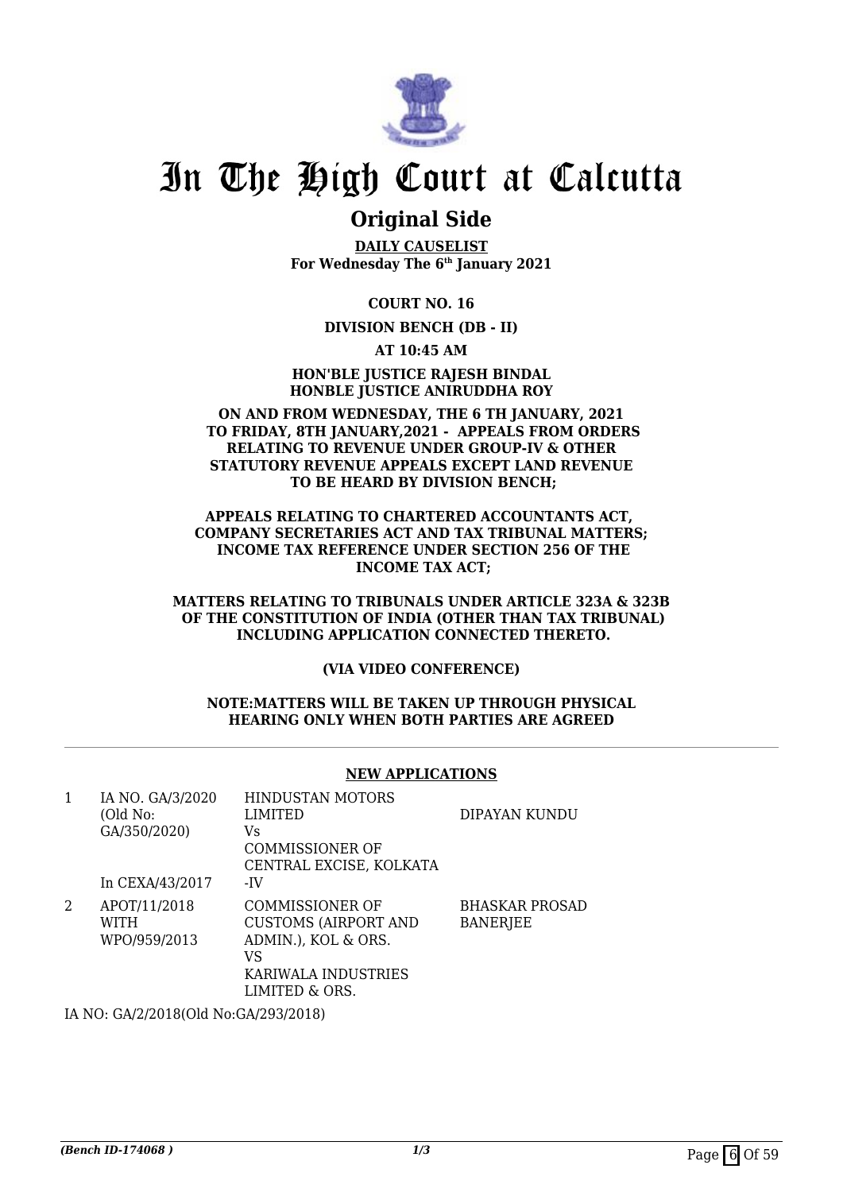# In The High Court at Calcutta

## Original Side

**DAILY CAUSELIST**
**For Wednesday The 6th January 2021**

**COURT NO. 16**

**DIVISION BENCH (DB - II)**

**AT 10:45 AM**

**HON'BLE JUSTICE RAJESH BINDAL**
**HONBLE JUSTICE ANIRUDDHA ROY**

**ON AND FROM WEDNESDAY, THE 6 TH JANUARY, 2021 TO FRIDAY, 8TH JANUARY,2021 - APPEALS FROM ORDERS RELATING TO REVENUE UNDER GROUP-IV & OTHER STATUTORY REVENUE APPEALS EXCEPT LAND REVENUE TO BE HEARD BY DIVISION BENCH;**

**APPEALS RELATING TO CHARTERED ACCOUNTANTS ACT, COMPANY SECRETARIES ACT AND TAX TRIBUNAL MATTERS; INCOME TAX REFERENCE UNDER SECTION 256 OF THE INCOME TAX ACT;**

**MATTERS RELATING TO TRIBUNALS UNDER ARTICLE 323A & 323B OF THE CONSTITUTION OF INDIA (OTHER THAN TAX TRIBUNAL) INCLUDING APPLICATION CONNECTED THERETO.**

**(VIA VIDEO CONFERENCE)**

**NOTE:MATTERS WILL BE TAKEN UP THROUGH PHYSICAL HEARING ONLY WHEN BOTH PARTIES ARE AGREED**

**NEW APPLICATIONS**

| | | | |
|---|---|---|---|
| 1 | IA NO. GA/3/2020 (Old No: GA/350/2020) In CEXA/43/2017 | HINDUSTAN MOTORS LIMITED Vs COMMISSIONER OF CENTRAL EXCISE, KOLKATA -IV | DIPAYAN KUNDU |
| 2 | APOT/11/2018 WITH WPO/959/2013 | COMMISSIONER OF CUSTOMS (AIRPORT AND ADMIN.), KOL & ORS. VS KARIWALA INDUSTRIES LIMITED & ORS. | BHASKAR PROSAD BANERJEE |

IA NO: GA/2/2018(Old No:GA/293/2018)

*(Bench ID-174068 )*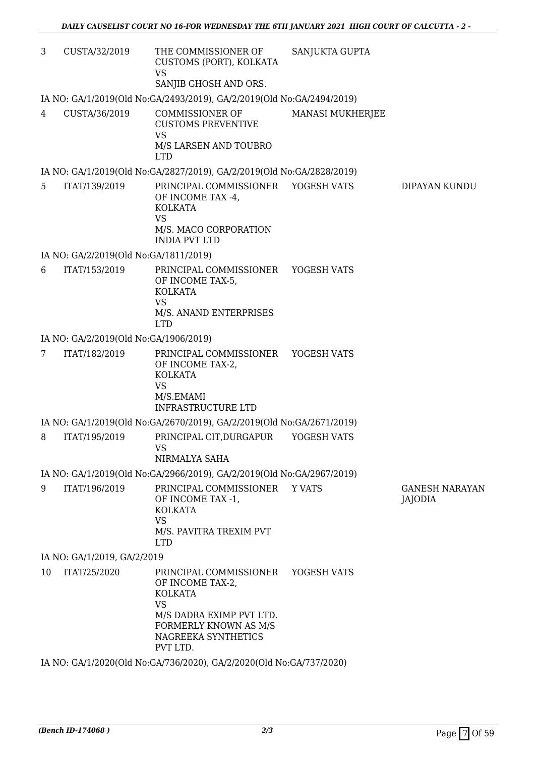| | | | | |
|---|---|---|---|---|
| 3 | CUSTA/32/2019 | THE COMMISSIONER OF CUSTOMS (PORT), KOLKATA<br>VS<br>SANJIB GHOSH AND ORS. | SANJUKTA GUPTA | |

IA NO: GA/1/2019(Old No:GA/2493/2019), GA/2/2019(Old No:GA/2494/2019)

| | | | | |
|---|---|---|---|---|
| 4 | CUSTA/36/2019 | COMMISSIONER OF CUSTOMS PREVENTIVE<br>VS<br>M/S LARSEN AND TOUBRO LTD | MANASI MUKHERJEE | |

IA NO: GA/1/2019(Old No:GA/2827/2019), GA/2/2019(Old No:GA/2828/2019)

| | | | | |
|---|---|---|---|---|
| 5 | ITAT/139/2019 | PRINCIPAL COMMISSIONER OF INCOME TAX -4, KOLKATA<br>VS<br>M/S. MACO CORPORATION INDIA PVT LTD | YOGESH VATS | DIPAYAN KUNDU |

IA NO: GA/2/2019(Old No:GA/1811/2019)

| | | | | |
|---|---|---|---|---|
| 6 | ITAT/153/2019 | PRINCIPAL COMMISSIONER OF INCOME TAX-5, KOLKATA<br>VS<br>M/S. ANAND ENTERPRISES LTD | YOGESH VATS | |

IA NO: GA/2/2019(Old No:GA/1906/2019)

| | | | | |
|---|---|---|---|---|
| 7 | ITAT/182/2019 | PRINCIPAL COMMISSIONER OF INCOME TAX-2, KOLKATA<br>VS<br>M/S.EMAMI INFRASTRUCTURE LTD | YOGESH VATS | |

IA NO: GA/1/2019(Old No:GA/2670/2019), GA/2/2019(Old No:GA/2671/2019)

| | | | | |
|---|---|---|---|---|
| 8 | ITAT/195/2019 | PRINCIPAL CIT,DURGAPUR<br>VS<br>NIRMALYA SAHA | YOGESH VATS | |

IA NO: GA/1/2019(Old No:GA/2966/2019), GA/2/2019(Old No:GA/2967/2019)

| | | | | |
|---|---|---|---|---|
| 9 | ITAT/196/2019 | PRINCIPAL COMMISSIONER OF INCOME TAX -1, KOLKATA<br>VS<br>M/S. PAVITRA TREXIM PVT LTD | Y VATS | GANESH NARAYAN JAJODIA |

IA NO: GA/1/2019, GA/2/2019

| | | | | |
|---|---|---|---|---|
| 10 | ITAT/25/2020 | PRINCIPAL COMMISSIONER OF INCOME TAX-2, KOLKATA<br>VS<br>M/S DADRA EXIMP PVT LTD. FORMERLY KNOWN AS M/S NAGREEKA SYNTHETICS PVT LTD. | YOGESH VATS | |

IA NO: GA/1/2020(Old No:GA/736/2020), GA/2/2020(Old No:GA/737/2020)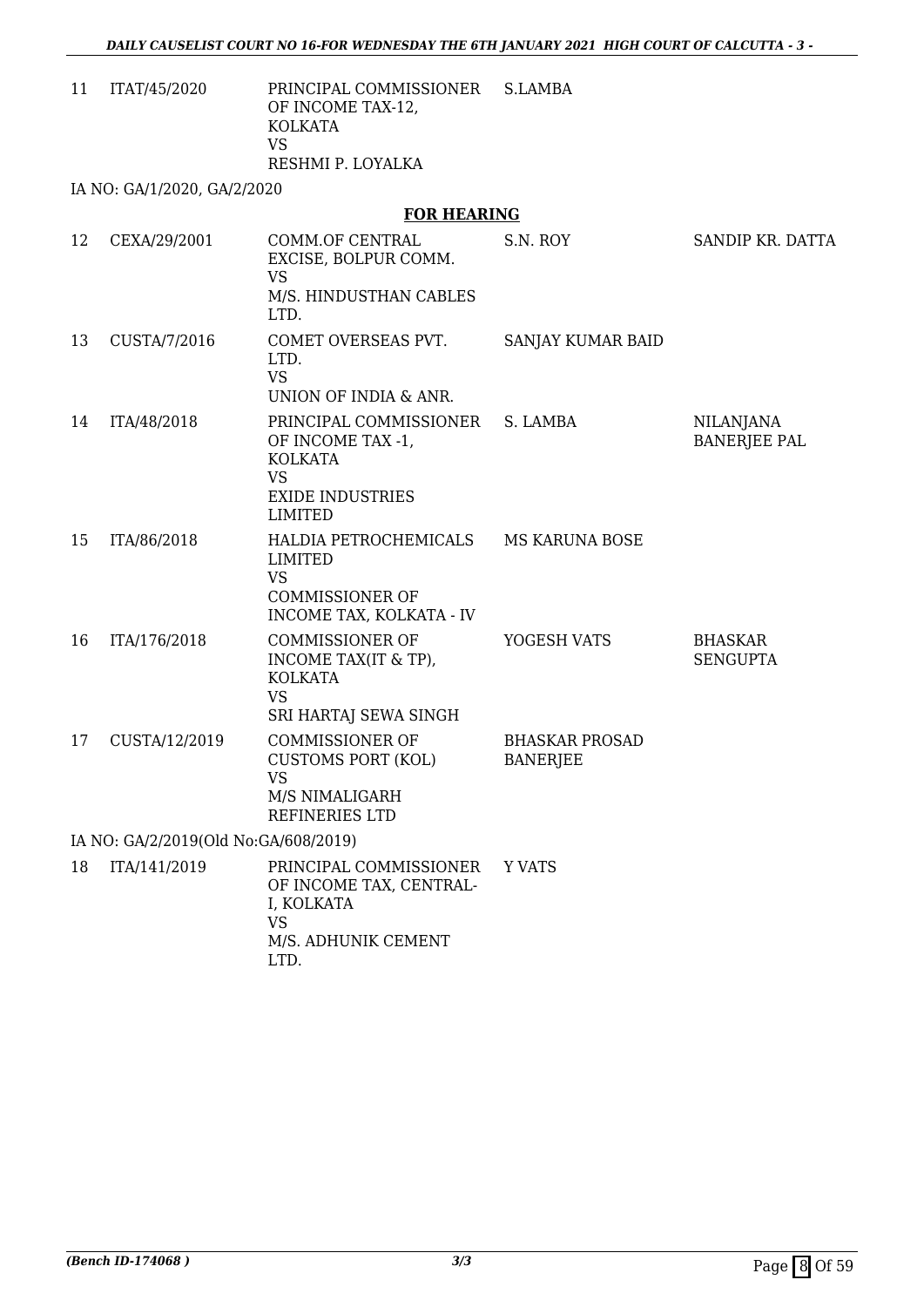| 11 | ITAT/45/2020 | PRINCIPAL COMMISSIONER OF INCOME TAX-12, KOLKATA VS RESHMI P. LOYALKA | S.LAMBA | |
|---|---|---|---|---|

IA NO: GA/1/2020, GA/2/2020

**FOR HEARING**

| 12 | CEXA/29/2001 | COMM.OF CENTRAL EXCISE, BOLPUR COMM. VS M/S. HINDUSTHAN CABLES LTD. | S.N. ROY | SANDIP KR. DATTA |
|---|---|---|---|---|
| 13 | CUSTA/7/2016 | COMET OVERSEAS PVT. LTD. VS UNION OF INDIA & ANR. | SANJAY KUMAR BAID | |
| 14 | ITA/48/2018 | PRINCIPAL COMMISSIONER OF INCOME TAX -1, KOLKATA VS EXIDE INDUSTRIES LIMITED | S. LAMBA | NILANJANA BANERJEE PAL |
| 15 | ITA/86/2018 | HALDIA PETROCHEMICALS LIMITED VS COMMISSIONER OF INCOME TAX, KOLKATA - IV | MS KARUNA BOSE | |
| 16 | ITA/176/2018 | COMMISSIONER OF INCOME TAX(IT & TP), KOLKATA VS SRI HARTAJ SEWA SINGH | YOGESH VATS | BHASKAR SENGUPTA |
| 17 | CUSTA/12/2019 | COMMISSIONER OF CUSTOMS PORT (KOL) VS M/S NIMALIGARH REFINERIES LTD | BHASKAR PROSAD BANERJEE | |

IA NO: GA/2/2019(Old No:GA/608/2019)

| 18 | ITA/141/2019 | PRINCIPAL COMMISSIONER OF INCOME TAX, CENTRAL-I, KOLKATA VS M/S. ADHUNIK CEMENT LTD. | Y VATS | |
|---|---|---|---|---|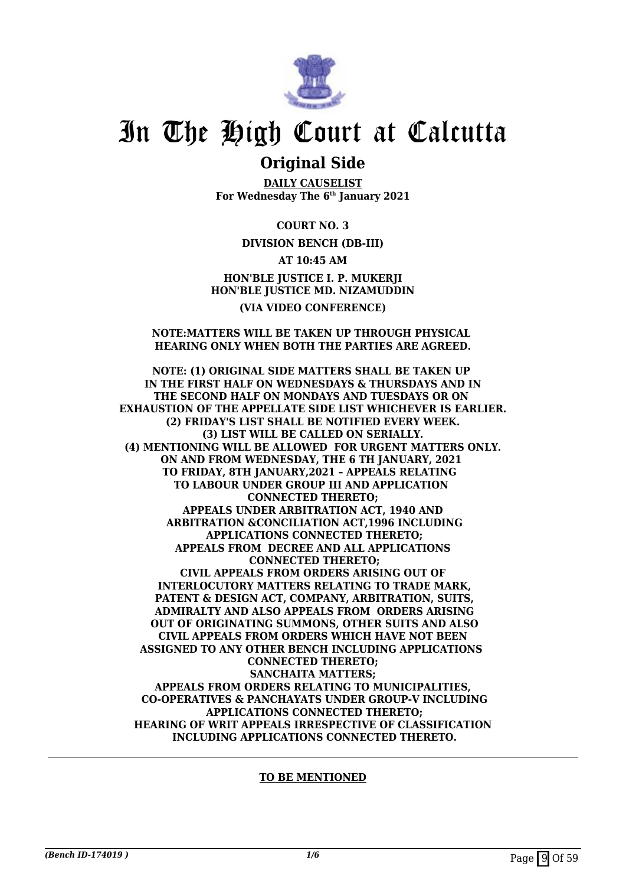# In The High Court at Calcutta

## Original Side

**DAILY CAUSELIST**
**For Wednesday The 6th January 2021**

**COURT NO. 3**

**DIVISION BENCH (DB-III)**

**AT 10:45 AM**

**HON'BLE JUSTICE I. P. MUKERJI**
**HON'BLE JUSTICE MD. NIZAMUDDIN**

**(VIA VIDEO CONFERENCE)**

**NOTE:MATTERS WILL BE TAKEN UP THROUGH PHYSICAL HEARING ONLY WHEN BOTH THE PARTIES ARE AGREED.**

**NOTE: (1) ORIGINAL SIDE MATTERS SHALL BE TAKEN UP IN THE FIRST HALF ON WEDNESDAYS & THURSDAYS AND IN THE SECOND HALF ON MONDAYS AND TUESDAYS OR ON EXHAUSTION OF THE APPELLATE SIDE LIST WHICHEVER IS EARLIER.**
**(2) FRIDAY'S LIST SHALL BE NOTIFIED EVERY WEEK.**
**(3) LIST WILL BE CALLED ON SERIALLY.**
**(4) MENTIONING WILL BE ALLOWED FOR URGENT MATTERS ONLY.**
**ON AND FROM WEDNESDAY, THE 6 TH JANUARY, 2021 TO FRIDAY, 8TH JANUARY,2021 – APPEALS RELATING TO LABOUR UNDER GROUP III AND APPLICATION CONNECTED THERETO;**
**APPEALS UNDER ARBITRATION ACT, 1940 AND ARBITRATION &CONCILIATION ACT,1996 INCLUDING APPLICATIONS CONNECTED THERETO;**
**APPEALS FROM DECREE AND ALL APPLICATIONS CONNECTED THERETO;**
**CIVIL APPEALS FROM ORDERS ARISING OUT OF INTERLOCUTORY MATTERS RELATING TO TRADE MARK, PATENT & DESIGN ACT, COMPANY, ARBITRATION, SUITS, ADMIRALTY AND ALSO APPEALS FROM ORDERS ARISING OUT OF ORIGINATING SUMMONS, OTHER SUITS AND ALSO CIVIL APPEALS FROM ORDERS WHICH HAVE NOT BEEN ASSIGNED TO ANY OTHER BENCH INCLUDING APPLICATIONS CONNECTED THERETO;**
**SANCHAITA MATTERS;**
**APPEALS FROM ORDERS RELATING TO MUNICIPALITIES, CO-OPERATIVES & PANCHAYATS UNDER GROUP-V INCLUDING APPLICATIONS CONNECTED THERETO;**
**HEARING OF WRIT APPEALS IRRESPECTIVE OF CLASSIFICATION INCLUDING APPLICATIONS CONNECTED THERETO.**

---

**TO BE MENTIONED**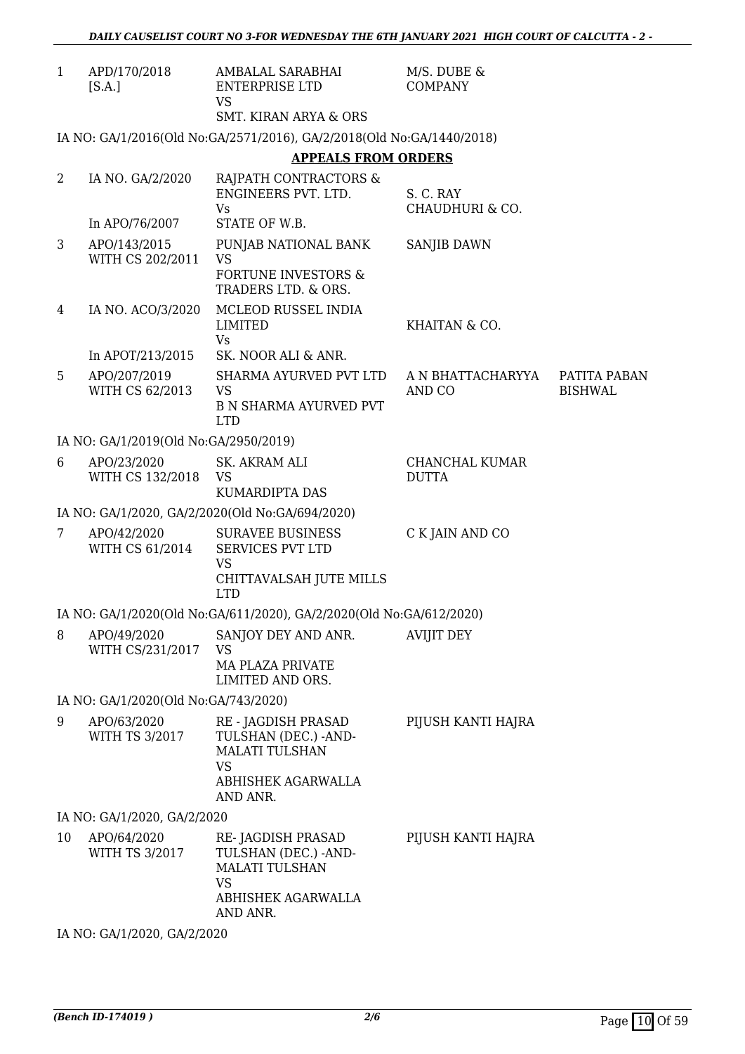| | | | | |
|---|---|---|---|---|
| 1 | APD/170/2018 [S.A.] | AMBALAL SARABHAI ENTERPRISE LTD VS SMT. KIRAN ARYA & ORS | M/S. DUBE & COMPANY | |

IA NO: GA/1/2016(Old No:GA/2571/2016), GA/2/2018(Old No:GA/1440/2018)

**APPEALS FROM ORDERS**

| | | | | |
|---|---|---|---|---|
| 2 | IA NO. GA/2/2020 In APO/76/2007 | RAJPATH CONTRACTORS & ENGINEERS PVT. LTD. Vs STATE OF W.B. | S. C. RAY CHAUDHURI & CO. | |
| 3 | APO/143/2015 WITH CS 202/2011 | PUNJAB NATIONAL BANK VS FORTUNE INVESTORS & TRADERS LTD. & ORS. | SANJIB DAWN | |
| 4 | IA NO. ACO/3/2020 In APOT/213/2015 | MCLEOD RUSSEL INDIA LIMITED Vs SK. NOOR ALI & ANR. | KHAITAN & CO. | |
| 5 | APO/207/2019 WITH CS 62/2013 | SHARMA AYURVED PVT LTD VS B N SHARMA AYURVED PVT LTD | A N BHATTACHARYYA AND CO | PATITA PABAN BISHWAL |

IA NO: GA/1/2019(Old No:GA/2950/2019)

| | | | | |
|---|---|---|---|---|
| 6 | APO/23/2020 WITH CS 132/2018 | SK. AKRAM ALI VS KUMARDIPTA DAS | CHANCHAL KUMAR DUTTA | |

IA NO: GA/1/2020, GA/2/2020(Old No:GA/694/2020)

| | | | | |
|---|---|---|---|---|
| 7 | APO/42/2020 WITH CS 61/2014 | SURAVEE BUSINESS SERVICES PVT LTD VS CHITTAVALSAH JUTE MILLS LTD | C K JAIN AND CO | |

IA NO: GA/1/2020(Old No:GA/611/2020), GA/2/2020(Old No:GA/612/2020)

| | | | | |
|---|---|---|---|---|
| 8 | APO/49/2020 WITH CS/231/2017 | SANJOY DEY AND ANR. VS MA PLAZA PRIVATE LIMITED AND ORS. | AVIJIT DEY | |

IA NO: GA/1/2020(Old No:GA/743/2020)

| | | | | |
|---|---|---|---|---|
| 9 | APO/63/2020 WITH TS 3/2017 | RE - JAGDISH PRASAD TULSHAN (DEC.) -AND- MALATI TULSHAN VS ABHISHEK AGARWALLA AND ANR. | PIJUSH KANTI HAJRA | |

IA NO: GA/1/2020, GA/2/2020

| | | | | |
|---|---|---|---|---|
| 10 | APO/64/2020 WITH TS 3/2017 | RE- JAGDISH PRASAD TULSHAN (DEC.) -AND- MALATI TULSHAN VS ABHISHEK AGARWALLA AND ANR. | PIJUSH KANTI HAJRA | |

IA NO: GA/1/2020, GA/2/2020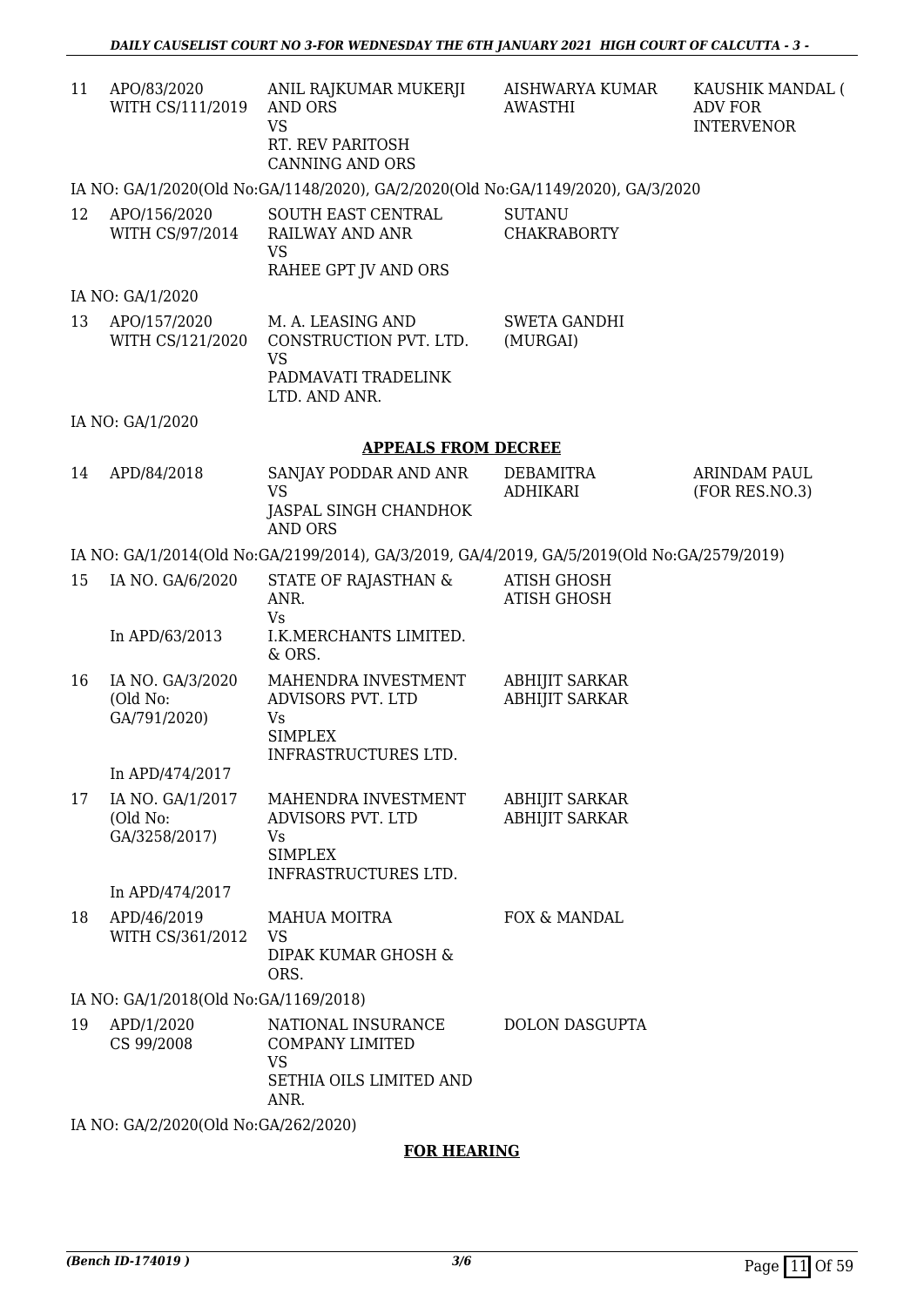| | | | | |
|---|---|---|---|---|
| 11 | APO/83/2020 WITH CS/111/2019 | ANIL RAJKUMAR MUKERJI AND ORS VS RT. REV PARITOSH CANNING AND ORS | AISHWARYA KUMAR AWASTHI | KAUSHIK MANDAL ( ADV FOR INTERVENOR |

IA NO: GA/1/2020(Old No:GA/1148/2020), GA/2/2020(Old No:GA/1149/2020), GA/3/2020

| | | | |
|---|---|---|---|
| 12 | APO/156/2020 WITH CS/97/2014 | SOUTH EAST CENTRAL RAILWAY AND ANR VS RAHEE GPT JV AND ORS | SUTANU CHAKRABORTY |

IA NO: GA/1/2020

| | | | |
|---|---|---|---|
| 13 | APO/157/2020 WITH CS/121/2020 | M. A. LEASING AND CONSTRUCTION PVT. LTD. VS PADMAVATI TRADELINK LTD. AND ANR. | SWETA GANDHI (MURGAI) |

IA NO: GA/1/2020

**APPEALS FROM DECREE**

| | | | | |
|---|---|---|---|---|
| 14 | APD/84/2018 | SANJAY PODDAR AND ANR VS JASPAL SINGH CHANDHOK AND ORS | DEBAMITRA ADHIKARI | ARINDAM PAUL (FOR RES.NO.3) |

IA NO: GA/1/2014(Old No:GA/2199/2014), GA/3/2019, GA/4/2019, GA/5/2019(Old No:GA/2579/2019)

| | | | |
|---|---|---|---|
| 15 | IA NO. GA/6/2020 In APD/63/2013 | STATE OF RAJASTHAN & ANR. Vs I.K.MERCHANTS LIMITED. & ORS. | ATISH GHOSH ATISH GHOSH |
| 16 | IA NO. GA/3/2020 (Old No: GA/791/2020) In APD/474/2017 | MAHENDRA INVESTMENT ADVISORS PVT. LTD Vs SIMPLEX INFRASTRUCTURES LTD. | ABHIJIT SARKAR ABHIJIT SARKAR |
| 17 | IA NO. GA/1/2017 (Old No: GA/3258/2017) In APD/474/2017 | MAHENDRA INVESTMENT ADVISORS PVT. LTD Vs SIMPLEX INFRASTRUCTURES LTD. | ABHIJIT SARKAR ABHIJIT SARKAR |
| 18 | APD/46/2019 WITH CS/361/2012 | MAHUA MOITRA VS DIPAK KUMAR GHOSH & ORS. | FOX & MANDAL |

IA NO: GA/1/2018(Old No:GA/1169/2018)

| | | | |
|---|---|---|---|
| 19 | APD/1/2020 CS 99/2008 | NATIONAL INSURANCE COMPANY LIMITED VS SETHIA OILS LIMITED AND ANR. | DOLON DASGUPTA |

IA NO: GA/2/2020(Old No:GA/262/2020)

**FOR HEARING**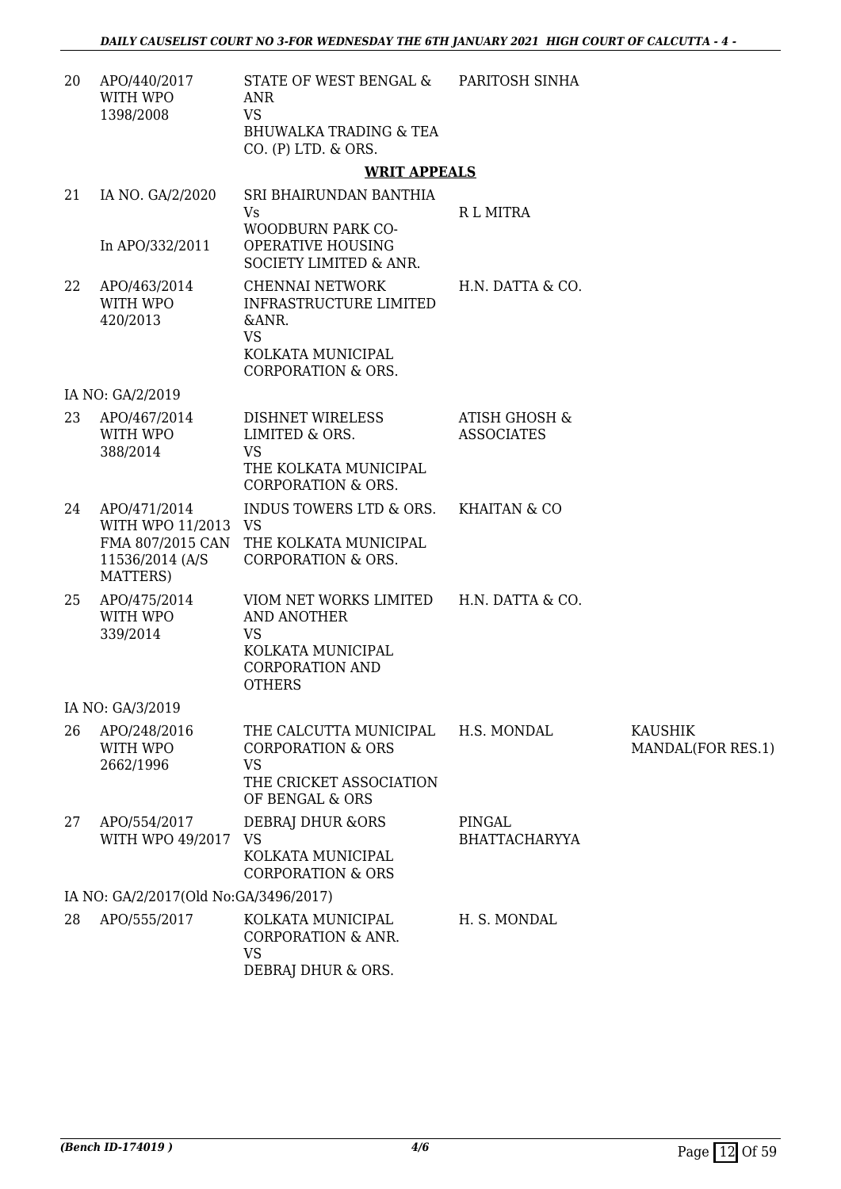| | | | | |
|---|---|---|---|---|
| 20 | APO/440/2017 WITH WPO 1398/2008 | STATE OF WEST BENGAL & ANR VS BHUWALKA TRADING & TEA CO. (P) LTD. & ORS. | PARITOSH SINHA | |

**WRIT APPEALS**

| | | | | |
|---|---|---|---|---|
| 21 | IA NO. GA/2/2020 In APO/332/2011 | SRI BHAIRUNDAN BANTHIA Vs WOODBURN PARK CO-OPERATIVE HOUSING SOCIETY LIMITED & ANR. | R L MITRA | |
| 22 | APO/463/2014 WITH WPO 420/2013 | CHENNAI NETWORK INFRASTRUCTURE LIMITED &ANR. VS KOLKATA MUNICIPAL CORPORATION & ORS. | H.N. DATTA & CO. | |
| | IA NO: GA/2/2019 | | | |
| 23 | APO/467/2014 WITH WPO 388/2014 | DISHNET WIRELESS LIMITED & ORS. VS THE KOLKATA MUNICIPAL CORPORATION & ORS. | ATISH GHOSH & ASSOCIATES | |
| 24 | APO/471/2014 WITH WPO 11/2013 FMA 807/2015 CAN 11536/2014 (A/S MATTERS) | INDUS TOWERS LTD & ORS. VS THE KOLKATA MUNICIPAL CORPORATION & ORS. | KHAITAN & CO | |
| 25 | APO/475/2014 WITH WPO 339/2014 | VIOM NET WORKS LIMITED AND ANOTHER VS KOLKATA MUNICIPAL CORPORATION AND OTHERS | H.N. DATTA & CO. | |
| | IA NO: GA/3/2019 | | | |
| 26 | APO/248/2016 WITH WPO 2662/1996 | THE CALCUTTA MUNICIPAL CORPORATION & ORS VS THE CRICKET ASSOCIATION OF BENGAL & ORS | H.S. MONDAL | KAUSHIK MANDAL(FOR RES.1) |
| 27 | APO/554/2017 WITH WPO 49/2017 | DEBRAJ DHUR &ORS VS KOLKATA MUNICIPAL CORPORATION & ORS | PINGAL BHATTACHARYYA | |
| | IA NO: GA/2/2017(Old No:GA/3496/2017) | | | |
| 28 | APO/555/2017 | KOLKATA MUNICIPAL CORPORATION & ANR. VS DEBRAJ DHUR & ORS. | H. S. MONDAL | |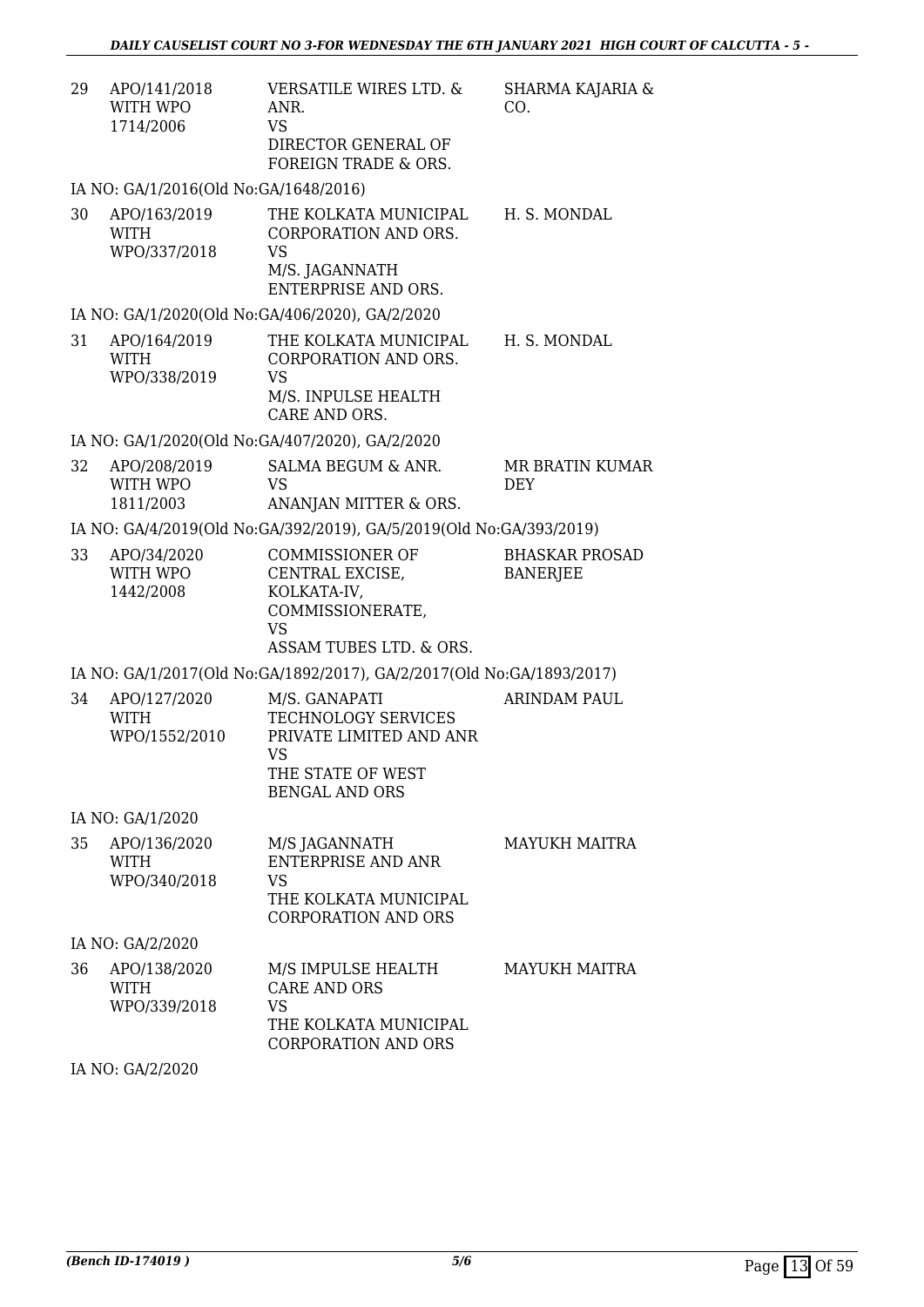| | | | |
|---|---|---|---|
| 29 | APO/141/2018 WITH WPO 1714/2006 | VERSATILE WIRES LTD. & ANR. VS DIRECTOR GENERAL OF FOREIGN TRADE & ORS. | SHARMA KAJARIA & CO. |

IA NO: GA/1/2016(Old No:GA/1648/2016)

| | | | |
|---|---|---|---|
| 30 | APO/163/2019 WITH WPO/337/2018 | THE KOLKATA MUNICIPAL CORPORATION AND ORS. VS M/S. JAGANNATH ENTERPRISE AND ORS. | H. S. MONDAL |

IA NO: GA/1/2020(Old No:GA/406/2020), GA/2/2020

| | | | |
|---|---|---|---|
| 31 | APO/164/2019 WITH WPO/338/2019 | THE KOLKATA MUNICIPAL CORPORATION AND ORS. VS M/S. INPULSE HEALTH CARE AND ORS. | H. S. MONDAL |

IA NO: GA/1/2020(Old No:GA/407/2020), GA/2/2020

| | | | |
|---|---|---|---|
| 32 | APO/208/2019 WITH WPO 1811/2003 | SALMA BEGUM & ANR. VS ANANJAN MITTER & ORS. | MR BRATIN KUMAR DEY |

IA NO: GA/4/2019(Old No:GA/392/2019), GA/5/2019(Old No:GA/393/2019)

| | | | |
|---|---|---|---|
| 33 | APO/34/2020 WITH WPO 1442/2008 | COMMISSIONER OF CENTRAL EXCISE, KOLKATA-IV, COMMISSIONERATE, VS ASSAM TUBES LTD. & ORS. | BHASKAR PROSAD BANERJEE |

IA NO: GA/1/2017(Old No:GA/1892/2017), GA/2/2017(Old No:GA/1893/2017)

| | | | |
|---|---|---|---|
| 34 | APO/127/2020 WITH WPO/1552/2010 | M/S. GANAPATI TECHNOLOGY SERVICES PRIVATE LIMITED AND ANR VS THE STATE OF WEST BENGAL AND ORS | ARINDAM PAUL |

IA NO: GA/1/2020

| | | | |
|---|---|---|---|
| 35 | APO/136/2020 WITH WPO/340/2018 | M/S JAGANNATH ENTERPRISE AND ANR VS THE KOLKATA MUNICIPAL CORPORATION AND ORS | MAYUKH MAITRA |

IA NO: GA/2/2020

| | | | |
|---|---|---|---|
| 36 | APO/138/2020 WITH WPO/339/2018 | M/S IMPULSE HEALTH CARE AND ORS VS THE KOLKATA MUNICIPAL CORPORATION AND ORS | MAYUKH MAITRA |

IA NO: GA/2/2020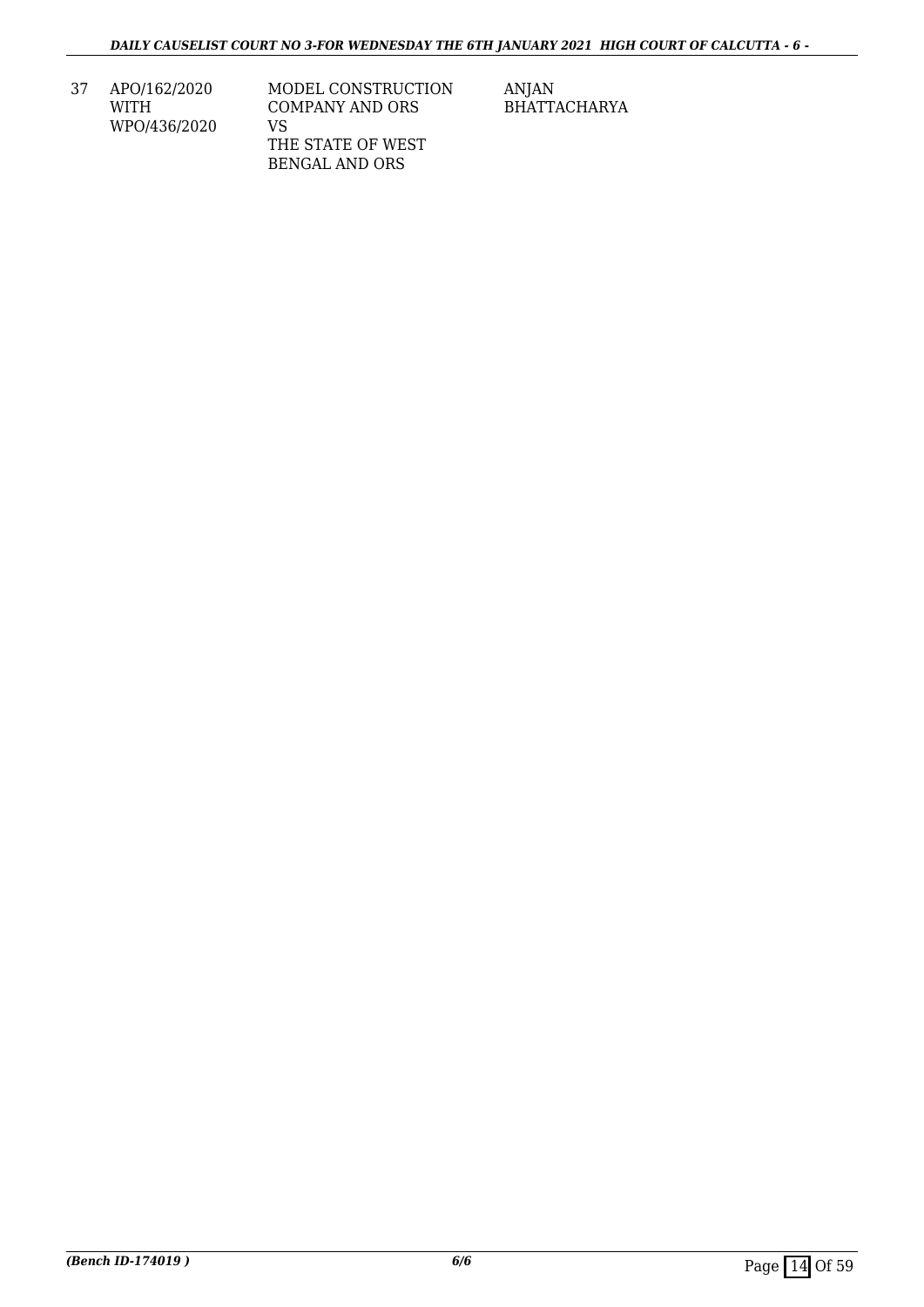| 37 | APO/162/2020<br>WITH<br>WPO/436/2020 | MODEL CONSTRUCTION COMPANY AND ORS<br>VS<br>THE STATE OF WEST BENGAL AND ORS | ANJAN BHATTACHARYA |
|---|---|---|---|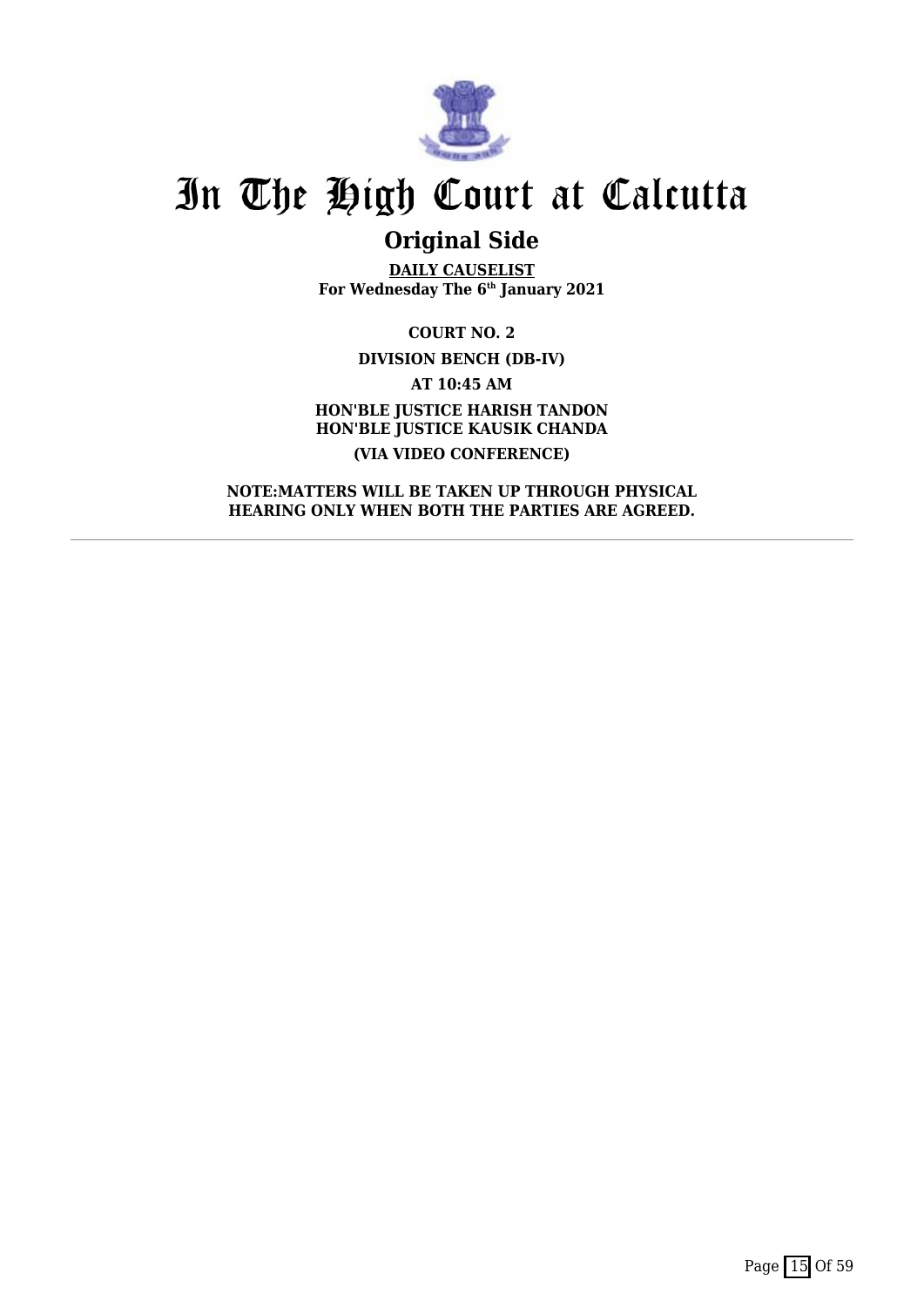# In The High Court at Calcutta

## Original Side

**DAILY CAUSELIST**
**For Wednesday The 6th January 2021**

**COURT NO. 2**

**DIVISION BENCH (DB-IV)**

**AT 10:45 AM**

**HON'BLE JUSTICE HARISH TANDON**
**HON'BLE JUSTICE KAUSIK CHANDA**

**(VIA VIDEO CONFERENCE)**

**NOTE:MATTERS WILL BE TAKEN UP THROUGH PHYSICAL HEARING ONLY WHEN BOTH THE PARTIES ARE AGREED.**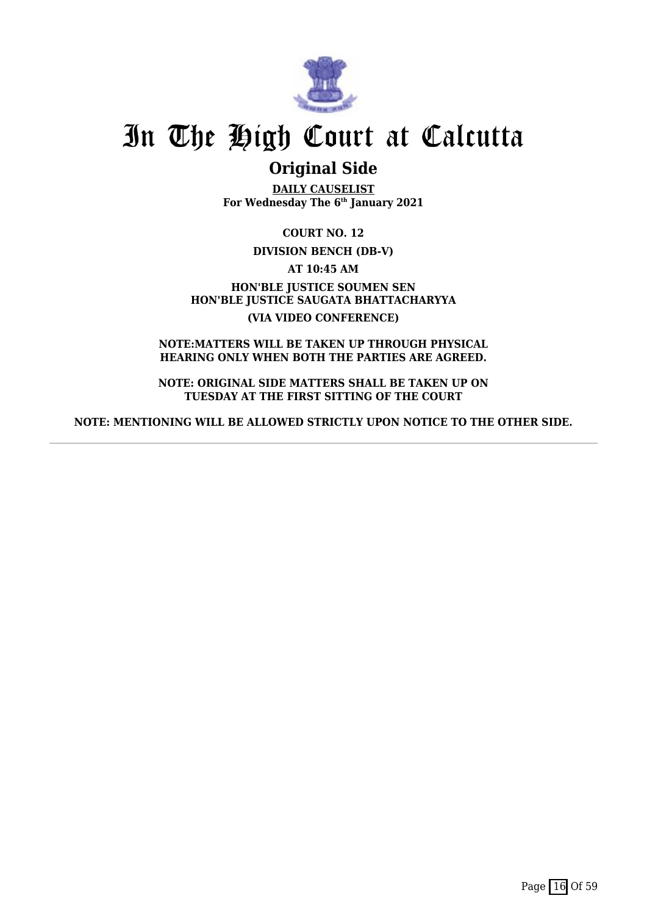# In The High Court at Calcutta

## Original Side

**DAILY CAUSELIST**
**For Wednesday The 6th January 2021**

**COURT NO. 12**

**DIVISION BENCH (DB-V)**

**AT 10:45 AM**

**HON'BLE JUSTICE SOUMEN SEN**
**HON'BLE JUSTICE SAUGATA BHATTACHARYYA**

**(VIA VIDEO CONFERENCE)**

**NOTE:MATTERS WILL BE TAKEN UP THROUGH PHYSICAL HEARING ONLY WHEN BOTH THE PARTIES ARE AGREED.**

**NOTE: ORIGINAL SIDE MATTERS SHALL BE TAKEN UP ON TUESDAY AT THE FIRST SITTING OF THE COURT**

**NOTE: MENTIONING WILL BE ALLOWED STRICTLY UPON NOTICE TO THE OTHER SIDE.**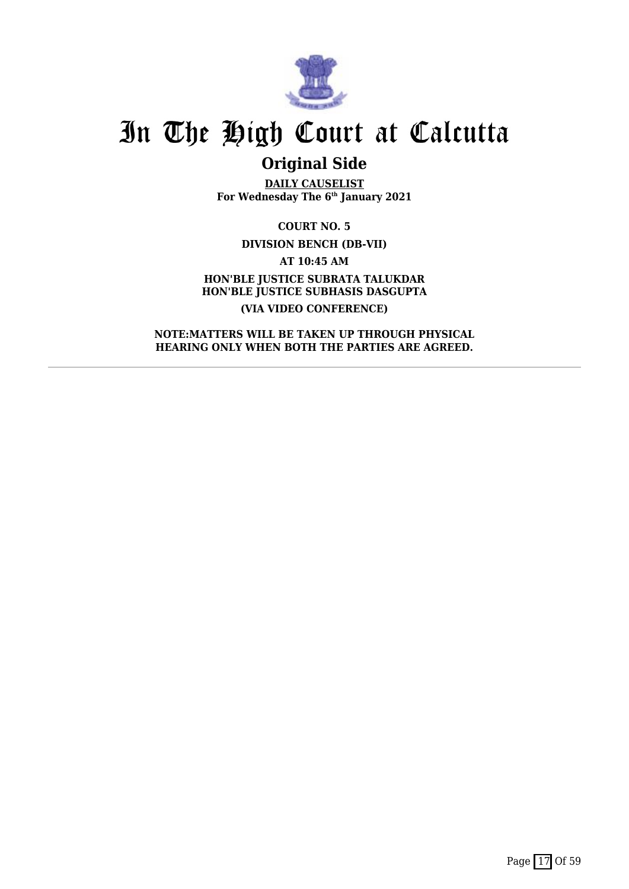# In The High Court at Calcutta

## Original Side

**DAILY CAUSELIST**
**For Wednesday The 6th January 2021**

**COURT NO. 5**

**DIVISION BENCH (DB-VII)**

**AT 10:45 AM**

**HON'BLE JUSTICE SUBRATA TALUKDAR**
**HON'BLE JUSTICE SUBHASIS DASGUPTA**

**(VIA VIDEO CONFERENCE)**

**NOTE:MATTERS WILL BE TAKEN UP THROUGH PHYSICAL HEARING ONLY WHEN BOTH THE PARTIES ARE AGREED.**

---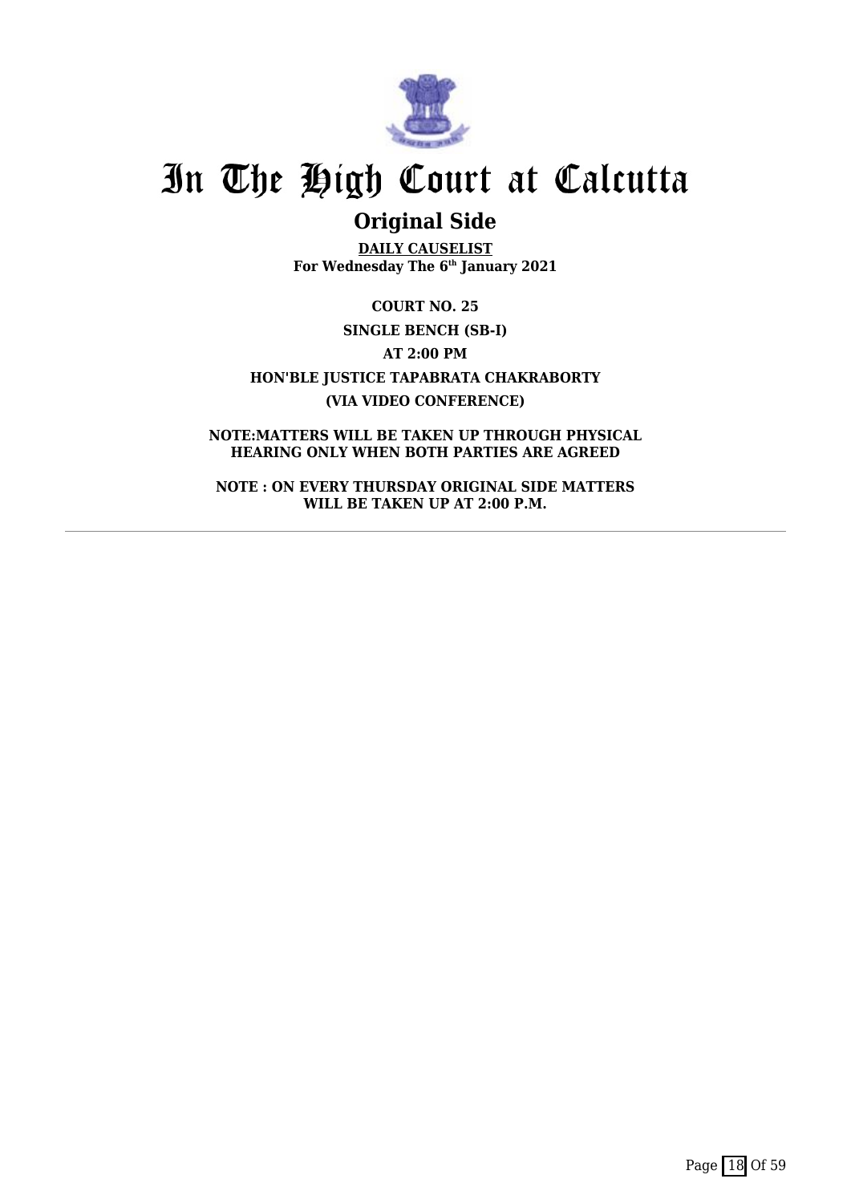# In The High Court at Calcutta

## Original Side

**DAILY CAUSELIST**
**For Wednesday The 6th January 2021**

**COURT NO. 25**

**SINGLE BENCH (SB-I)**

**AT 2:00 PM**

**HON'BLE JUSTICE TAPABRATA CHAKRABORTY**

**(VIA VIDEO CONFERENCE)**

**NOTE:MATTERS WILL BE TAKEN UP THROUGH PHYSICAL HEARING ONLY WHEN BOTH PARTIES ARE AGREED**

**NOTE : ON EVERY THURSDAY ORIGINAL SIDE MATTERS WILL BE TAKEN UP AT 2:00 P.M.**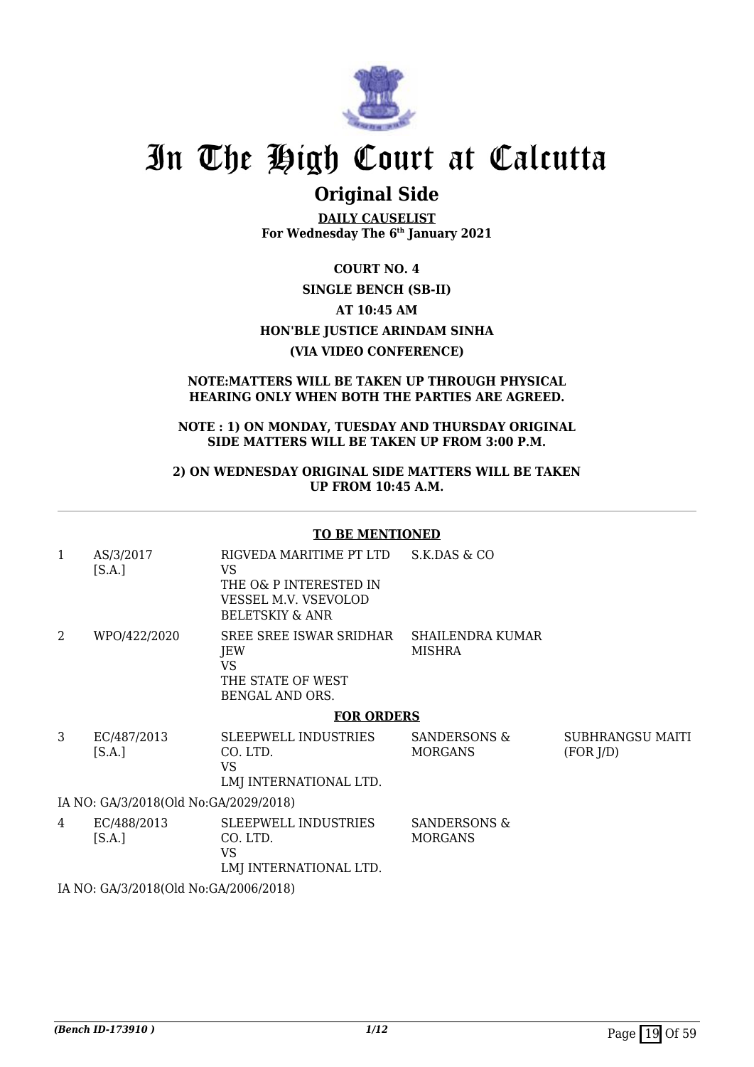# In The High Court at Calcutta

## Original Side

**DAILY CAUSELIST**
**For Wednesday The 6th January 2021**

**COURT NO. 4**

**SINGLE BENCH (SB-II)**

**AT 10:45 AM**

**HON'BLE JUSTICE ARINDAM SINHA**

**(VIA VIDEO CONFERENCE)**

**NOTE:MATTERS WILL BE TAKEN UP THROUGH PHYSICAL HEARING ONLY WHEN BOTH THE PARTIES ARE AGREED.**

**NOTE : 1) ON MONDAY, TUESDAY AND THURSDAY ORIGINAL SIDE MATTERS WILL BE TAKEN UP FROM 3:00 P.M.**

**2) ON WEDNESDAY ORIGINAL SIDE MATTERS WILL BE TAKEN UP FROM 10:45 A.M.**

**TO BE MENTIONED**

| | | | | |
|---|---|---|---|---|
| 1 | AS/3/2017 [S.A.] | RIGVEDA MARITIME PT LTD VS THE O& P INTERESTED IN VESSEL M.V. VSEVOLOD BELETSKIY & ANR | S.K.DAS & CO | |
| 2 | WPO/422/2020 | SREE SREE ISWAR SRIDHAR JEW VS THE STATE OF WEST BENGAL AND ORS. | SHAILENDRA KUMAR MISHRA | |

**FOR ORDERS**

| | | | | |
|---|---|---|---|---|
| 3 | EC/487/2013 [S.A.] | SLEEPWELL INDUSTRIES CO. LTD. VS LMJ INTERNATIONAL LTD. | SANDERSONS & MORGANS | SUBHRANGSU MAITI (FOR J/D) |

IA NO: GA/3/2018(Old No:GA/2029/2018)

| | | | | |
|---|---|---|---|---|
| 4 | EC/488/2013 [S.A.] | SLEEPWELL INDUSTRIES CO. LTD. VS LMJ INTERNATIONAL LTD. | SANDERSONS & MORGANS | |

IA NO: GA/3/2018(Old No:GA/2006/2018)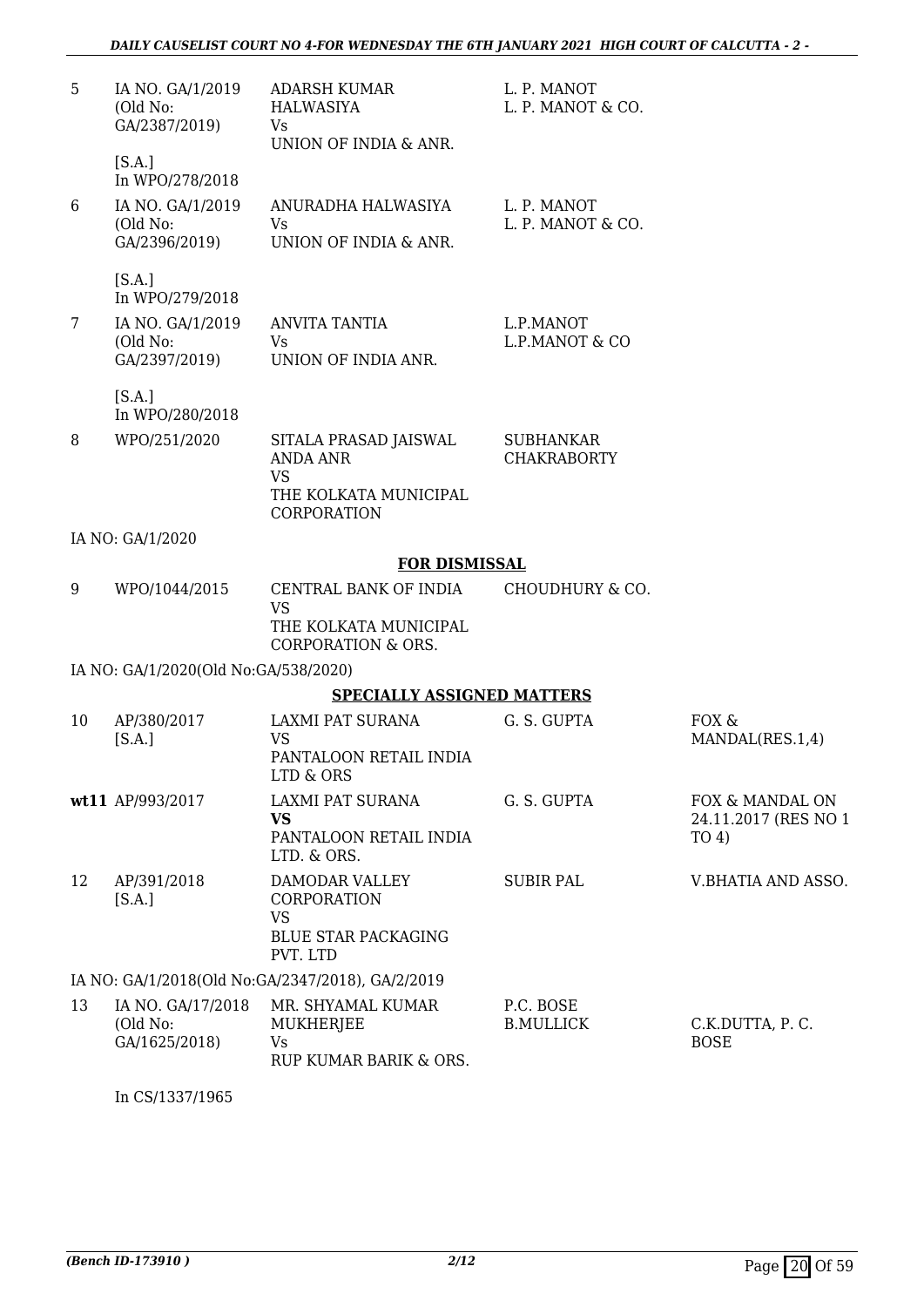| | | | | |
|---|---|---|---|---|
| 5 | IA NO. GA/1/2019 (Old No: GA/2387/2019) [S.A.] In WPO/278/2018 | ADARSH KUMAR HALWASIYA Vs UNION OF INDIA & ANR. | L. P. MANOT L. P. MANOT & CO. | |
| 6 | IA NO. GA/1/2019 (Old No: GA/2396/2019) [S.A.] In WPO/279/2018 | ANURADHA HALWASIYA Vs UNION OF INDIA & ANR. | L. P. MANOT L. P. MANOT & CO. | |
| 7 | IA NO. GA/1/2019 (Old No: GA/2397/2019) [S.A.] In WPO/280/2018 | ANVITA TANTIA Vs UNION OF INDIA ANR. | L.P.MANOT L.P.MANOT & CO | |
| 8 | WPO/251/2020 | SITALA PRASAD JAISWAL ANDA ANR VS THE KOLKATA MUNICIPAL CORPORATION | SUBHANKAR CHAKRABORTY | |

IA NO: GA/1/2020

**FOR DISMISSAL**

| | | | | |
|---|---|---|---|---|
| 9 | WPO/1044/2015 | CENTRAL BANK OF INDIA VS THE KOLKATA MUNICIPAL CORPORATION & ORS. | CHOUDHURY & CO. | |

IA NO: GA/1/2020(Old No:GA/538/2020)

**SPECIALLY ASSIGNED MATTERS**

| | | | | |
|---|---|---|---|---|
| 10 | AP/380/2017 [S.A.] | LAXMI PAT SURANA VS PANTALOON RETAIL INDIA LTD & ORS | G. S. GUPTA | FOX & MANDAL(RES.1,4) |
| **wt**11 | AP/993/2017 | LAXMI PAT SURANA **VS** PANTALOON RETAIL INDIA LTD. & ORS. | G. S. GUPTA | FOX & MANDAL ON 24.11.2017 (RES NO 1 TO 4) |
| 12 | AP/391/2018 [S.A.] | DAMODAR VALLEY CORPORATION VS BLUE STAR PACKAGING PVT. LTD | SUBIR PAL | V.BHATIA AND ASSO. |

IA NO: GA/1/2018(Old No:GA/2347/2018), GA/2/2019

| | | | | |
|---|---|---|---|---|
| 13 | IA NO. GA/17/2018 (Old No: GA/1625/2018) In CS/1337/1965 | MR. SHYAMAL KUMAR MUKHERJEE Vs RUP KUMAR BARIK & ORS. | P.C. BOSE B.MULLICK | C.K.DUTTA, P. C. BOSE |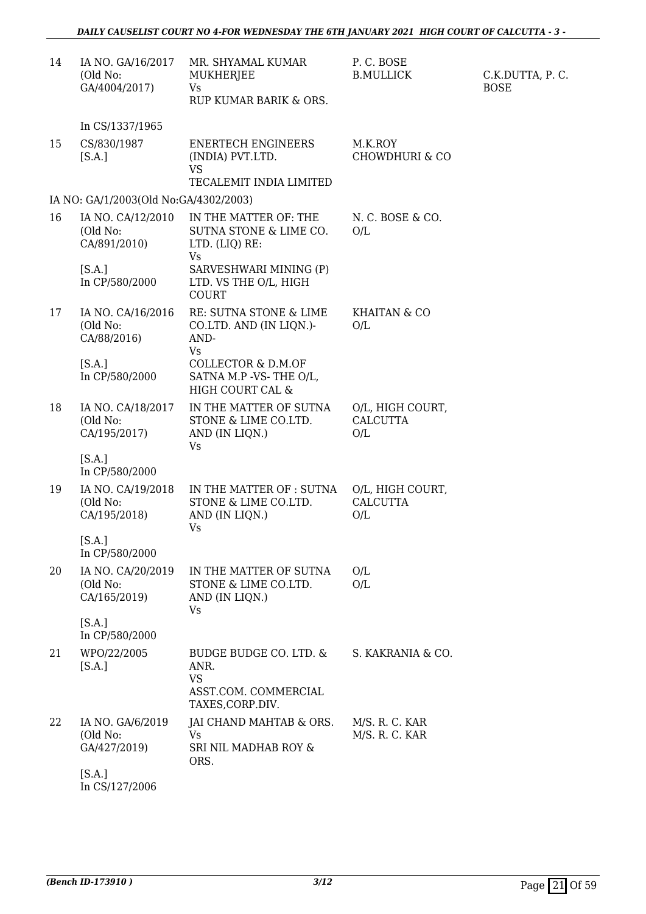| | | | | |
|---|---|---|---|---|
| 14 | IA NO. GA/16/2017 (Old No: GA/4004/2017) | MR. SHYAMAL KUMAR MUKHERJEE Vs RUP KUMAR BARIK & ORS. | P. C. BOSE B.MULLICK | C.K.DUTTA, P. C. BOSE |
| | In CS/1337/1965 | | | |
| 15 | CS/830/1987 [S.A.] | ENERTECH ENGINEERS (INDIA) PVT.LTD. VS TECALEMIT INDIA LIMITED | M.K.ROY CHOWDHURI & CO | |
| | IA NO: GA/1/2003(Old No:GA/4302/2003) | | | |
| 16 | IA NO. CA/12/2010 (Old No: CA/891/2010) [S.A.] In CP/580/2000 | IN THE MATTER OF: THE SUTNA STONE & LIME CO. LTD. (LIQ) RE: Vs SARVESHWARI MINING (P) LTD. VS THE O/L, HIGH COURT | N. C. BOSE & CO. O/L | |
| 17 | IA NO. CA/16/2016 (Old No: CA/88/2016) [S.A.] In CP/580/2000 | RE: SUTNA STONE & LIME CO.LTD. AND (IN LIQN.)- AND- Vs COLLECTOR & D.M.OF SATNA M.P -VS- THE O/L, HIGH COURT CAL & | KHAITAN & CO O/L | |
| 18 | IA NO. CA/18/2017 (Old No: CA/195/2017) [S.A.] In CP/580/2000 | IN THE MATTER OF SUTNA STONE & LIME CO.LTD. AND (IN LIQN.) Vs | O/L, HIGH COURT, CALCUTTA O/L | |
| 19 | IA NO. CA/19/2018 (Old No: CA/195/2018) [S.A.] In CP/580/2000 | IN THE MATTER OF : SUTNA STONE & LIME CO.LTD. AND (IN LIQN.) Vs | O/L, HIGH COURT, CALCUTTA O/L | |
| 20 | IA NO. CA/20/2019 (Old No: CA/165/2019) [S.A.] In CP/580/2000 | IN THE MATTER OF SUTNA STONE & LIME CO.LTD. AND (IN LIQN.) Vs | O/L O/L | |
| 21 | WPO/22/2005 [S.A.] | BUDGE BUDGE CO. LTD. & ANR. VS ASST.COM. COMMERCIAL TAXES,CORP.DIV. | S. KAKRANIA & CO. | |
| 22 | IA NO. GA/6/2019 (Old No: GA/427/2019) [S.A.] In CS/127/2006 | JAI CHAND MAHTAB & ORS. Vs SRI NIL MADHAB ROY & ORS. | M/S. R. C. KAR M/S. R. C. KAR | |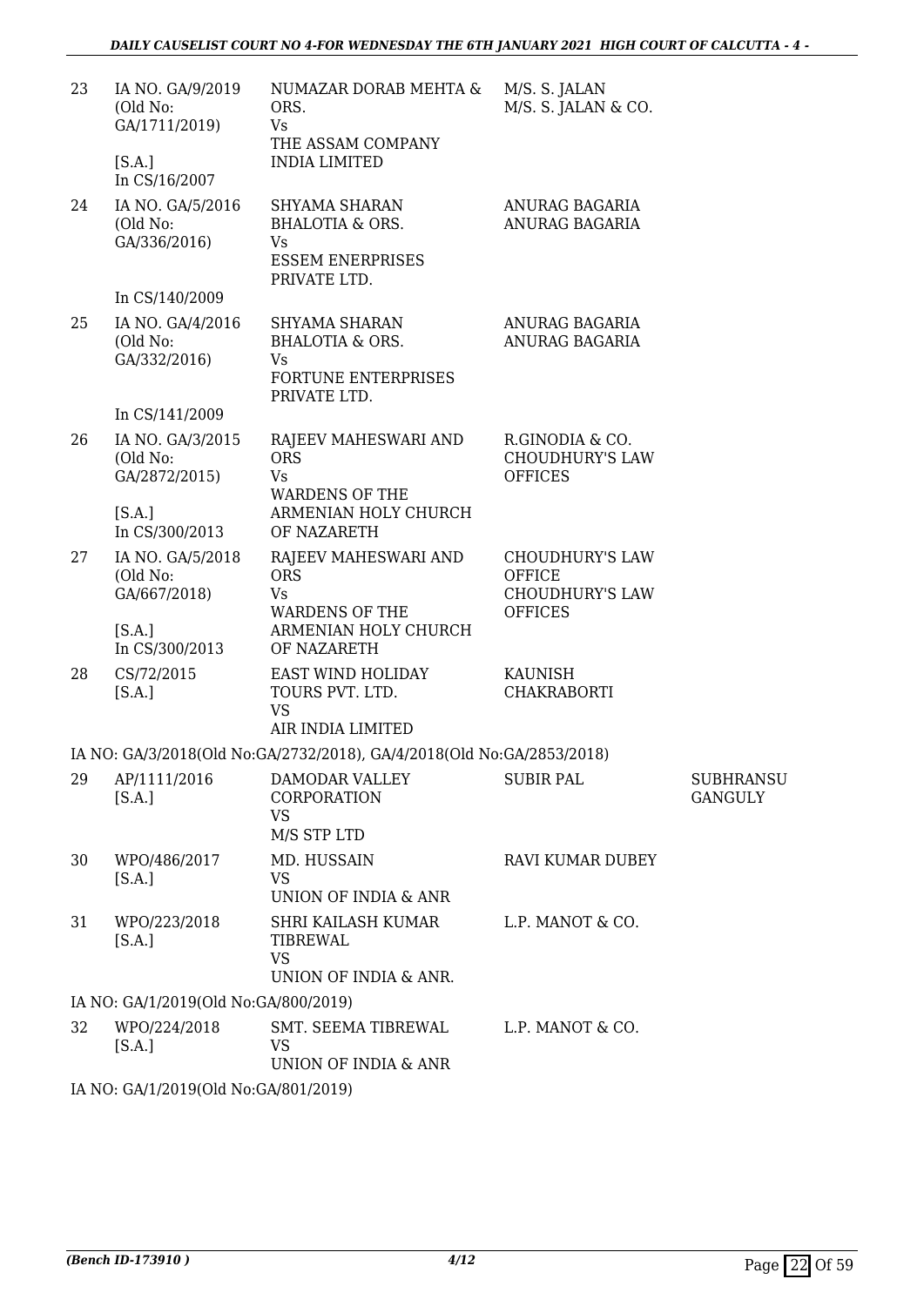| | | | | |
|---|---|---|---|---|
| 23 | IA NO. GA/9/2019 (Old No: GA/1711/2019) [S.A.] In CS/16/2007 | NUMAZAR DORAB MEHTA & ORS. Vs THE ASSAM COMPANY INDIA LIMITED | M/S. S. JALAN M/S. S. JALAN & CO. | |
| 24 | IA NO. GA/5/2016 (Old No: GA/336/2016) In CS/140/2009 | SHYAMA SHARAN BHALOTIA & ORS. Vs ESSEM ENERPRISES PRIVATE LTD. | ANURAG BAGARIA ANURAG BAGARIA | |
| 25 | IA NO. GA/4/2016 (Old No: GA/332/2016) In CS/141/2009 | SHYAMA SHARAN BHALOTIA & ORS. Vs FORTUNE ENTERPRISES PRIVATE LTD. | ANURAG BAGARIA ANURAG BAGARIA | |
| 26 | IA NO. GA/3/2015 (Old No: GA/2872/2015) [S.A.] In CS/300/2013 | RAJEEV MAHESWARI AND ORS Vs WARDENS OF THE ARMENIAN HOLY CHURCH OF NAZARETH | R.GINODIA & CO. CHOUDHURY'S LAW OFFICES | |
| 27 | IA NO. GA/5/2018 (Old No: GA/667/2018) [S.A.] In CS/300/2013 | RAJEEV MAHESWARI AND ORS Vs WARDENS OF THE ARMENIAN HOLY CHURCH OF NAZARETH | CHOUDHURY'S LAW OFFICE CHOUDHURY'S LAW OFFICES | |
| 28 | CS/72/2015 [S.A.] | EAST WIND HOLIDAY TOURS PVT. LTD. VS AIR INDIA LIMITED | KAUNISH CHAKRABORTI | |

IA NO: GA/3/2018(Old No:GA/2732/2018), GA/4/2018(Old No:GA/2853/2018)

| | | | | |
|---|---|---|---|---|
| 29 | AP/1111/2016 [S.A.] | DAMODAR VALLEY CORPORATION VS M/S STP LTD | SUBIR PAL | SUBHRANSU GANGULY |
| 30 | WPO/486/2017 [S.A.] | MD. HUSSAIN VS UNION OF INDIA & ANR | RAVI KUMAR DUBEY | |
| 31 | WPO/223/2018 [S.A.] | SHRI KAILASH KUMAR TIBREWAL VS UNION OF INDIA & ANR. | L.P. MANOT & CO. | |

IA NO: GA/1/2019(Old No:GA/800/2019)

| | | | | |
|---|---|---|---|---|
| 32 | WPO/224/2018 [S.A.] | SMT. SEEMA TIBREWAL VS UNION OF INDIA & ANR | L.P. MANOT & CO. | |

IA NO: GA/1/2019(Old No:GA/801/2019)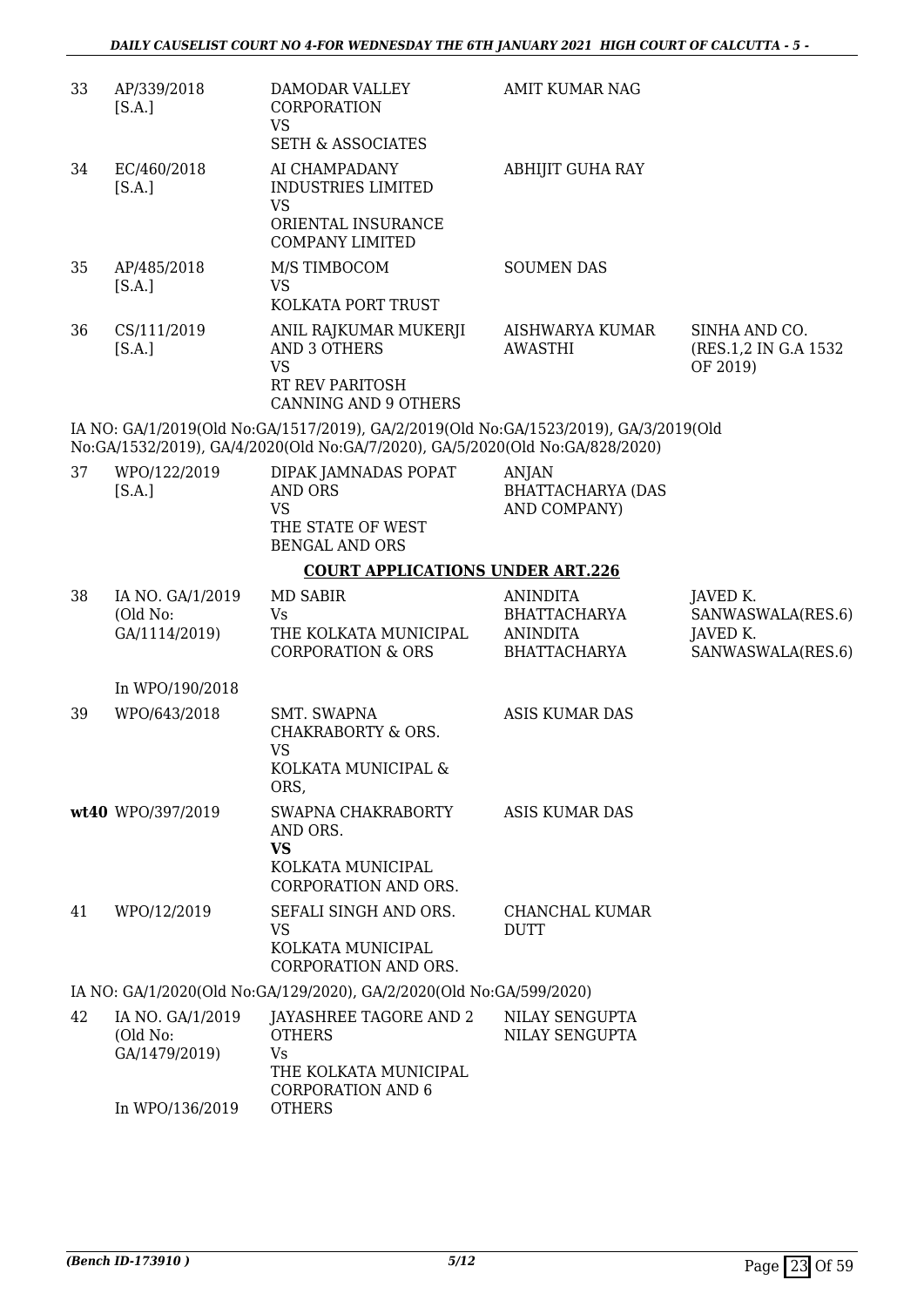| | | | | |
|---|---|---|---|---|
| 33 | AP/339/2018 [S.A.] | DAMODAR VALLEY CORPORATION VS SETH & ASSOCIATES | AMIT KUMAR NAG | |
| 34 | EC/460/2018 [S.A.] | AI CHAMPADANY INDUSTRIES LIMITED VS ORIENTAL INSURANCE COMPANY LIMITED | ABHIJIT GUHA RAY | |
| 35 | AP/485/2018 [S.A.] | M/S TIMBOCOM VS KOLKATA PORT TRUST | SOUMEN DAS | |
| 36 | CS/111/2019 [S.A.] | ANIL RAJKUMAR MUKERJI AND 3 OTHERS VS RT REV PARITOSH CANNING AND 9 OTHERS | AISHWARYA KUMAR AWASTHI | SINHA AND CO. (RES.1,2 IN G.A 1532 OF 2019) |

IA NO: GA/1/2019(Old No:GA/1517/2019), GA/2/2019(Old No:GA/1523/2019), GA/3/2019(Old No:GA/1532/2019), GA/4/2020(Old No:GA/7/2020), GA/5/2020(Old No:GA/828/2020)

| | | | | |
|---|---|---|---|---|
| 37 | WPO/122/2019 [S.A.] | DIPAK JAMNADAS POPAT AND ORS VS THE STATE OF WEST BENGAL AND ORS | ANJAN BHATTACHARYA (DAS AND COMPANY) | |

**COURT APPLICATIONS UNDER ART.226**

| | | | | |
|---|---|---|---|---|
| 38 | IA NO. GA/1/2019 (Old No: GA/1114/2019) In WPO/190/2018 | MD SABIR Vs THE KOLKATA MUNICIPAL CORPORATION & ORS | ANINDITA BHATTACHARYA ANINDITA BHATTACHARYA | JAVED K. SANWASWALA(RES.6) JAVED K. SANWASWALA(RES.6) |
| 39 | WPO/643/2018 | SMT. SWAPNA CHAKRABORTY & ORS. VS KOLKATA MUNICIPAL & ORS, | ASIS KUMAR DAS | |
| wt40 | WPO/397/2019 | SWAPNA CHAKRABORTY AND ORS. **VS** KOLKATA MUNICIPAL CORPORATION AND ORS. | ASIS KUMAR DAS | |
| 41 | WPO/12/2019 | SEFALI SINGH AND ORS. VS KOLKATA MUNICIPAL CORPORATION AND ORS. | CHANCHAL KUMAR DUTT | |

IA NO: GA/1/2020(Old No:GA/129/2020), GA/2/2020(Old No:GA/599/2020)

| | | | | |
|---|---|---|---|---|
| 42 | IA NO. GA/1/2019 (Old No: GA/1479/2019) In WPO/136/2019 | JAYASHREE TAGORE AND 2 OTHERS Vs THE KOLKATA MUNICIPAL CORPORATION AND 6 OTHERS | NILAY SENGUPTA NILAY SENGUPTA | |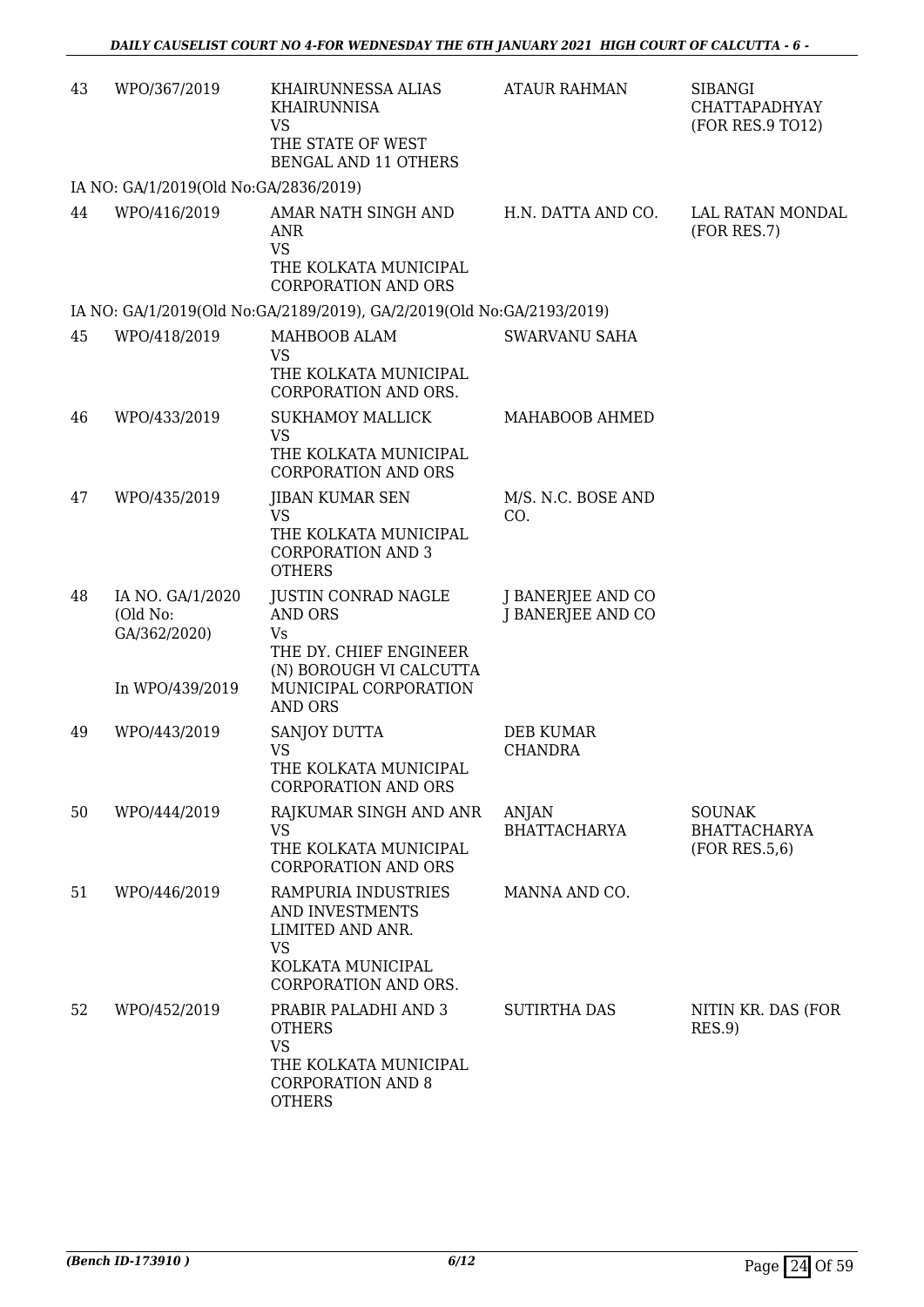| | | | | |
|---|---|---|---|---|
| 43 | WPO/367/2019 | KHAIRUNNESSA ALIAS KHAIRUNNISA VS THE STATE OF WEST BENGAL AND 11 OTHERS | ATAUR RAHMAN | SIBANGI CHATTAPADHYAY (FOR RES.9 TO12) |
| | IA NO: GA/1/2019(Old No:GA/2836/2019) | | | |
| 44 | WPO/416/2019 | AMAR NATH SINGH AND ANR VS THE KOLKATA MUNICIPAL CORPORATION AND ORS | H.N. DATTA AND CO. | LAL RATAN MONDAL (FOR RES.7) |
| | IA NO: GA/1/2019(Old No:GA/2189/2019), GA/2/2019(Old No:GA/2193/2019) | | | |
| 45 | WPO/418/2019 | MAHBOOB ALAM VS THE KOLKATA MUNICIPAL CORPORATION AND ORS. | SWARVANU SAHA | |
| 46 | WPO/433/2019 | SUKHAMOY MALLICK VS THE KOLKATA MUNICIPAL CORPORATION AND ORS | MAHABOOB AHMED | |
| 47 | WPO/435/2019 | JIBAN KUMAR SEN VS THE KOLKATA MUNICIPAL CORPORATION AND 3 OTHERS | M/S. N.C. BOSE AND CO. | |
| 48 | IA NO. GA/1/2020 (Old No: GA/362/2020) In WPO/439/2019 | JUSTIN CONRAD NAGLE AND ORS Vs THE DY. CHIEF ENGINEER (N) BOROUGH VI CALCUTTA MUNICIPAL CORPORATION AND ORS | J BANERJEE AND CO J BANERJEE AND CO | |
| 49 | WPO/443/2019 | SANJOY DUTTA VS THE KOLKATA MUNICIPAL CORPORATION AND ORS | DEB KUMAR CHANDRA | |
| 50 | WPO/444/2019 | RAJKUMAR SINGH AND ANR VS THE KOLKATA MUNICIPAL CORPORATION AND ORS | ANJAN BHATTACHARYA | SOUNAK BHATTACHARYA (FOR RES.5,6) |
| 51 | WPO/446/2019 | RAMPURIA INDUSTRIES AND INVESTMENTS LIMITED AND ANR. VS KOLKATA MUNICIPAL CORPORATION AND ORS. | MANNA AND CO. | |
| 52 | WPO/452/2019 | PRABIR PALADHI AND 3 OTHERS VS THE KOLKATA MUNICIPAL CORPORATION AND 8 OTHERS | SUTIRTHA DAS | NITIN KR. DAS (FOR RES.9) |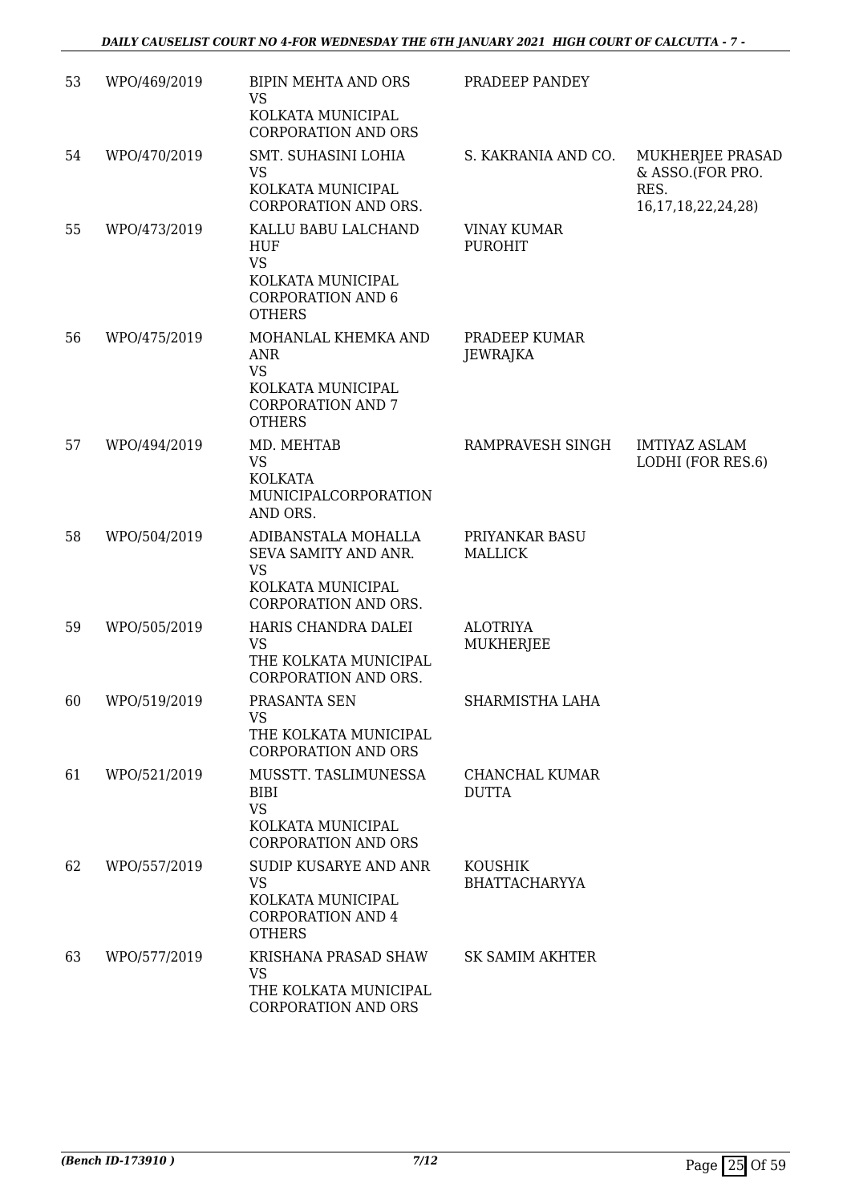| | | | | |
|---|---|---|---|---|
| 53 | WPO/469/2019 | BIPIN MEHTA AND ORS<br>VS<br>KOLKATA MUNICIPAL CORPORATION AND ORS | PRADEEP PANDEY | |
| 54 | WPO/470/2019 | SMT. SUHASINI LOHIA<br>VS<br>KOLKATA MUNICIPAL CORPORATION AND ORS. | S. KAKRANIA AND CO. | MUKHERJEE PRASAD & ASSO.(FOR PRO. RES. 16,17,18,22,24,28) |
| 55 | WPO/473/2019 | KALLU BABU LALCHAND HUF<br>VS<br>KOLKATA MUNICIPAL CORPORATION AND 6 OTHERS | VINAY KUMAR PUROHIT | |
| 56 | WPO/475/2019 | MOHANLAL KHEMKA AND ANR<br>VS<br>KOLKATA MUNICIPAL CORPORATION AND 7 OTHERS | PRADEEP KUMAR JEWRAJKA | |
| 57 | WPO/494/2019 | MD. MEHTAB<br>VS<br>KOLKATA MUNICIPALCORPORATION AND ORS. | RAMPRAVESH SINGH | IMTIYAZ ASLAM LODHI (FOR RES.6) |
| 58 | WPO/504/2019 | ADIBANSTALA MOHALLA SEVA SAMITY AND ANR.<br>VS<br>KOLKATA MUNICIPAL CORPORATION AND ORS. | PRIYANKAR BASU MALLICK | |
| 59 | WPO/505/2019 | HARIS CHANDRA DALEI<br>VS<br>THE KOLKATA MUNICIPAL CORPORATION AND ORS. | ALOTRIYA MUKHERJEE | |
| 60 | WPO/519/2019 | PRASANTA SEN<br>VS<br>THE KOLKATA MUNICIPAL CORPORATION AND ORS | SHARMISTHA LAHA | |
| 61 | WPO/521/2019 | MUSSTT. TASLIMUNESSA BIBI<br>VS<br>KOLKATA MUNICIPAL CORPORATION AND ORS | CHANCHAL KUMAR DUTTA | |
| 62 | WPO/557/2019 | SUDIP KUSARYE AND ANR<br>VS<br>KOLKATA MUNICIPAL CORPORATION AND 4 OTHERS | KOUSHIK BHATTACHARYYA | |
| 63 | WPO/577/2019 | KRISHANA PRASAD SHAW<br>VS<br>THE KOLKATA MUNICIPAL CORPORATION AND ORS | SK SAMIM AKHTER | |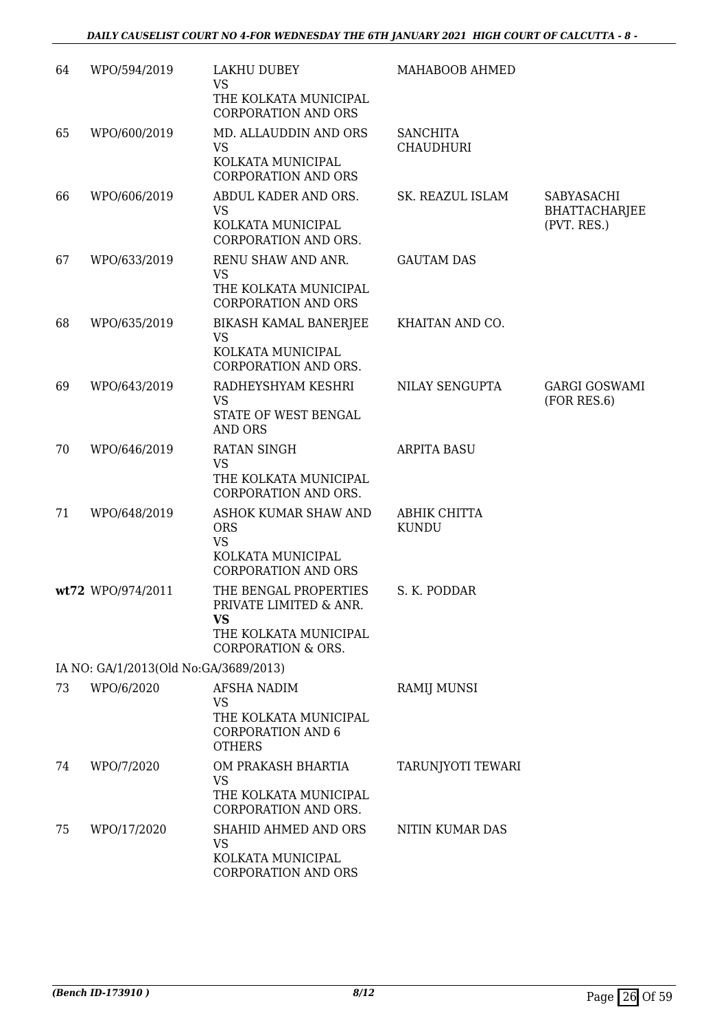| | | | | |
|---|---|---|---|---|
| 64 | WPO/594/2019 | LAKHU DUBEY<br>VS<br>THE KOLKATA MUNICIPAL CORPORATION AND ORS | MAHABOOB AHMED | |
| 65 | WPO/600/2019 | MD. ALLAUDDIN AND ORS<br>VS<br>KOLKATA MUNICIPAL CORPORATION AND ORS | SANCHITA CHAUDHURI | |
| 66 | WPO/606/2019 | ABDUL KADER AND ORS.<br>VS<br>KOLKATA MUNICIPAL CORPORATION AND ORS. | SK. REAZUL ISLAM | SABYASACHI BHATTACHARJEE (PVT. RES.) |
| 67 | WPO/633/2019 | RENU SHAW AND ANR.<br>VS<br>THE KOLKATA MUNICIPAL CORPORATION AND ORS | GAUTAM DAS | |
| 68 | WPO/635/2019 | BIKASH KAMAL BANERJEE<br>VS<br>KOLKATA MUNICIPAL CORPORATION AND ORS. | KHAITAN AND CO. | |
| 69 | WPO/643/2019 | RADHEYSHYAM KESHRI<br>VS<br>STATE OF WEST BENGAL AND ORS | NILAY SENGUPTA | GARGI GOSWAMI (FOR RES.6) |
| 70 | WPO/646/2019 | RATAN SINGH<br>VS<br>THE KOLKATA MUNICIPAL CORPORATION AND ORS. | ARPITA BASU | |
| 71 | WPO/648/2019 | ASHOK KUMAR SHAW AND ORS<br>VS<br>KOLKATA MUNICIPAL CORPORATION AND ORS | ABHIK CHITTA KUNDU | |
| **wt**72 | WPO/974/2011 | THE BENGAL PROPERTIES PRIVATE LIMITED & ANR.<br>**VS**<br>THE KOLKATA MUNICIPAL CORPORATION & ORS. | S. K. PODDAR | |
| | IA NO: GA/1/2013(Old No:GA/3689/2013) | | | |
| 73 | WPO/6/2020 | AFSHA NADIM<br>VS<br>THE KOLKATA MUNICIPAL CORPORATION AND 6 OTHERS | RAMIJ MUNSI | |
| 74 | WPO/7/2020 | OM PRAKASH BHARTIA<br>VS<br>THE KOLKATA MUNICIPAL CORPORATION AND ORS. | TARUNJYOTI TEWARI | |
| 75 | WPO/17/2020 | SHAHID AHMED AND ORS<br>VS<br>KOLKATA MUNICIPAL CORPORATION AND ORS | NITIN KUMAR DAS | |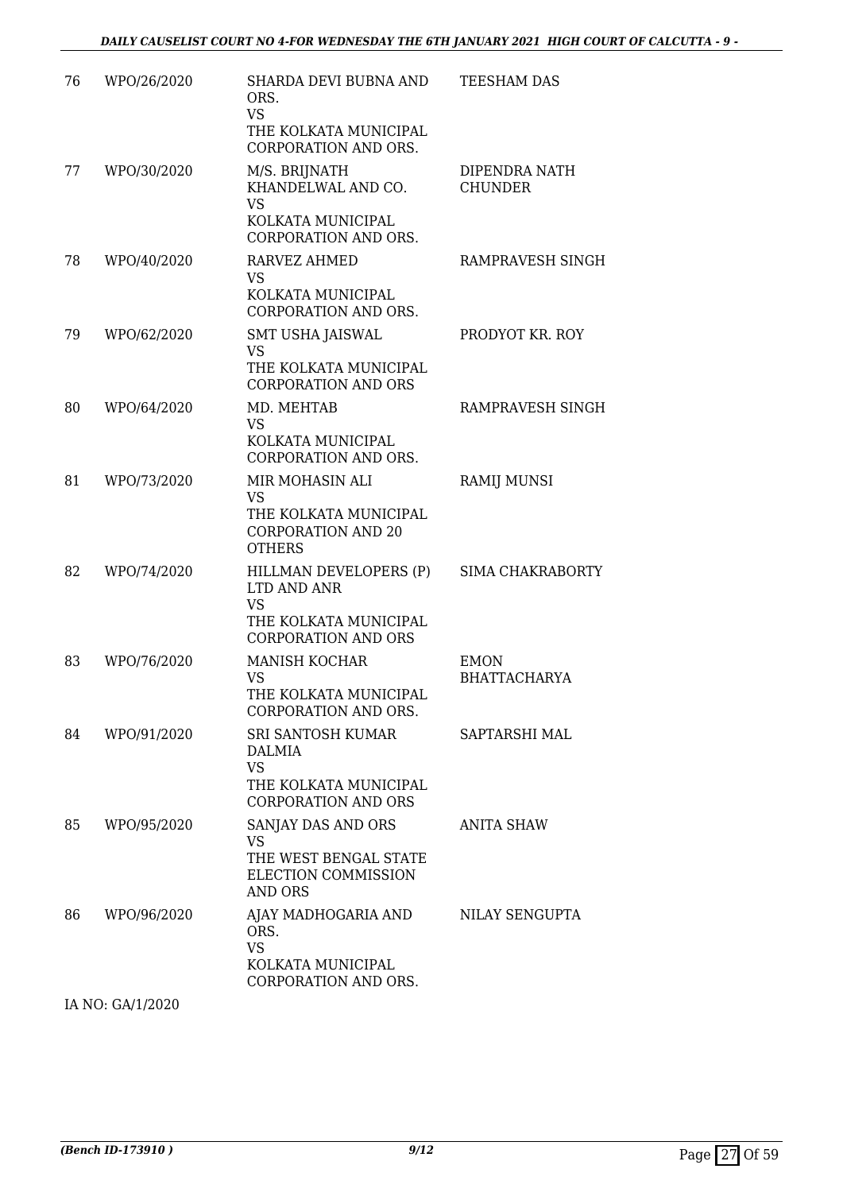| | | | |
|---|---|---|---|
| 76 | WPO/26/2020 | SHARDA DEVI BUBNA AND ORS.<br>VS<br>THE KOLKATA MUNICIPAL CORPORATION AND ORS. | TEESHAM DAS |
| 77 | WPO/30/2020 | M/S. BRIJNATH KHANDELWAL AND CO.<br>VS<br>KOLKATA MUNICIPAL CORPORATION AND ORS. | DIPENDRA NATH CHUNDER |
| 78 | WPO/40/2020 | RARVEZ AHMED<br>VS<br>KOLKATA MUNICIPAL CORPORATION AND ORS. | RAMPRAVESH SINGH |
| 79 | WPO/62/2020 | SMT USHA JAISWAL<br>VS<br>THE KOLKATA MUNICIPAL CORPORATION AND ORS | PRODYOT KR. ROY |
| 80 | WPO/64/2020 | MD. MEHTAB<br>VS<br>KOLKATA MUNICIPAL CORPORATION AND ORS. | RAMPRAVESH SINGH |
| 81 | WPO/73/2020 | MIR MOHASIN ALI<br>VS<br>THE KOLKATA MUNICIPAL CORPORATION AND 20 OTHERS | RAMIJ MUNSI |
| 82 | WPO/74/2020 | HILLMAN DEVELOPERS (P) LTD AND ANR<br>VS<br>THE KOLKATA MUNICIPAL CORPORATION AND ORS | SIMA CHAKRABORTY |
| 83 | WPO/76/2020 | MANISH KOCHAR<br>VS<br>THE KOLKATA MUNICIPAL CORPORATION AND ORS. | EMON BHATTACHARYA |
| 84 | WPO/91/2020 | SRI SANTOSH KUMAR DALMIA<br>VS<br>THE KOLKATA MUNICIPAL CORPORATION AND ORS | SAPTARSHI MAL |
| 85 | WPO/95/2020 | SANJAY DAS AND ORS<br>VS<br>THE WEST BENGAL STATE ELECTION COMMISSION AND ORS | ANITA SHAW |
| 86 | WPO/96/2020 | AJAY MADHOGARIA AND ORS.<br>VS<br>KOLKATA MUNICIPAL CORPORATION AND ORS. | NILAY SENGUPTA |

IA NO: GA/1/2020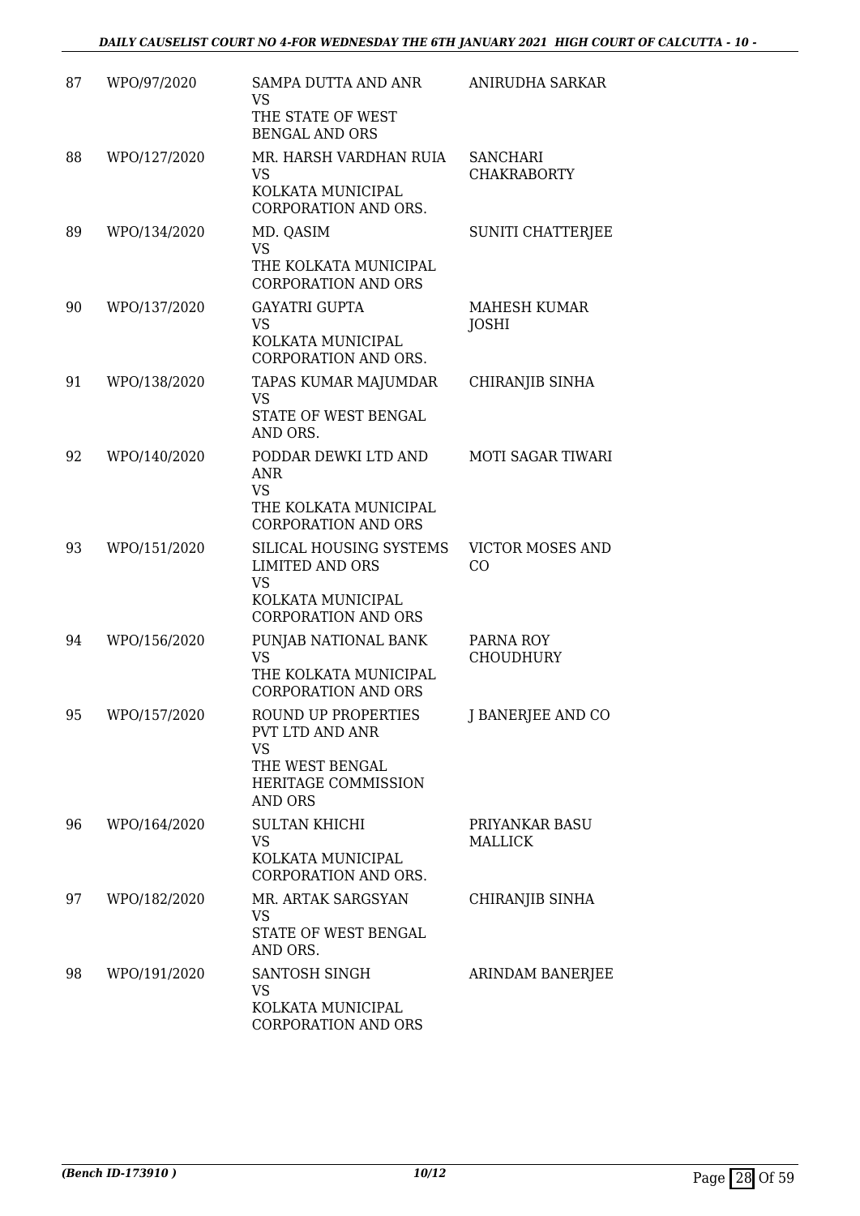| 87 | WPO/97/2020 | SAMPA DUTTA AND ANR<br>VS<br>THE STATE OF WEST BENGAL AND ORS | ANIRUDHA SARKAR |
|---|---|---|---|
| 88 | WPO/127/2020 | MR. HARSH VARDHAN RUIA<br>VS<br>KOLKATA MUNICIPAL CORPORATION AND ORS. | SANCHARI CHAKRABORTY |
| 89 | WPO/134/2020 | MD. QASIM<br>VS<br>THE KOLKATA MUNICIPAL CORPORATION AND ORS | SUNITI CHATTERJEE |
| 90 | WPO/137/2020 | GAYATRI GUPTA<br>VS<br>KOLKATA MUNICIPAL CORPORATION AND ORS. | MAHESH KUMAR JOSHI |
| 91 | WPO/138/2020 | TAPAS KUMAR MAJUMDAR<br>VS<br>STATE OF WEST BENGAL AND ORS. | CHIRANJIB SINHA |
| 92 | WPO/140/2020 | PODDAR DEWKI LTD AND ANR<br>VS<br>THE KOLKATA MUNICIPAL CORPORATION AND ORS | MOTI SAGAR TIWARI |
| 93 | WPO/151/2020 | SILICAL HOUSING SYSTEMS LIMITED AND ORS<br>VS<br>KOLKATA MUNICIPAL CORPORATION AND ORS | VICTOR MOSES AND CO |
| 94 | WPO/156/2020 | PUNJAB NATIONAL BANK<br>VS<br>THE KOLKATA MUNICIPAL CORPORATION AND ORS | PARNA ROY CHOUDHURY |
| 95 | WPO/157/2020 | ROUND UP PROPERTIES PVT LTD AND ANR<br>VS<br>THE WEST BENGAL HERITAGE COMMISSION AND ORS | J BANERJEE AND CO |
| 96 | WPO/164/2020 | SULTAN KHICHI<br>VS<br>KOLKATA MUNICIPAL CORPORATION AND ORS. | PRIYANKAR BASU MALLICK |
| 97 | WPO/182/2020 | MR. ARTAK SARGSYAN<br>VS<br>STATE OF WEST BENGAL AND ORS. | CHIRANJIB SINHA |
| 98 | WPO/191/2020 | SANTOSH SINGH<br>VS<br>KOLKATA MUNICIPAL CORPORATION AND ORS | ARINDAM BANERJEE |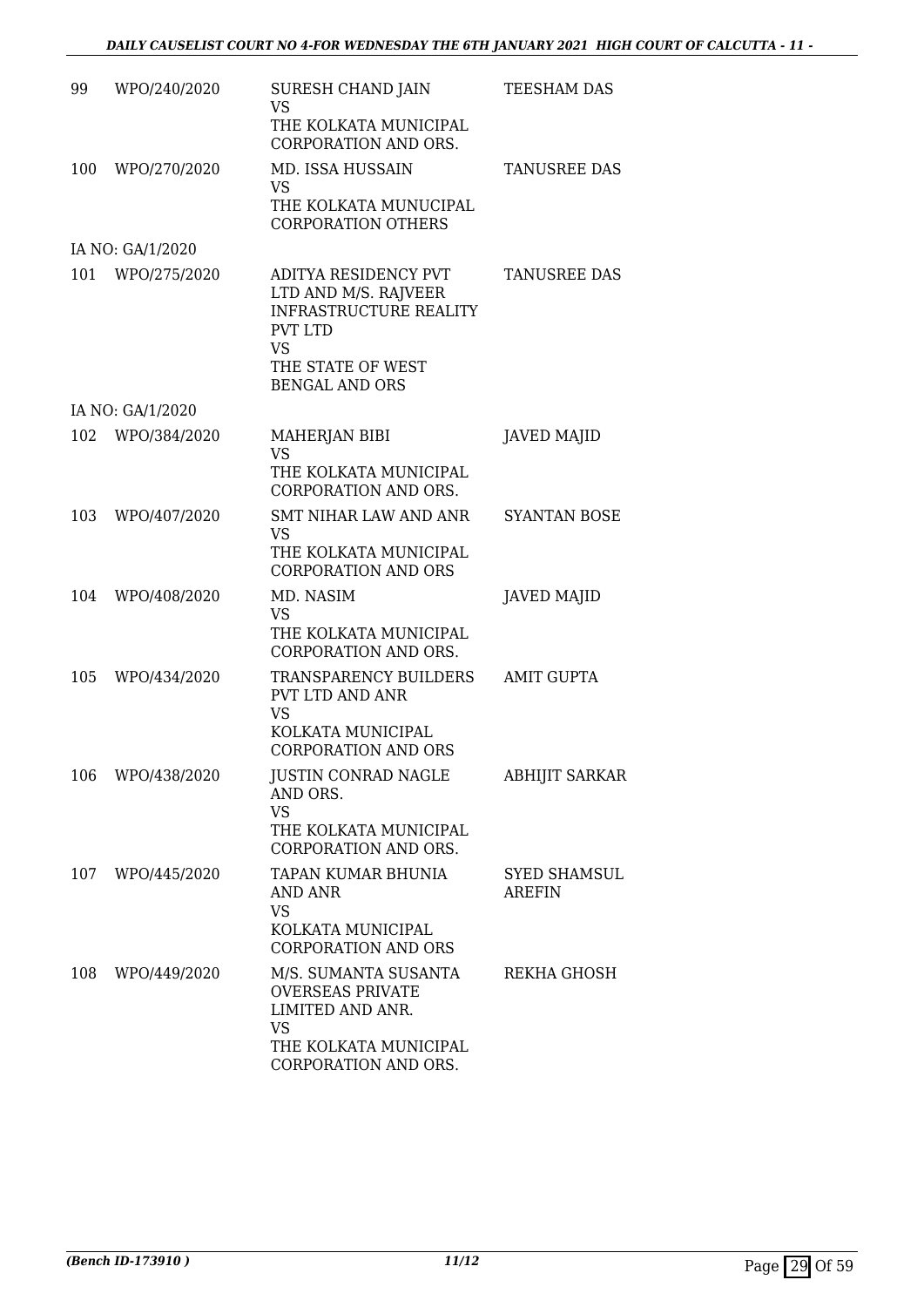| | | | |
|---|---|---|---|
| 99 | WPO/240/2020 | SURESH CHAND JAIN<br>VS<br>THE KOLKATA MUNICIPAL CORPORATION AND ORS. | TEESHAM DAS |
| 100 | WPO/270/2020 | MD. ISSA HUSSAIN<br>VS<br>THE KOLKATA MUNUCIPAL CORPORATION OTHERS | TANUSREE DAS |
| | IA NO: GA/1/2020 | | |
| 101 | WPO/275/2020 | ADITYA RESIDENCY PVT LTD AND M/S. RAJVEER INFRASTRUCTURE REALITY PVT LTD<br>VS<br>THE STATE OF WEST BENGAL AND ORS | TANUSREE DAS |
| | IA NO: GA/1/2020 | | |
| 102 | WPO/384/2020 | MAHERJAN BIBI<br>VS<br>THE KOLKATA MUNICIPAL CORPORATION AND ORS. | JAVED MAJID |
| 103 | WPO/407/2020 | SMT NIHAR LAW AND ANR<br>VS<br>THE KOLKATA MUNICIPAL CORPORATION AND ORS | SYANTAN BOSE |
| 104 | WPO/408/2020 | MD. NASIM<br>VS<br>THE KOLKATA MUNICIPAL CORPORATION AND ORS. | JAVED MAJID |
| 105 | WPO/434/2020 | TRANSPARENCY BUILDERS PVT LTD AND ANR<br>VS<br>KOLKATA MUNICIPAL CORPORATION AND ORS | AMIT GUPTA |
| 106 | WPO/438/2020 | JUSTIN CONRAD NAGLE AND ORS.<br>VS<br>THE KOLKATA MUNICIPAL CORPORATION AND ORS. | ABHIJIT SARKAR |
| 107 | WPO/445/2020 | TAPAN KUMAR BHUNIA AND ANR<br>VS<br>KOLKATA MUNICIPAL CORPORATION AND ORS | SYED SHAMSUL AREFIN |
| 108 | WPO/449/2020 | M/S. SUMANTA SUSANTA OVERSEAS PRIVATE LIMITED AND ANR.<br>VS<br>THE KOLKATA MUNICIPAL CORPORATION AND ORS. | REKHA GHOSH |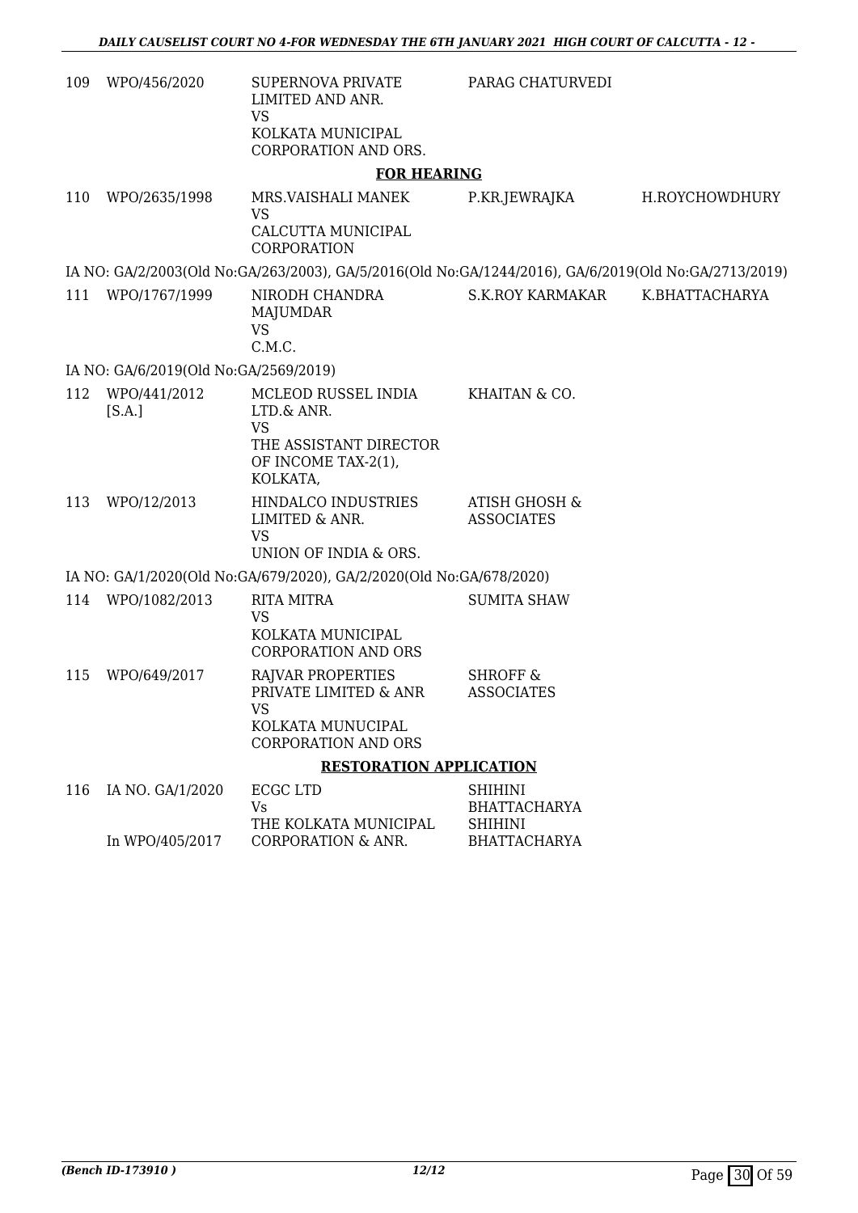| | | | | |
|---|---|---|---|---|
| 109 | WPO/456/2020 | SUPERNOVA PRIVATE LIMITED AND ANR.<br>VS<br>KOLKATA MUNICIPAL CORPORATION AND ORS. | PARAG CHATURVEDI | |

**FOR HEARING**

| | | | | |
|---|---|---|---|---|
| 110 | WPO/2635/1998 | MRS.VAISHALI MANEK<br>VS<br>CALCUTTA MUNICIPAL CORPORATION | P.KR.JEWRAJKA | H.ROYCHOWDHURY |

IA NO: GA/2/2003(Old No:GA/263/2003), GA/5/2016(Old No:GA/1244/2016), GA/6/2019(Old No:GA/2713/2019)

| | | | | |
|---|---|---|---|---|
| 111 | WPO/1767/1999 | NIRODH CHANDRA MAJUMDAR<br>VS<br>C.M.C. | S.K.ROY KARMAKAR | K.BHATTACHARYA |

IA NO: GA/6/2019(Old No:GA/2569/2019)

| | | | | |
|---|---|---|---|---|
| 112 | WPO/441/2012 [S.A.] | MCLEOD RUSSEL INDIA LTD.& ANR.<br>VS<br>THE ASSISTANT DIRECTOR OF INCOME TAX-2(1), KOLKATA, | KHAITAN & CO. | |
| 113 | WPO/12/2013 | HINDALCO INDUSTRIES LIMITED & ANR.<br>VS<br>UNION OF INDIA & ORS. | ATISH GHOSH & ASSOCIATES | |

IA NO: GA/1/2020(Old No:GA/679/2020), GA/2/2020(Old No:GA/678/2020)

| | | | | |
|---|---|---|---|---|
| 114 | WPO/1082/2013 | RITA MITRA<br>VS<br>KOLKATA MUNICIPAL CORPORATION AND ORS | SUMITA SHAW | |
| 115 | WPO/649/2017 | RAJVAR PROPERTIES PRIVATE LIMITED & ANR<br>VS<br>KOLKATA MUNUCIPAL CORPORATION AND ORS | SHROFF & ASSOCIATES | |

**RESTORATION APPLICATION**

| | | | | |
|---|---|---|---|---|
| 116 | IA NO. GA/1/2020<br><br>In WPO/405/2017 | ECGC LTD<br>Vs<br>THE KOLKATA MUNICIPAL CORPORATION & ANR. | SHIHINI BHATTACHARYA<br>SHIHINI BHATTACHARYA | |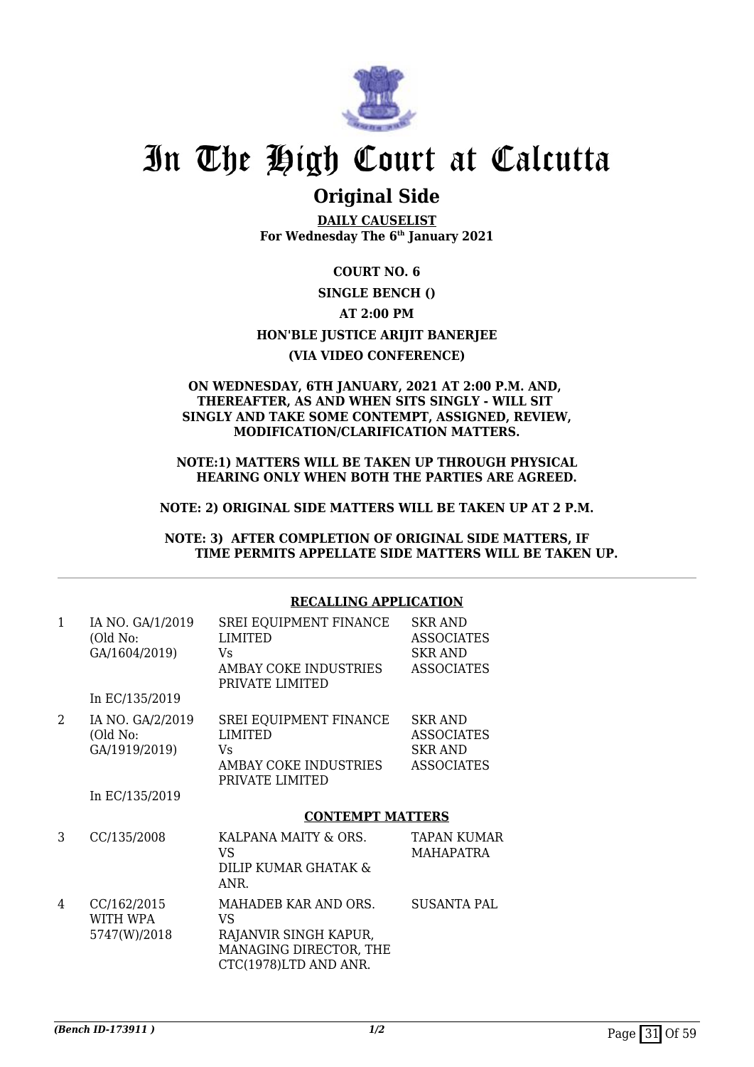# In The High Court at Calcutta

## Original Side

**DAILY CAUSELIST**
**For Wednesday The 6th January 2021**

**COURT NO. 6**

**SINGLE BENCH ()**

**AT 2:00 PM**

**HON'BLE JUSTICE ARIJIT BANERJEE**

**(VIA VIDEO CONFERENCE)**

**ON WEDNESDAY, 6TH JANUARY, 2021 AT 2:00 P.M. AND, THEREAFTER, AS AND WHEN SITS SINGLY - WILL SIT SINGLY AND TAKE SOME CONTEMPT, ASSIGNED, REVIEW, MODIFICATION/CLARIFICATION MATTERS.**

**NOTE:1) MATTERS WILL BE TAKEN UP THROUGH PHYSICAL HEARING ONLY WHEN BOTH THE PARTIES ARE AGREED.**

**NOTE: 2) ORIGINAL SIDE MATTERS WILL BE TAKEN UP AT 2 P.M.**

**NOTE: 3) AFTER COMPLETION OF ORIGINAL SIDE MATTERS, IF TIME PERMITS APPELLATE SIDE MATTERS WILL BE TAKEN UP.**

**RECALLING APPLICATION**

| | | | |
|---|---|---|---|
| 1 | IA NO. GA/1/2019 (Old No: GA/1604/2019)<br><br>In EC/135/2019 | SREI EQUIPMENT FINANCE LIMITED<br>Vs<br>AMBAY COKE INDUSTRIES PRIVATE LIMITED | SKR AND ASSOCIATES<br>SKR AND ASSOCIATES |
| 2 | IA NO. GA/2/2019 (Old No: GA/1919/2019)<br><br>In EC/135/2019 | SREI EQUIPMENT FINANCE LIMITED<br>Vs<br>AMBAY COKE INDUSTRIES PRIVATE LIMITED | SKR AND ASSOCIATES<br>SKR AND ASSOCIATES |

**CONTEMPT MATTERS**

| | | | |
|---|---|---|---|
| 3 | CC/135/2008 | KALPANA MAITY & ORS.<br>VS<br>DILIP KUMAR GHATAK & ANR. | TAPAN KUMAR MAHAPATRA |
| 4 | CC/162/2015 WITH WPA 5747(W)/2018 | MAHADEB KAR AND ORS.<br>VS<br>RAJANVIR SINGH KAPUR, MANAGING DIRECTOR, THE CTC(1978)LTD AND ANR. | SUSANTA PAL |

*(Bench ID-173911 )* 1/2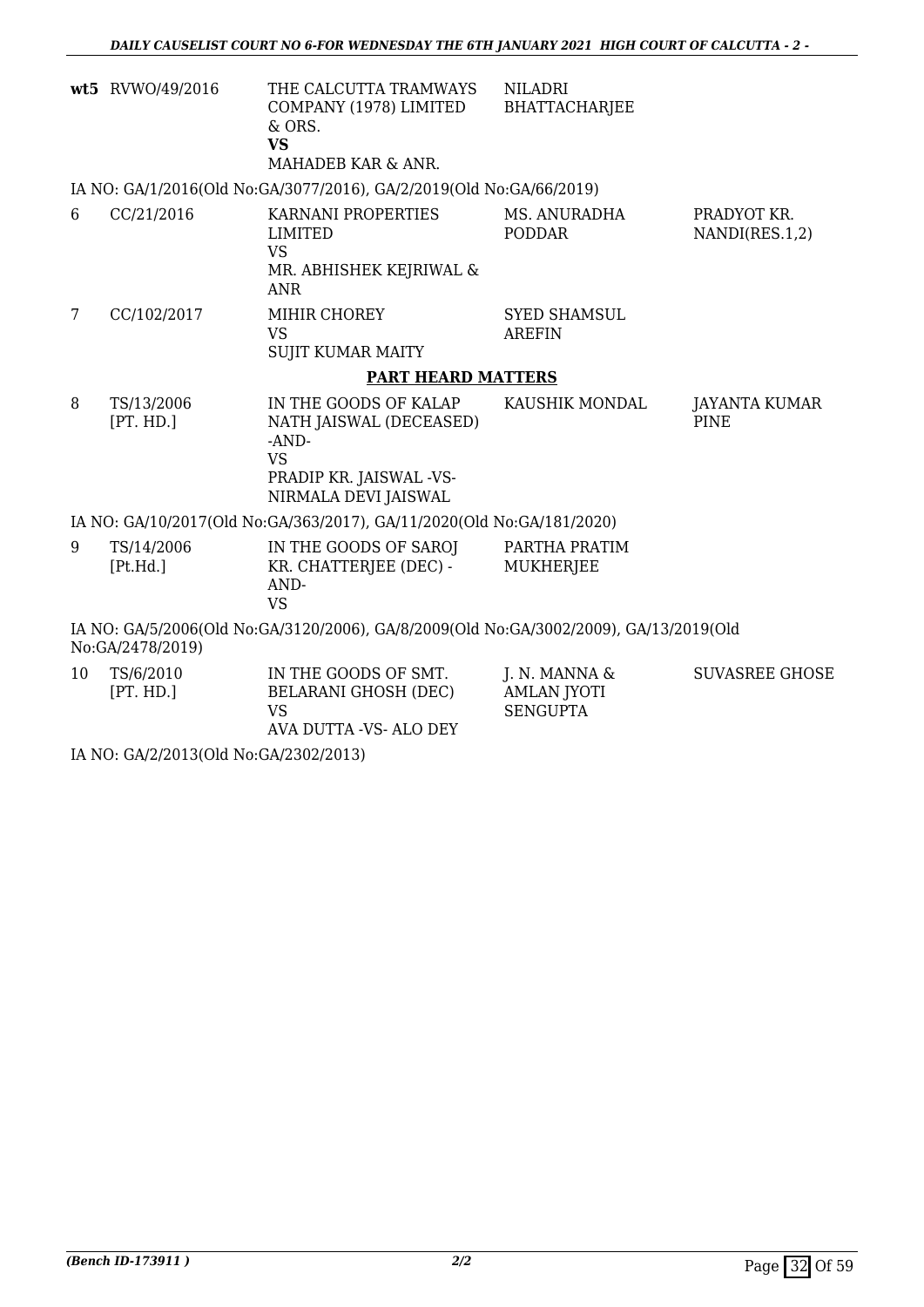| | | | | |
|---|---|---|---|---|
| **wt5** | RVWO/49/2016 | THE CALCUTTA TRAMWAYS COMPANY (1978) LIMITED & ORS. **VS** MAHADEB KAR & ANR. | NILADRI BHATTACHARJEE | |

IA NO: GA/1/2016(Old No:GA/3077/2016), GA/2/2019(Old No:GA/66/2019)

| | | | | |
|---|---|---|---|---|
| 6 | CC/21/2016 | KARNANI PROPERTIES LIMITED VS MR. ABHISHEK KEJRIWAL & ANR | MS. ANURADHA PODDAR | PRADYOT KR. NANDI(RES.1,2) |
| 7 | CC/102/2017 | MIHIR CHOREY VS SUJIT KUMAR MAITY | SYED SHAMSUL AREFIN | |

**PART HEARD MATTERS**

| | | | | |
|---|---|---|---|---|
| 8 | TS/13/2006 [PT. HD.] | IN THE GOODS OF KALAP NATH JAISWAL (DECEASED) -AND- VS PRADIP KR. JAISWAL -VS- NIRMALA DEVI JAISWAL | KAUSHIK MONDAL | JAYANTA KUMAR PINE |

IA NO: GA/10/2017(Old No:GA/363/2017), GA/11/2020(Old No:GA/181/2020)

| | | | | |
|---|---|---|---|---|
| 9 | TS/14/2006 [Pt.Hd.] | IN THE GOODS OF SAROJ KR. CHATTERJEE (DEC) -AND- VS | PARTHA PRATIM MUKHERJEE | |

IA NO: GA/5/2006(Old No:GA/3120/2006), GA/8/2009(Old No:GA/3002/2009), GA/13/2019(Old No:GA/2478/2019)

| | | | | |
|---|---|---|---|---|
| 10 | TS/6/2010 [PT. HD.] | IN THE GOODS OF SMT. BELARANI GHOSH (DEC) VS AVA DUTTA -VS- ALO DEY | J. N. MANNA & AMLAN JYOTI SENGUPTA | SUVASREE GHOSE |

IA NO: GA/2/2013(Old No:GA/2302/2013)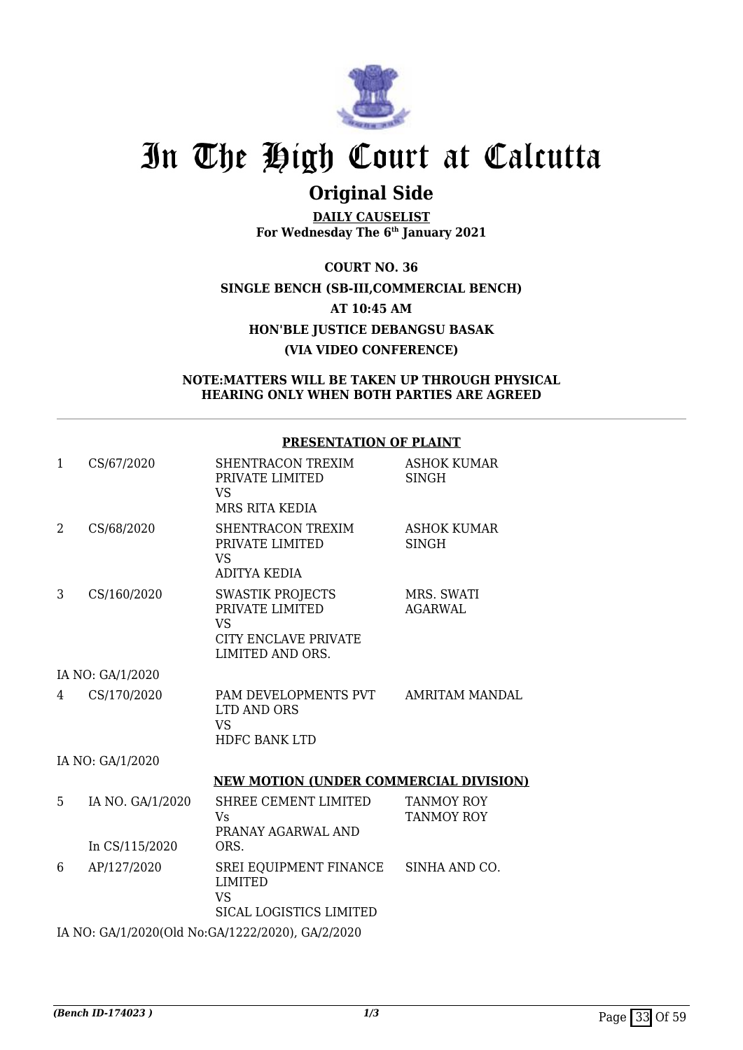# In The High Court at Calcutta

## Original Side

**DAILY CAUSELIST**
**For Wednesday The 6th January 2021**

**COURT NO. 36**

**SINGLE BENCH (SB-III,COMMERCIAL BENCH)**

**AT 10:45 AM**

**HON'BLE JUSTICE DEBANGSU BASAK**

**(VIA VIDEO CONFERENCE)**

**NOTE:MATTERS WILL BE TAKEN UP THROUGH PHYSICAL HEARING ONLY WHEN BOTH PARTIES ARE AGREED**

**PRESENTATION OF PLAINT**

| | | | |
|---|---|---|---|
| 1 | CS/67/2020 | SHENTRACON TREXIM PRIVATE LIMITED VS MRS RITA KEDIA | ASHOK KUMAR SINGH |
| 2 | CS/68/2020 | SHENTRACON TREXIM PRIVATE LIMITED VS ADITYA KEDIA | ASHOK KUMAR SINGH |
| 3 | CS/160/2020 | SWASTIK PROJECTS PRIVATE LIMITED VS CITY ENCLAVE PRIVATE LIMITED AND ORS. | MRS. SWATI AGARWAL |
| | IA NO: GA/1/2020 | | |
| 4 | CS/170/2020 | PAM DEVELOPMENTS PVT LTD AND ORS VS HDFC BANK LTD | AMRITAM MANDAL |
| | IA NO: GA/1/2020 | | |

**NEW MOTION (UNDER COMMERCIAL DIVISION)**

| | | | |
|---|---|---|---|
| 5 | IA NO. GA/1/2020 In CS/115/2020 | SHREE CEMENT LIMITED Vs PRANAY AGARWAL AND ORS. | TANMOY ROY TANMOY ROY |
| 6 | AP/127/2020 | SREI EQUIPMENT FINANCE LIMITED VS SICAL LOGISTICS LIMITED | SINHA AND CO. |
| | IA NO: GA/1/2020(Old No:GA/1222/2020), GA/2/2020 | | |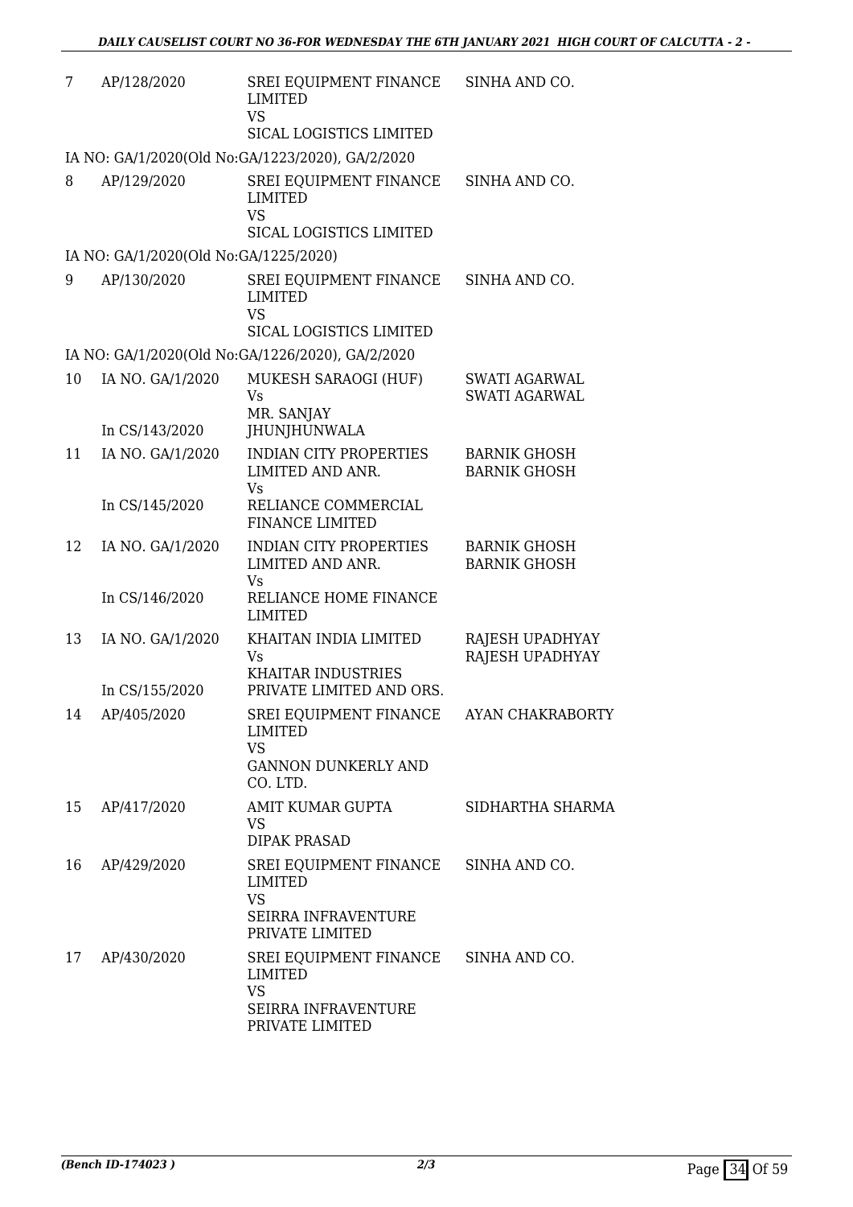| | | | |
|---|---|---|---|
| 7 | AP/128/2020 | SREI EQUIPMENT FINANCE LIMITED<br>VS<br>SICAL LOGISTICS LIMITED | SINHA AND CO. |
| | IA NO: GA/1/2020(Old No:GA/1223/2020), GA/2/2020 | | |
| 8 | AP/129/2020 | SREI EQUIPMENT FINANCE LIMITED<br>VS<br>SICAL LOGISTICS LIMITED | SINHA AND CO. |
| | IA NO: GA/1/2020(Old No:GA/1225/2020) | | |
| 9 | AP/130/2020 | SREI EQUIPMENT FINANCE LIMITED<br>VS<br>SICAL LOGISTICS LIMITED | SINHA AND CO. |
| | IA NO: GA/1/2020(Old No:GA/1226/2020), GA/2/2020 | | |
| 10 | IA NO. GA/1/2020<br>In CS/143/2020 | MUKESH SARAOGI (HUF)<br>Vs<br>MR. SANJAY JHUNJHUNWALA | SWATI AGARWAL<br>SWATI AGARWAL |
| 11 | IA NO. GA/1/2020<br>In CS/145/2020 | INDIAN CITY PROPERTIES LIMITED AND ANR.<br>Vs<br>RELIANCE COMMERCIAL FINANCE LIMITED | BARNIK GHOSH<br>BARNIK GHOSH |
| 12 | IA NO. GA/1/2020<br>In CS/146/2020 | INDIAN CITY PROPERTIES LIMITED AND ANR.<br>Vs<br>RELIANCE HOME FINANCE LIMITED | BARNIK GHOSH<br>BARNIK GHOSH |
| 13 | IA NO. GA/1/2020<br>In CS/155/2020 | KHAITAN INDIA LIMITED<br>Vs<br>KHAITAR INDUSTRIES PRIVATE LIMITED AND ORS. | RAJESH UPADHYAY<br>RAJESH UPADHYAY |
| 14 | AP/405/2020 | SREI EQUIPMENT FINANCE LIMITED<br>VS<br>GANNON DUNKERLY AND CO. LTD. | AYAN CHAKRABORTY |
| 15 | AP/417/2020 | AMIT KUMAR GUPTA<br>VS<br>DIPAK PRASAD | SIDHARTHA SHARMA |
| 16 | AP/429/2020 | SREI EQUIPMENT FINANCE LIMITED<br>VS<br>SEIRRA INFRAVENTURE PRIVATE LIMITED | SINHA AND CO. |
| 17 | AP/430/2020 | SREI EQUIPMENT FINANCE LIMITED<br>VS<br>SEIRRA INFRAVENTURE PRIVATE LIMITED | SINHA AND CO. |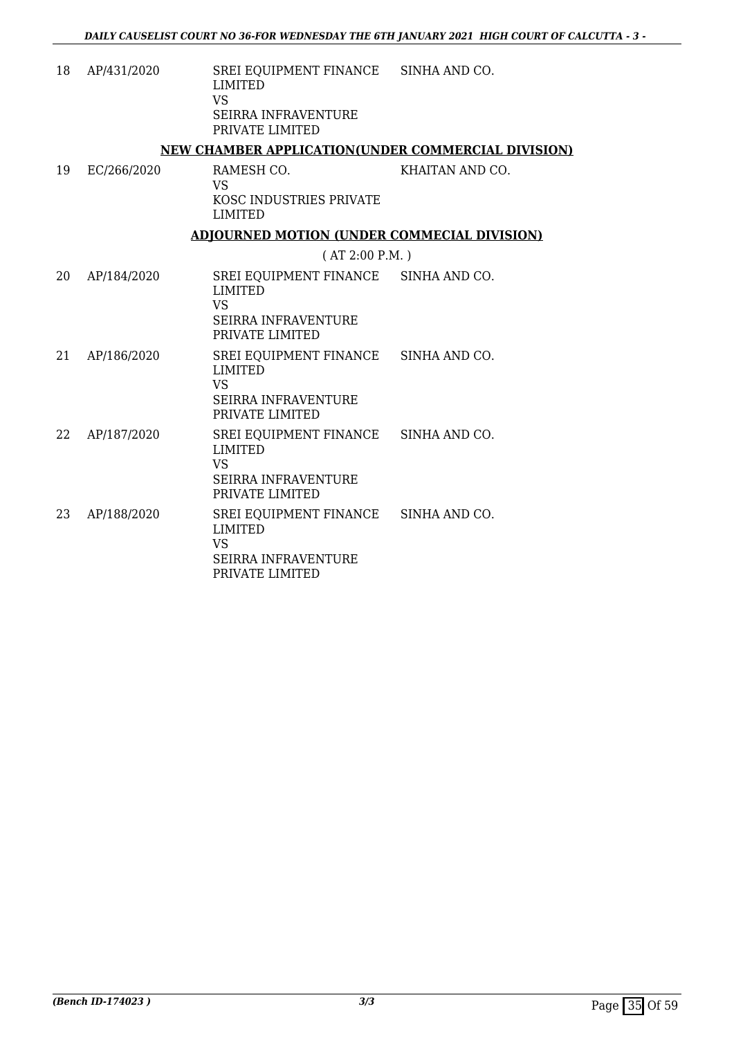| 18 | AP/431/2020 | SREI EQUIPMENT FINANCE LIMITED VS SEIRRA INFRAVENTURE PRIVATE LIMITED | SINHA AND CO. |
|---|---|---|---|

**NEW CHAMBER APPLICATION(UNDER COMMERCIAL DIVISION)**

| 19 | EC/266/2020 | RAMESH CO. VS KOSC INDUSTRIES PRIVATE LIMITED | KHAITAN AND CO. |
|---|---|---|---|

**ADJOURNED MOTION (UNDER COMMECIAL DIVISION)**

( AT 2:00 P.M. )

| 20 | AP/184/2020 | SREI EQUIPMENT FINANCE LIMITED VS SEIRRA INFRAVENTURE PRIVATE LIMITED | SINHA AND CO. |
|---|---|---|---|
| 21 | AP/186/2020 | SREI EQUIPMENT FINANCE LIMITED VS SEIRRA INFRAVENTURE PRIVATE LIMITED | SINHA AND CO. |
| 22 | AP/187/2020 | SREI EQUIPMENT FINANCE LIMITED VS SEIRRA INFRAVENTURE PRIVATE LIMITED | SINHA AND CO. |
| 23 | AP/188/2020 | SREI EQUIPMENT FINANCE LIMITED VS SEIRRA INFRAVENTURE PRIVATE LIMITED | SINHA AND CO. |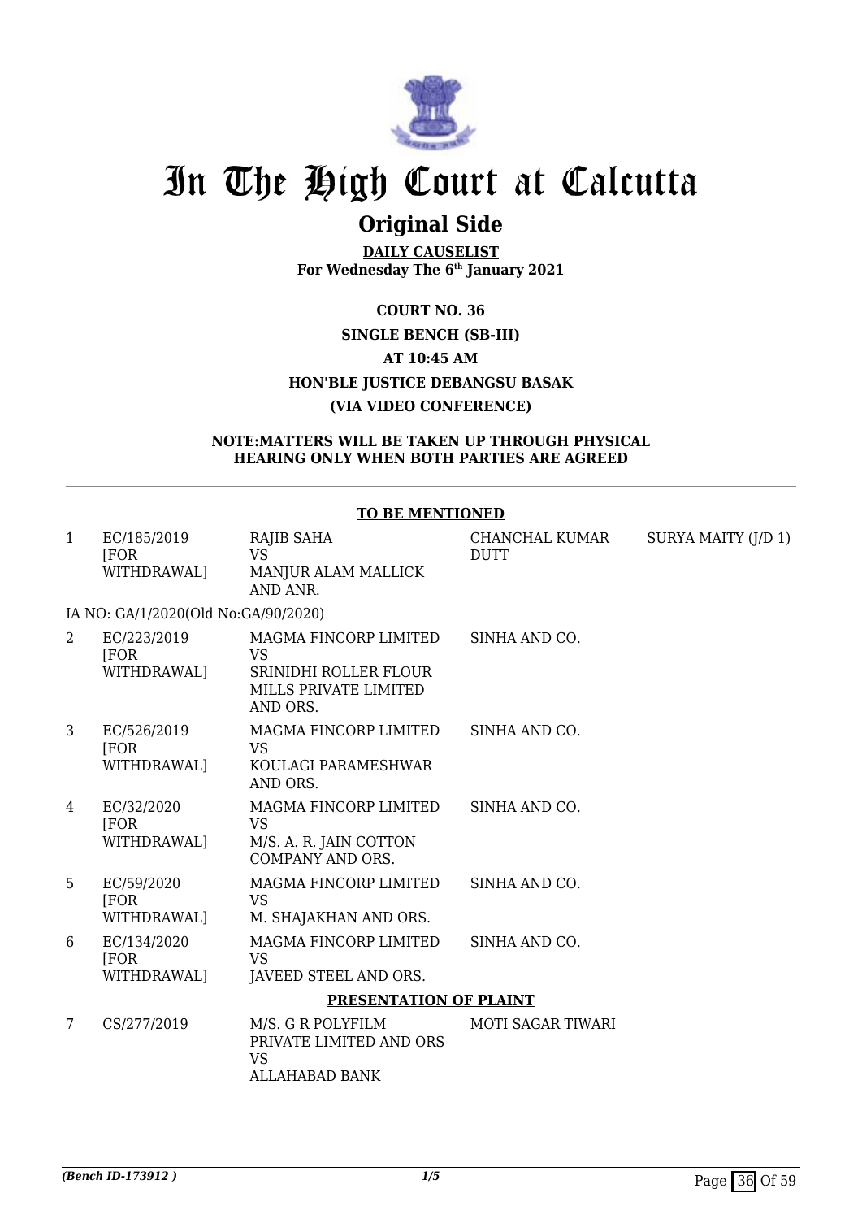# In The High Court at Calcutta

## Original Side

**DAILY CAUSELIST**
**For Wednesday The 6th January 2021**

**COURT NO. 36**
**SINGLE BENCH (SB-III)**
**AT 10:45 AM**
**HON'BLE JUSTICE DEBANGSU BASAK**
**(VIA VIDEO CONFERENCE)**

**NOTE:MATTERS WILL BE TAKEN UP THROUGH PHYSICAL HEARING ONLY WHEN BOTH PARTIES ARE AGREED**

**TO BE MENTIONED**

| | | | | |
|---|---|---|---|---|
| 1 | EC/185/2019 [FOR WITHDRAWAL] | RAJIB SAHA VS MANJUR ALAM MALLICK AND ANR. | CHANCHAL KUMAR DUTT | SURYA MAITY (J/D 1) |
| | IA NO: GA/1/2020(Old No:GA/90/2020) | | | |
| 2 | EC/223/2019 [FOR WITHDRAWAL] | MAGMA FINCORP LIMITED VS SRINIDHI ROLLER FLOUR MILLS PRIVATE LIMITED AND ORS. | SINHA AND CO. | |
| 3 | EC/526/2019 [FOR WITHDRAWAL] | MAGMA FINCORP LIMITED VS KOULAGI PARAMESHWAR AND ORS. | SINHA AND CO. | |
| 4 | EC/32/2020 [FOR WITHDRAWAL] | MAGMA FINCORP LIMITED VS M/S. A. R. JAIN COTTON COMPANY AND ORS. | SINHA AND CO. | |
| 5 | EC/59/2020 [FOR WITHDRAWAL] | MAGMA FINCORP LIMITED VS M. SHAJAKHAN AND ORS. | SINHA AND CO. | |
| 6 | EC/134/2020 [FOR WITHDRAWAL] | MAGMA FINCORP LIMITED VS JAVEED STEEL AND ORS. | SINHA AND CO. | |

**PRESENTATION OF PLAINT**

| | | | | |
|---|---|---|---|---|
| 7 | CS/277/2019 | M/S. G R POLYFILM PRIVATE LIMITED AND ORS VS ALLAHABAD BANK | MOTI SAGAR TIWARI | |

*(Bench ID-173912 )* 1/5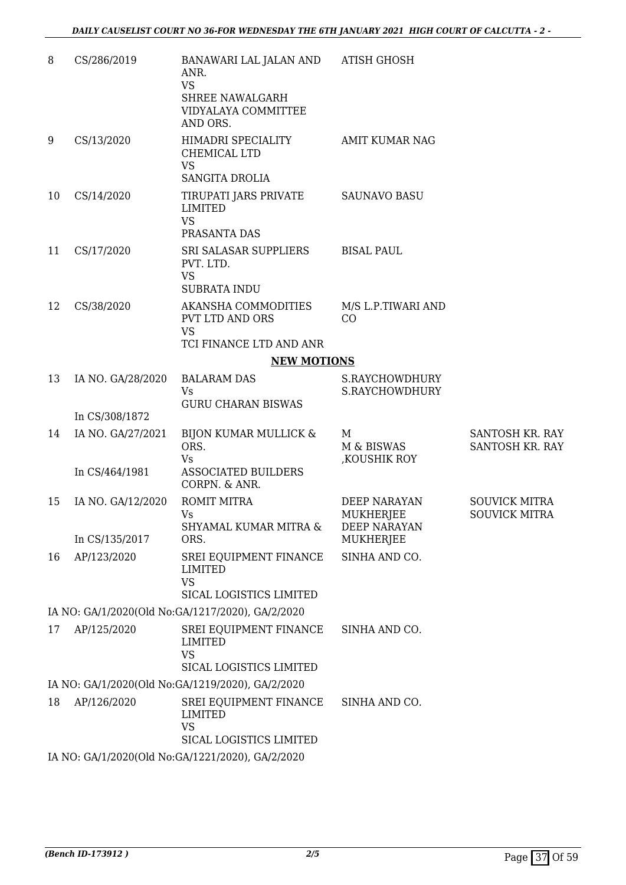| | | | | |
|---|---|---|---|---|
| 8 | CS/286/2019 | BANAWARI LAL JALAN AND ANR.<br>VS<br>SHREE NAWALGARH VIDYALAYA COMMITTEE AND ORS. | ATISH GHOSH | |
| 9 | CS/13/2020 | HIMADRI SPECIALITY CHEMICAL LTD<br>VS<br>SANGITA DROLIA | AMIT KUMAR NAG | |
| 10 | CS/14/2020 | TIRUPATI JARS PRIVATE LIMITED<br>VS<br>PRASANTA DAS | SAUNAVO BASU | |
| 11 | CS/17/2020 | SRI SALASAR SUPPLIERS PVT. LTD.<br>VS<br>SUBRATA INDU | BISAL PAUL | |
| 12 | CS/38/2020 | AKANSHA COMMODITIES PVT LTD AND ORS<br>VS<br>TCI FINANCE LTD AND ANR | M/S L.P.TIWARI AND CO | |

**NEW MOTIONS**

| | | | | |
|---|---|---|---|---|
| 13 | IA NO. GA/28/2020<br><br>In CS/308/1872 | BALARAM DAS<br>Vs<br>GURU CHARAN BISWAS | S.RAYCHOWDHURY<br>S.RAYCHOWDHURY | |
| 14 | IA NO. GA/27/2021<br><br>In CS/464/1981 | BIJON KUMAR MULLICK & ORS.<br>Vs<br>ASSOCIATED BUILDERS CORPN. & ANR. | M<br>M & BISWAS<br>,KOUSHIK ROY | SANTOSH KR. RAY<br>SANTOSH KR. RAY |
| 15 | IA NO. GA/12/2020<br><br>In CS/135/2017 | ROMIT MITRA<br>Vs<br>SHYAMAL KUMAR MITRA & ORS. | DEEP NARAYAN MUKHERJEE<br>DEEP NARAYAN MUKHERJEE | SOUVICK MITRA<br>SOUVICK MITRA |
| 16 | AP/123/2020 | SREI EQUIPMENT FINANCE LIMITED<br>VS<br>SICAL LOGISTICS LIMITED | SINHA AND CO. | |

IA NO: GA/1/2020(Old No:GA/1217/2020), GA/2/2020

| | | | | |
|---|---|---|---|---|
| 17 | AP/125/2020 | SREI EQUIPMENT FINANCE LIMITED<br>VS<br>SICAL LOGISTICS LIMITED | SINHA AND CO. | |

IA NO: GA/1/2020(Old No:GA/1219/2020), GA/2/2020

| | | | | |
|---|---|---|---|---|
| 18 | AP/126/2020 | SREI EQUIPMENT FINANCE LIMITED<br>VS<br>SICAL LOGISTICS LIMITED | SINHA AND CO. | |

IA NO: GA/1/2020(Old No:GA/1221/2020), GA/2/2020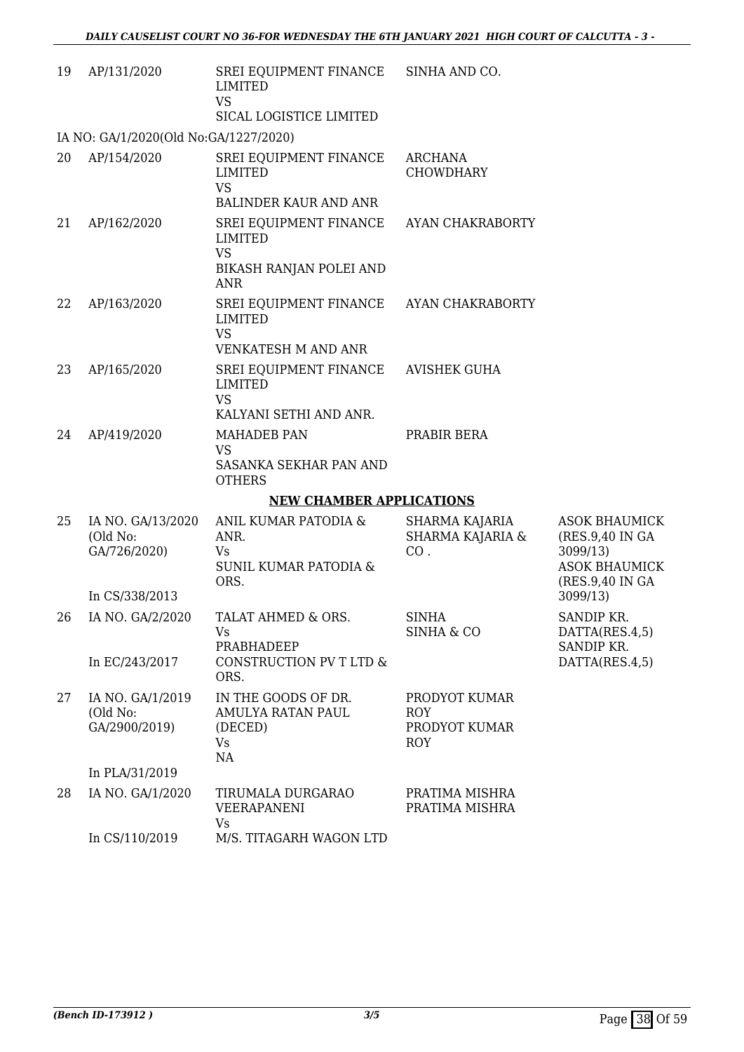| | | | | |
|---|---|---|---|---|
| 19 | AP/131/2020 | SREI EQUIPMENT FINANCE LIMITED VS SICAL LOGISTICE LIMITED | SINHA AND CO. | |
| IA NO: GA/1/2020(Old No:GA/1227/2020) | | | | |
| 20 | AP/154/2020 | SREI EQUIPMENT FINANCE LIMITED VS BALINDER KAUR AND ANR | ARCHANA CHOWDHARY | |
| 21 | AP/162/2020 | SREI EQUIPMENT FINANCE LIMITED VS BIKASH RANJAN POLEI AND ANR | AYAN CHAKRABORTY | |
| 22 | AP/163/2020 | SREI EQUIPMENT FINANCE LIMITED VS VENKATESH M AND ANR | AYAN CHAKRABORTY | |
| 23 | AP/165/2020 | SREI EQUIPMENT FINANCE LIMITED VS KALYANI SETHI AND ANR. | AVISHEK GUHA | |
| 24 | AP/419/2020 | MAHADEB PAN VS SASANKA SEKHAR PAN AND OTHERS | PRABIR BERA | |

## NEW CHAMBER APPLICATIONS

| | | | | |
|---|---|---|---|---|
| 25 | IA NO. GA/13/2020 (Old No: GA/726/2020) In CS/338/2013 | ANIL KUMAR PATODIA & ANR. Vs SUNIL KUMAR PATODIA & ORS. | SHARMA KAJARIA SHARMA KAJARIA & CO . | ASOK BHAUMICK (RES.9,40 IN GA 3099/13) ASOK BHAUMICK (RES.9,40 IN GA 3099/13) |
| 26 | IA NO. GA/2/2020 In EC/243/2017 | TALAT AHMED & ORS. Vs PRABHADEEP CONSTRUCTION PV T LTD & ORS. | SINHA SINHA & CO | SANDIP KR. DATTA(RES.4,5) SANDIP KR. DATTA(RES.4,5) |
| 27 | IA NO. GA/1/2019 (Old No: GA/2900/2019) In PLA/31/2019 | IN THE GOODS OF DR. AMULYA RATAN PAUL (DECED) Vs NA | PRODYOT KUMAR ROY PRODYOT KUMAR ROY | |
| 28 | IA NO. GA/1/2020 In CS/110/2019 | TIRUMALA DURGARAO VEERAPANENI Vs M/S. TITAGARH WAGON LTD | PRATIMA MISHRA PRATIMA MISHRA | |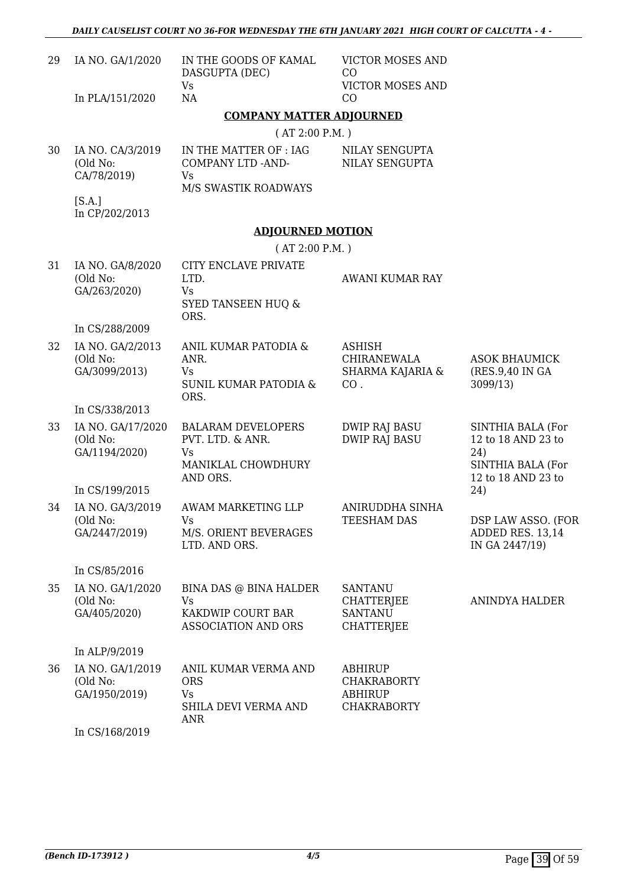| | | | | |
|---|---|---|---|---|
| 29 | IA NO. GA/1/2020<br><br>In PLA/151/2020 | IN THE GOODS OF KAMAL DASGUPTA (DEC)<br>Vs<br>NA | VICTOR MOSES AND CO<br>VICTOR MOSES AND CO | |

**COMPANY MATTER ADJOURNED**

( AT 2:00 P.M. )

| | | | | |
|---|---|---|---|---|
| 30 | IA NO. CA/3/2019<br>(Old No: CA/78/2019)<br><br>[S.A.]<br>In CP/202/2013 | IN THE MATTER OF : IAG COMPANY LTD -AND-<br>Vs<br>M/S SWASTIK ROADWAYS | NILAY SENGUPTA<br>NILAY SENGUPTA | |

**ADJOURNED MOTION**

( AT 2:00 P.M. )

| | | | | |
|---|---|---|---|---|
| 31 | IA NO. GA/8/2020<br>(Old No: GA/263/2020)<br><br>In CS/288/2009 | CITY ENCLAVE PRIVATE LTD.<br>Vs<br>SYED TANSEEN HUQ & ORS. | AWANI KUMAR RAY | |
| 32 | IA NO. GA/2/2013<br>(Old No: GA/3099/2013)<br><br>In CS/338/2013 | ANIL KUMAR PATODIA & ANR.<br>Vs<br>SUNIL KUMAR PATODIA & ORS. | ASHISH CHIRANEWALA SHARMA KAJARIA & CO . | ASOK BHAUMICK (RES.9,40 IN GA 3099/13) |
| 33 | IA NO. GA/17/2020<br>(Old No: GA/1194/2020)<br><br>In CS/199/2015 | BALARAM DEVELOPERS PVT. LTD. & ANR.<br>Vs<br>MANIKLAL CHOWDHURY AND ORS. | DWIP RAJ BASU<br>DWIP RAJ BASU | SINTHIA BALA (For 12 to 18 AND 23 to 24)<br>SINTHIA BALA (For 12 to 18 AND 23 to 24) |
| 34 | IA NO. GA/3/2019<br>(Old No: GA/2447/2019)<br><br>In CS/85/2016 | AWAM MARKETING LLP<br>Vs<br>M/S. ORIENT BEVERAGES LTD. AND ORS. | ANIRUDDHA SINHA<br>TEESHAM DAS | DSP LAW ASSO. (FOR ADDED RES. 13,14 IN GA 2447/19) |
| 35 | IA NO. GA/1/2020<br>(Old No: GA/405/2020)<br><br>In ALP/9/2019 | BINA DAS @ BINA HALDER<br>Vs<br>KAKDWIP COURT BAR ASSOCIATION AND ORS | SANTANU CHATTERJEE<br>SANTANU CHATTERJEE | ANINDYA HALDER |
| 36 | IA NO. GA/1/2019<br>(Old No: GA/1950/2019)<br><br>In CS/168/2019 | ANIL KUMAR VERMA AND ORS<br>Vs<br>SHILA DEVI VERMA AND ANR | ABHIRUP CHAKRABORTY<br>ABHIRUP CHAKRABORTY | |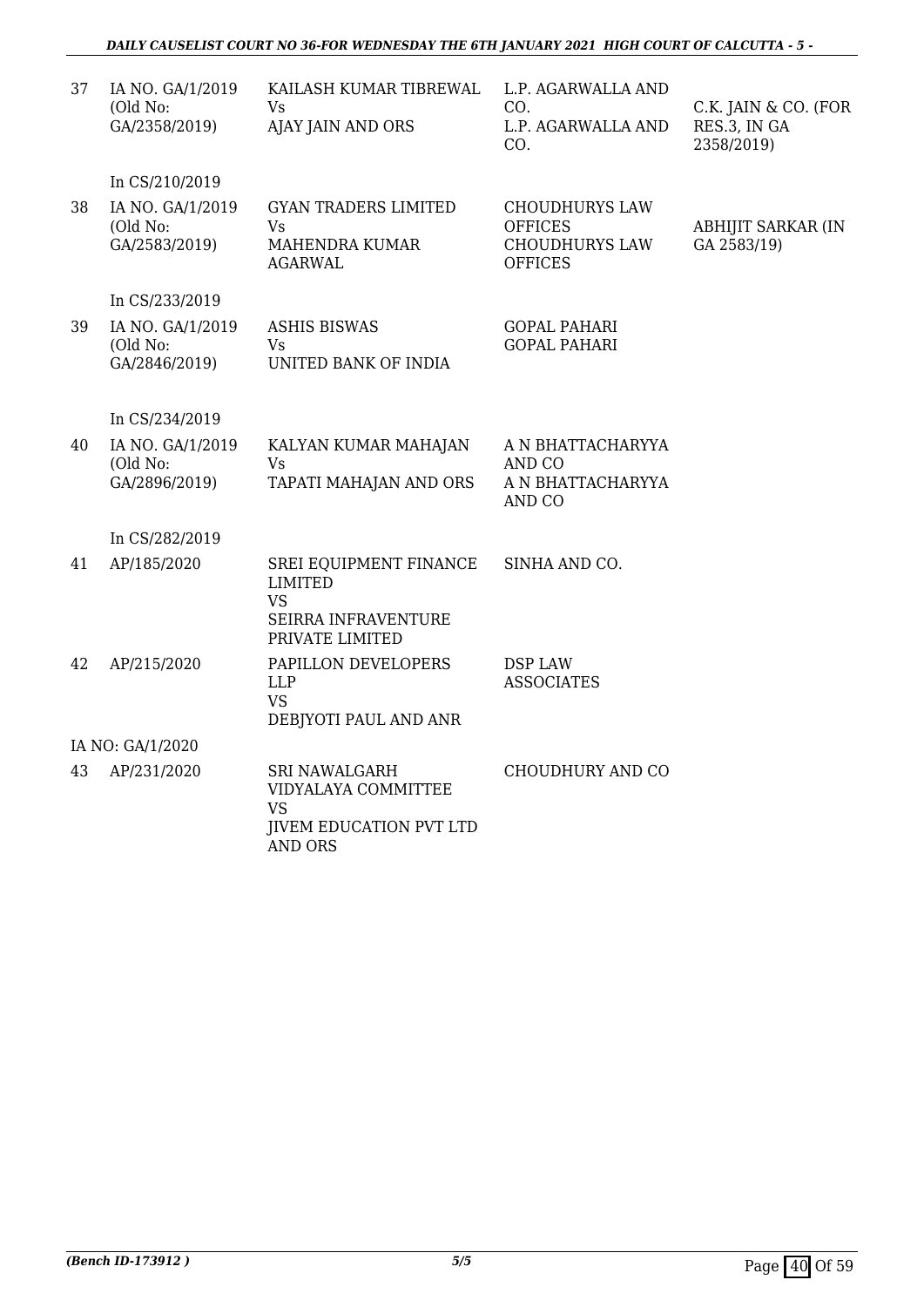| | | | | |
|---|---|---|---|---|
| 37 | IA NO. GA/1/2019 (Old No: GA/2358/2019) | KAILASH KUMAR TIBREWAL Vs AJAY JAIN AND ORS | L.P. AGARWALLA AND CO. L.P. AGARWALLA AND CO. | C.K. JAIN & CO. (FOR RES.3, IN GA 2358/2019) |
| | In CS/210/2019 | | | |
| 38 | IA NO. GA/1/2019 (Old No: GA/2583/2019) | GYAN TRADERS LIMITED Vs MAHENDRA KUMAR AGARWAL | CHOUDHURYS LAW OFFICES CHOUDHURYS LAW OFFICES | ABHIJIT SARKAR (IN GA 2583/19) |
| | In CS/233/2019 | | | |
| 39 | IA NO. GA/1/2019 (Old No: GA/2846/2019) | ASHIS BISWAS Vs UNITED BANK OF INDIA | GOPAL PAHARI GOPAL PAHARI | |
| | In CS/234/2019 | | | |
| 40 | IA NO. GA/1/2019 (Old No: GA/2896/2019) | KALYAN KUMAR MAHAJAN Vs TAPATI MAHAJAN AND ORS | A N BHATTACHARYYA AND CO A N BHATTACHARYYA AND CO | |
| | In CS/282/2019 | | | |
| 41 | AP/185/2020 | SREI EQUIPMENT FINANCE LIMITED VS SEIRRA INFRAVENTURE PRIVATE LIMITED | SINHA AND CO. | |
| 42 | AP/215/2020 | PAPILLON DEVELOPERS LLP VS DEBJYOTI PAUL AND ANR | DSP LAW ASSOCIATES | |
| | IA NO: GA/1/2020 | | | |
| 43 | AP/231/2020 | SRI NAWALGARH VIDYALAYA COMMITTEE VS JIVEM EDUCATION PVT LTD AND ORS | CHOUDHURY AND CO | |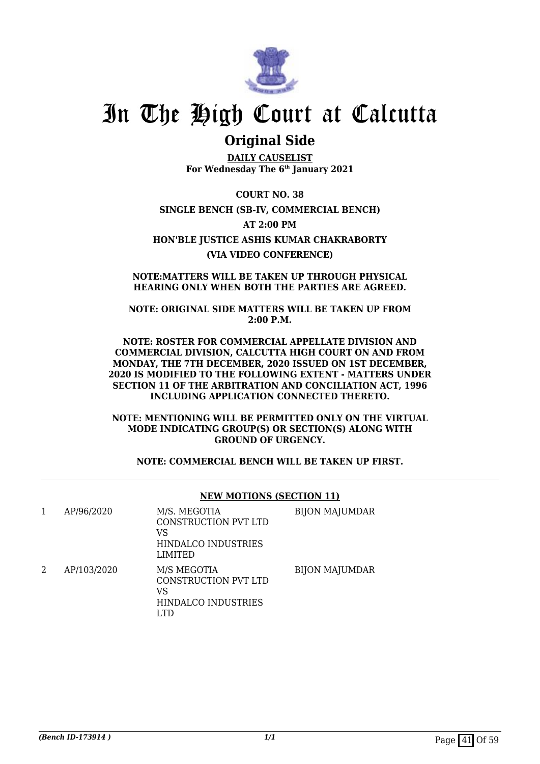# In The High Court at Calcutta

## Original Side

**DAILY CAUSELIST**
**For Wednesday The 6th January 2021**

**COURT NO. 38**

**SINGLE BENCH (SB-IV, COMMERCIAL BENCH)**

**AT 2:00 PM**

**HON'BLE JUSTICE ASHIS KUMAR CHAKRABORTY**

**(VIA VIDEO CONFERENCE)**

**NOTE:MATTERS WILL BE TAKEN UP THROUGH PHYSICAL HEARING ONLY WHEN BOTH THE PARTIES ARE AGREED.**

**NOTE: ORIGINAL SIDE MATTERS WILL BE TAKEN UP FROM 2:00 P.M.**

**NOTE: ROSTER FOR COMMERCIAL APPELLATE DIVISION AND COMMERCIAL DIVISION, CALCUTTA HIGH COURT ON AND FROM MONDAY, THE 7TH DECEMBER, 2020 ISSUED ON 1ST DECEMBER, 2020 IS MODIFIED TO THE FOLLOWING EXTENT - MATTERS UNDER SECTION 11 OF THE ARBITRATION AND CONCILIATION ACT, 1996 INCLUDING APPLICATION CONNECTED THERETO.**

**NOTE: MENTIONING WILL BE PERMITTED ONLY ON THE VIRTUAL MODE INDICATING GROUP(S) OR SECTION(S) ALONG WITH GROUND OF URGENCY.**

**NOTE: COMMERCIAL BENCH WILL BE TAKEN UP FIRST.**

**NEW MOTIONS (SECTION 11)**

| | | | |
|---|---|---|---|
| 1 | AP/96/2020 | M/S. MEGOTIA CONSTRUCTION PVT LTD VS HINDALCO INDUSTRIES LIMITED | BIJON MAJUMDAR |
| 2 | AP/103/2020 | M/S MEGOTIA CONSTRUCTION PVT LTD VS HINDALCO INDUSTRIES LTD | BIJON MAJUMDAR |

*(Bench ID-173914 )*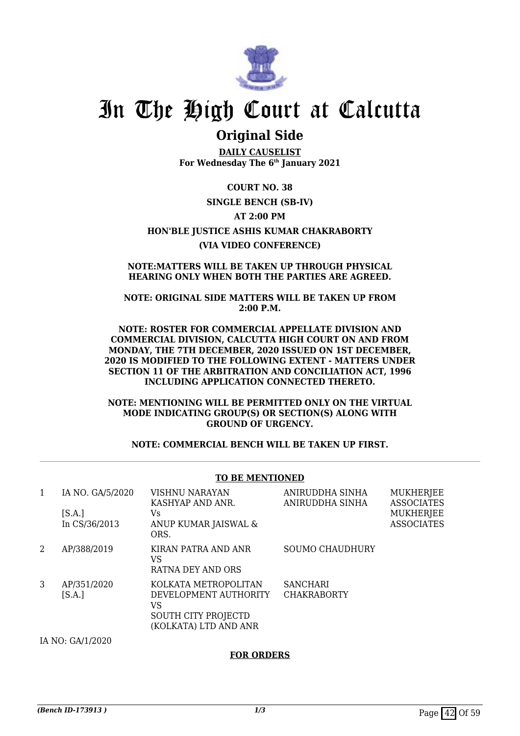# In The High Court at Calcutta

## Original Side

**DAILY CAUSELIST**
**For Wednesday The 6th January 2021**

**COURT NO. 38**

**SINGLE BENCH (SB-IV)**

**AT 2:00 PM**

**HON'BLE JUSTICE ASHIS KUMAR CHAKRABORTY**

**(VIA VIDEO CONFERENCE)**

**NOTE:MATTERS WILL BE TAKEN UP THROUGH PHYSICAL HEARING ONLY WHEN BOTH THE PARTIES ARE AGREED.**

**NOTE: ORIGINAL SIDE MATTERS WILL BE TAKEN UP FROM 2:00 P.M.**

**NOTE: ROSTER FOR COMMERCIAL APPELLATE DIVISION AND COMMERCIAL DIVISION, CALCUTTA HIGH COURT ON AND FROM MONDAY, THE 7TH DECEMBER, 2020 ISSUED ON 1ST DECEMBER, 2020 IS MODIFIED TO THE FOLLOWING EXTENT - MATTERS UNDER SECTION 11 OF THE ARBITRATION AND CONCILIATION ACT, 1996 INCLUDING APPLICATION CONNECTED THERETO.**

**NOTE: MENTIONING WILL BE PERMITTED ONLY ON THE VIRTUAL MODE INDICATING GROUP(S) OR SECTION(S) ALONG WITH GROUND OF URGENCY.**

**NOTE: COMMERCIAL BENCH WILL BE TAKEN UP FIRST.**

**TO BE MENTIONED**

| | | | | |
|---|---|---|---|---|
| 1 | IA NO. GA/5/2020 [S.A.] In CS/36/2013 | VISHNU NARAYAN KASHYAP AND ANR. Vs ANUP KUMAR JAISWAL & ORS. | ANIRUDDHA SINHA ANIRUDDHA SINHA | MUKHERJEE ASSOCIATES MUKHERJEE ASSOCIATES |
| 2 | AP/388/2019 | KIRAN PATRA AND ANR VS RATNA DEY AND ORS | SOUMO CHAUDHURY | |
| 3 | AP/351/2020 [S.A.] | KOLKATA METROPOLITAN DEVELOPMENT AUTHORITY VS SOUTH CITY PROJECTD (KOLKATA) LTD AND ANR | SANCHARI CHAKRABORTY | |

IA NO: GA/1/2020

**FOR ORDERS**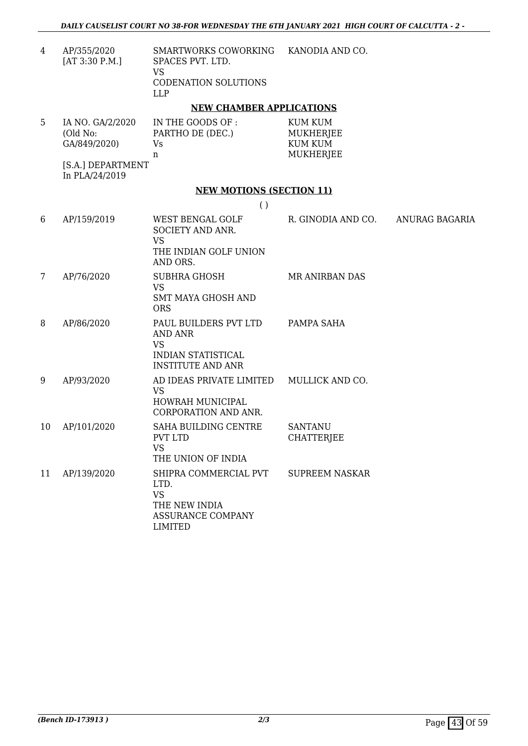| 4 | AP/355/2020<br>[AT 3:30 P.M.] | SMARTWORKS COWORKING SPACES PVT. LTD.<br>VS<br>CODENATION SOLUTIONS LLP | KANODIA AND CO. | |
|---|---|---|---|---|

**NEW CHAMBER APPLICATIONS**

| 5 | IA NO. GA/2/2020<br>(Old No: GA/849/2020)<br>[S.A.] DEPARTMENT<br>In PLA/24/2019 | IN THE GOODS OF :<br>PARTHO DE (DEC.)<br>Vs<br>n | KUM KUM MUKHERJEE<br>KUM KUM MUKHERJEE | |
|---|---|---|---|---|

**NEW MOTIONS (SECTION 11)**

( )

| 6 | AP/159/2019 | WEST BENGAL GOLF SOCIETY AND ANR.<br>VS<br>THE INDIAN GOLF UNION AND ORS. | R. GINODIA AND CO. | ANURAG BAGARIA |
|---|---|---|---|---|
| 7 | AP/76/2020 | SUBHRA GHOSH<br>VS<br>SMT MAYA GHOSH AND ORS | MR ANIRBAN DAS | |
| 8 | AP/86/2020 | PAUL BUILDERS PVT LTD AND ANR<br>VS<br>INDIAN STATISTICAL INSTITUTE AND ANR | PAMPA SAHA | |
| 9 | AP/93/2020 | AD IDEAS PRIVATE LIMITED<br>VS<br>HOWRAH MUNICIPAL CORPORATION AND ANR. | MULLICK AND CO. | |
| 10 | AP/101/2020 | SAHA BUILDING CENTRE PVT LTD<br>VS<br>THE UNION OF INDIA | SANTANU CHATTERJEE | |
| 11 | AP/139/2020 | SHIPRA COMMERCIAL PVT LTD.<br>VS<br>THE NEW INDIA ASSURANCE COMPANY LIMITED | SUPREEM NASKAR | |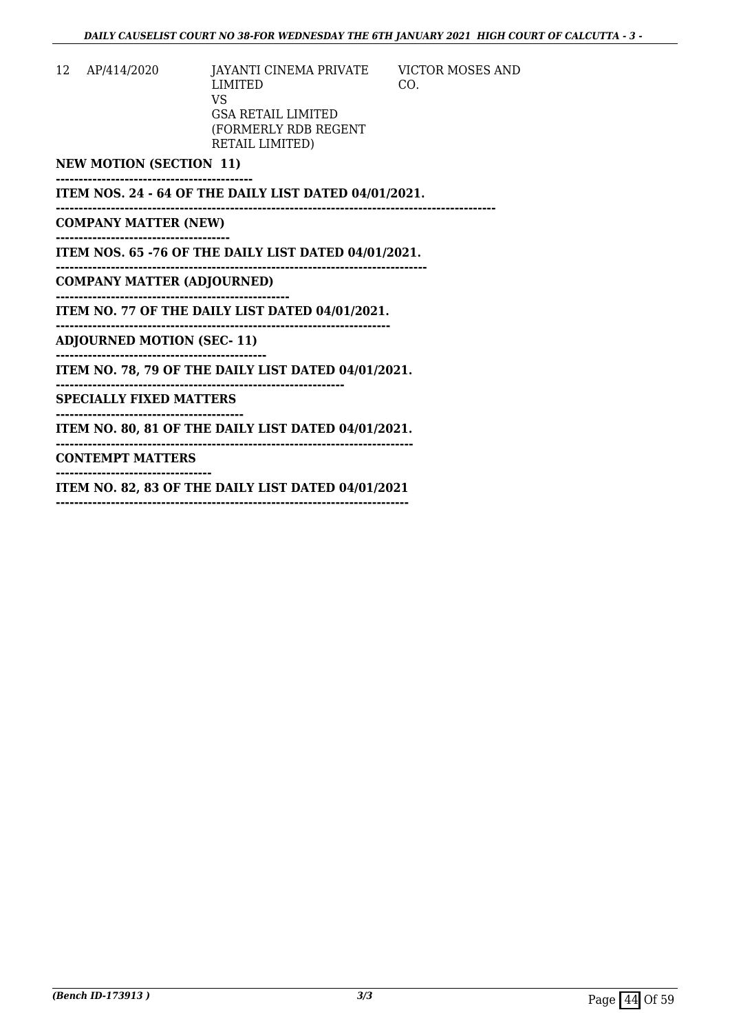| 12 | AP/414/2020 | JAYANTI CINEMA PRIVATE LIMITED<br>VS<br>GSA RETAIL LIMITED (FORMERLY RDB REGENT RETAIL LIMITED) | VICTOR MOSES AND CO. |
|---|---|---|---|

**NEW MOTION (SECTION 11)**

**ITEM NOS. 24 - 64 OF THE DAILY LIST DATED 04/01/2021.**

**COMPANY MATTER (NEW)**

**ITEM NOS. 65 -76 OF THE DAILY LIST DATED 04/01/2021.**

**COMPANY MATTER (ADJOURNED)**

**ITEM NO. 77 OF THE DAILY LIST DATED 04/01/2021.**

**ADJOURNED MOTION (SEC- 11)**

**ITEM NO. 78, 79 OF THE DAILY LIST DATED 04/01/2021.**

**SPECIALLY FIXED MATTERS**

**ITEM NO. 80, 81 OF THE DAILY LIST DATED 04/01/2021.**

**CONTEMPT MATTERS**

**ITEM NO. 82, 83 OF THE DAILY LIST DATED 04/01/2021**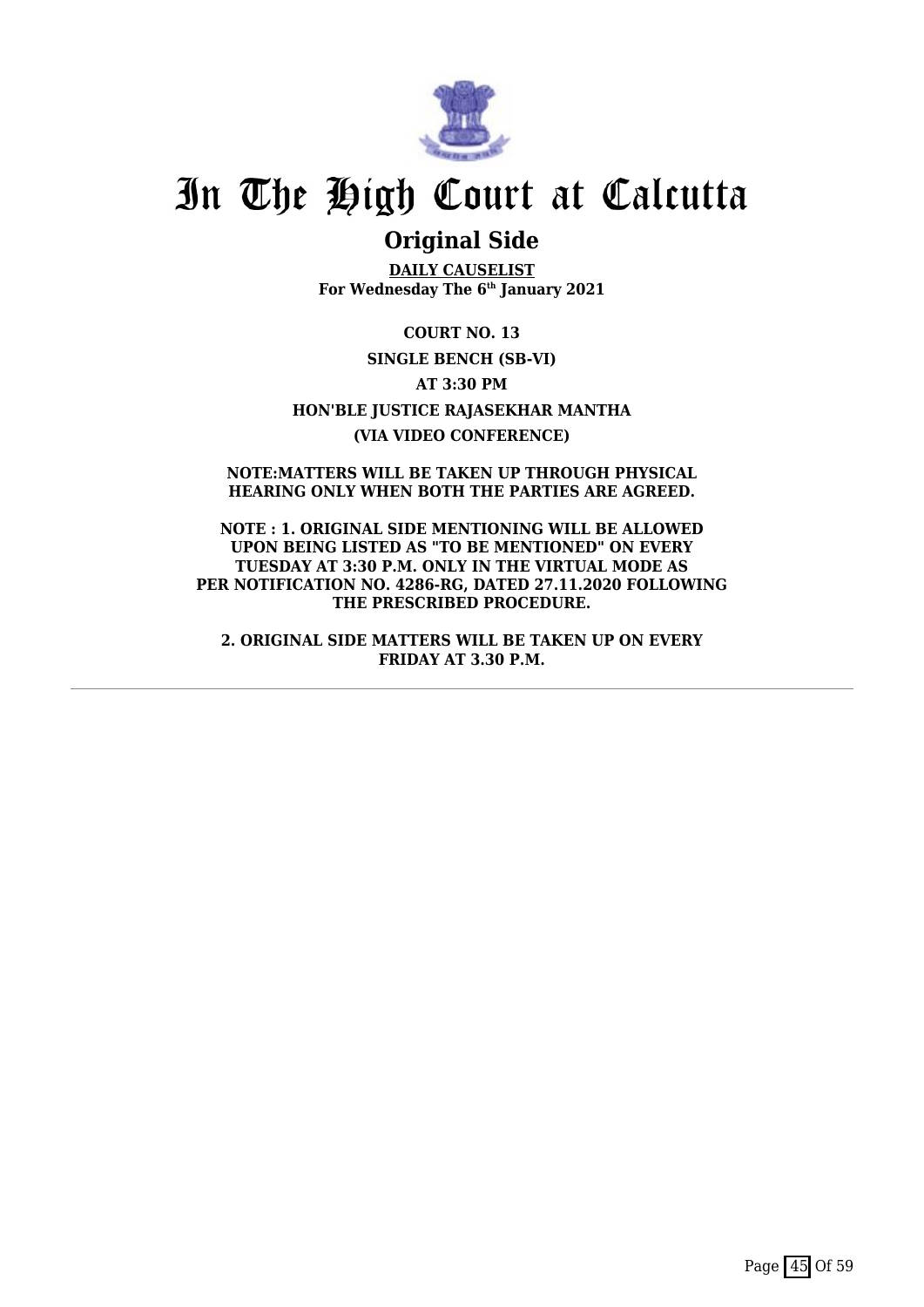# In The High Court at Calcutta

## Original Side

**DAILY CAUSELIST**

**For Wednesday The 6th January 2021**

**COURT NO. 13**

**SINGLE BENCH (SB-VI)**

**AT 3:30 PM**

**HON'BLE JUSTICE RAJASEKHAR MANTHA**

**(VIA VIDEO CONFERENCE)**

**NOTE:MATTERS WILL BE TAKEN UP THROUGH PHYSICAL HEARING ONLY WHEN BOTH THE PARTIES ARE AGREED.**

**NOTE : 1. ORIGINAL SIDE MENTIONING WILL BE ALLOWED UPON BEING LISTED AS "TO BE MENTIONED" ON EVERY TUESDAY AT 3:30 P.M. ONLY IN THE VIRTUAL MODE AS PER NOTIFICATION NO. 4286-RG, DATED 27.11.2020 FOLLOWING THE PRESCRIBED PROCEDURE.**

**2. ORIGINAL SIDE MATTERS WILL BE TAKEN UP ON EVERY FRIDAY AT 3.30 P.M.**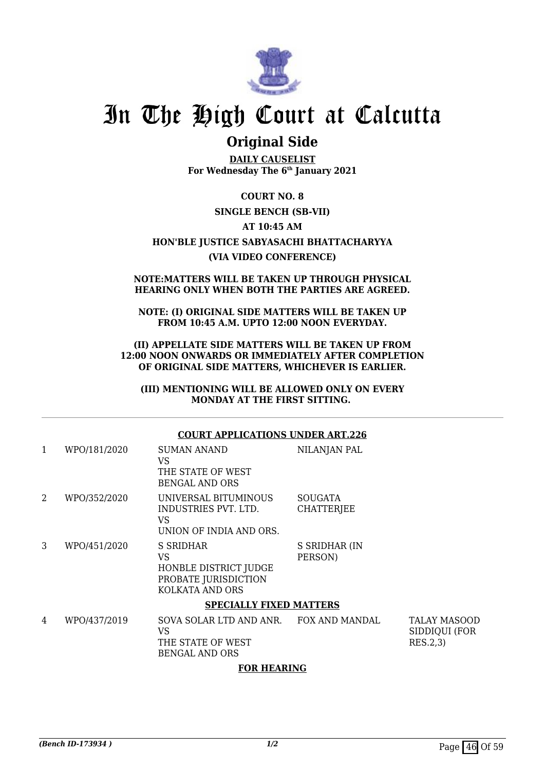# In The High Court at Calcutta

## Original Side

**DAILY CAUSELIST**
**For Wednesday The 6th January 2021**

**COURT NO. 8**

**SINGLE BENCH (SB-VII)**

**AT 10:45 AM**

**HON'BLE JUSTICE SABYASACHI BHATTACHARYYA**

**(VIA VIDEO CONFERENCE)**

**NOTE:MATTERS WILL BE TAKEN UP THROUGH PHYSICAL HEARING ONLY WHEN BOTH THE PARTIES ARE AGREED.**

**NOTE: (I) ORIGINAL SIDE MATTERS WILL BE TAKEN UP FROM 10:45 A.M. UPTO 12:00 NOON EVERYDAY.**

**(II) APPELLATE SIDE MATTERS WILL BE TAKEN UP FROM 12:00 NOON ONWARDS OR IMMEDIATELY AFTER COMPLETION OF ORIGINAL SIDE MATTERS, WHICHEVER IS EARLIER.**

**(III) MENTIONING WILL BE ALLOWED ONLY ON EVERY MONDAY AT THE FIRST SITTING.**

**COURT APPLICATIONS UNDER ART.226**

| | | | | |
|---|---|---|---|---|
| 1 | WPO/181/2020 | SUMAN ANAND VS THE STATE OF WEST BENGAL AND ORS | NILANJAN PAL | |
| 2 | WPO/352/2020 | UNIVERSAL BITUMINOUS INDUSTRIES PVT. LTD. VS UNION OF INDIA AND ORS. | SOUGATA CHATTERJEE | |
| 3 | WPO/451/2020 | S SRIDHAR VS HONBLE DISTRICT JUDGE PROBATE JURISDICTION KOLKATA AND ORS | S SRIDHAR (IN PERSON) | |

**SPECIALLY FIXED MATTERS**

| | | | | |
|---|---|---|---|---|
| 4 | WPO/437/2019 | SOVA SOLAR LTD AND ANR. VS THE STATE OF WEST BENGAL AND ORS | FOX AND MANDAL | TALAY MASOOD SIDDIQUI (FOR RES.2,3) |

**FOR HEARING**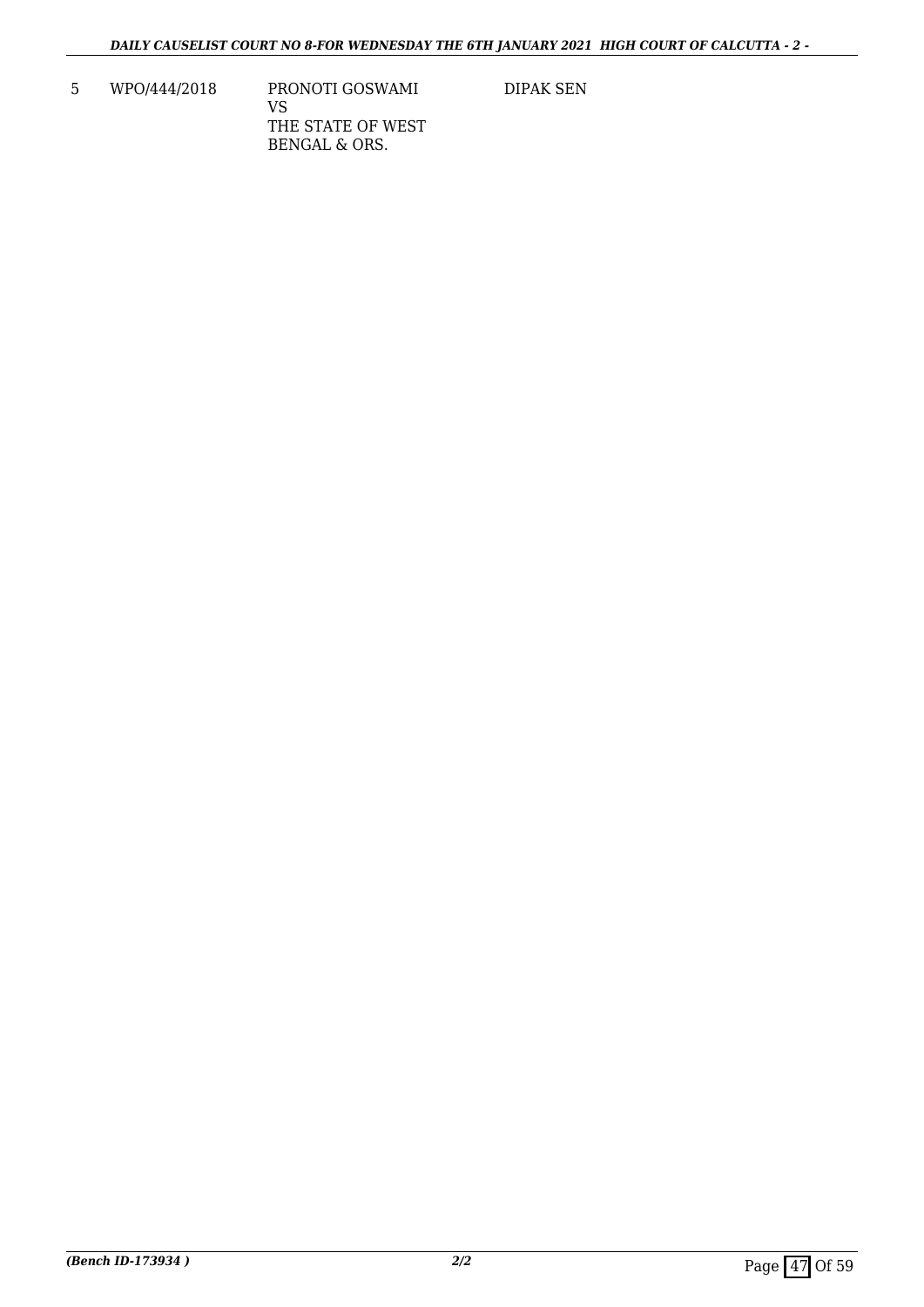| 5 | WPO/444/2018 | PRONOTI GOSWAMI<br>VS<br>THE STATE OF WEST BENGAL & ORS. | DIPAK SEN |
|---|---|---|---|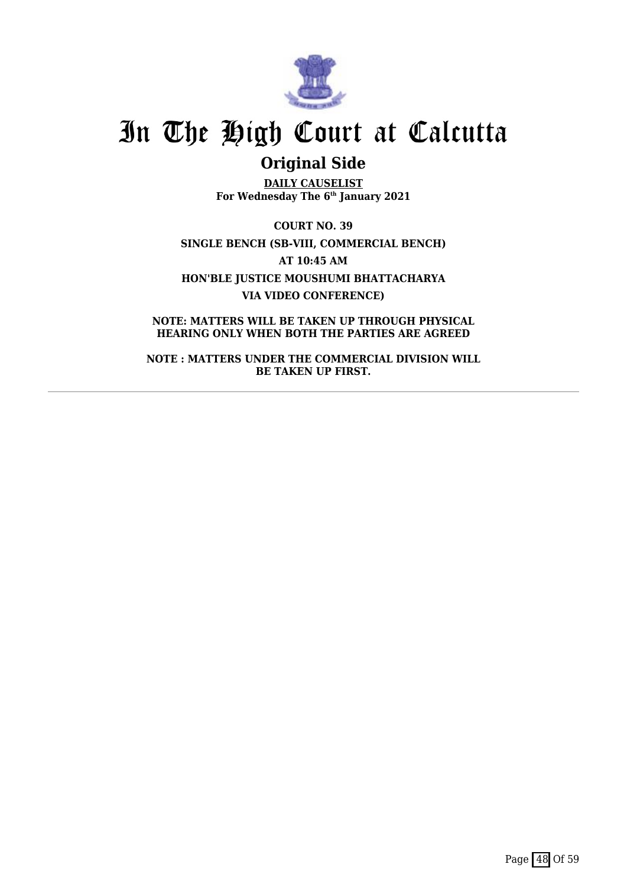# In The High Court at Calcutta

## Original Side

**DAILY CAUSELIST**
**For Wednesday The 6th January 2021**

**COURT NO. 39**

**SINGLE BENCH (SB-VIII, COMMERCIAL BENCH)**

**AT 10:45 AM**

**HON'BLE JUSTICE MOUSHUMI BHATTACHARYA**

**VIA VIDEO CONFERENCE)**

**NOTE: MATTERS WILL BE TAKEN UP THROUGH PHYSICAL HEARING ONLY WHEN BOTH THE PARTIES ARE AGREED**

**NOTE : MATTERS UNDER THE COMMERCIAL DIVISION WILL BE TAKEN UP FIRST.**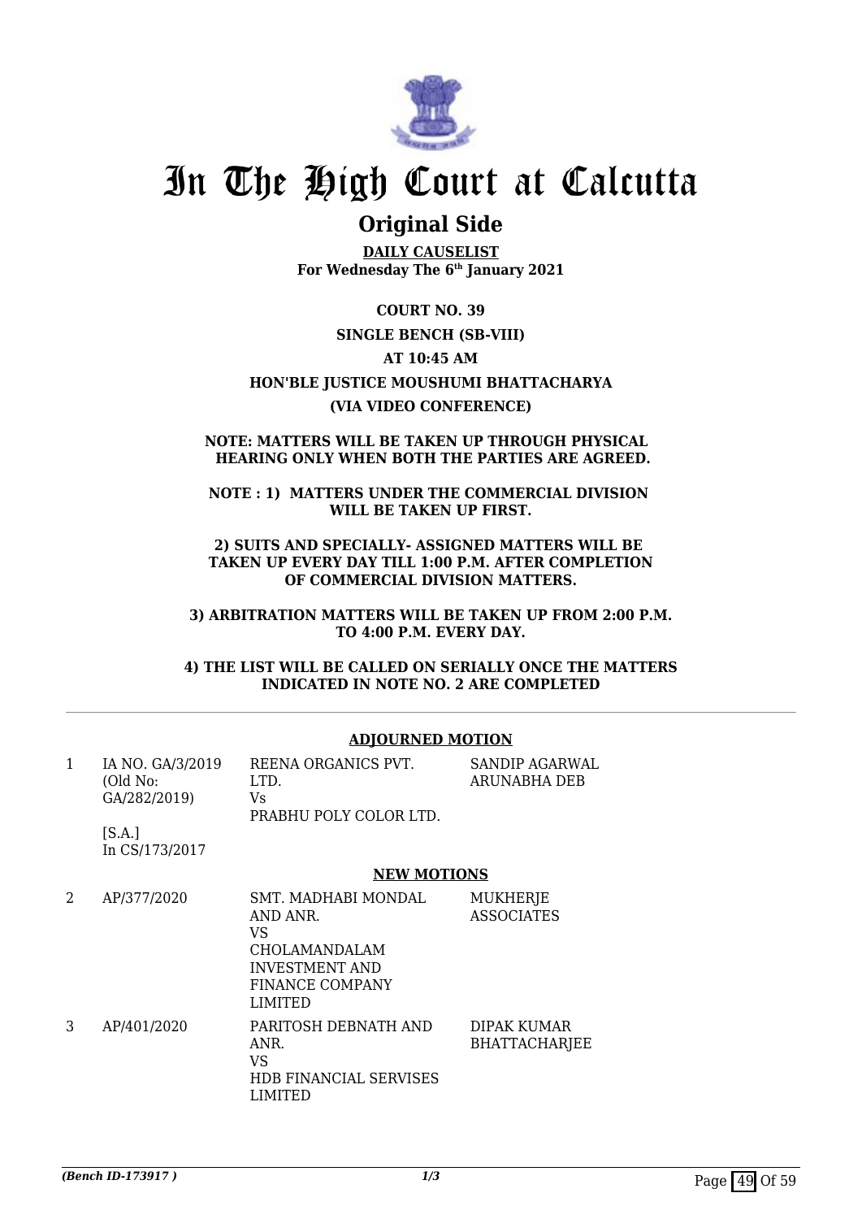# In The High Court at Calcutta

## Original Side

**DAILY CAUSELIST**
**For Wednesday The 6th January 2021**

**COURT NO. 39**

**SINGLE BENCH (SB-VIII)**

**AT 10:45 AM**

**HON'BLE JUSTICE MOUSHUMI BHATTACHARYA**

**(VIA VIDEO CONFERENCE)**

**NOTE: MATTERS WILL BE TAKEN UP THROUGH PHYSICAL HEARING ONLY WHEN BOTH THE PARTIES ARE AGREED.**

**NOTE : 1) MATTERS UNDER THE COMMERCIAL DIVISION WILL BE TAKEN UP FIRST.**

**2) SUITS AND SPECIALLY- ASSIGNED MATTERS WILL BE TAKEN UP EVERY DAY TILL 1:00 P.M. AFTER COMPLETION OF COMMERCIAL DIVISION MATTERS.**

**3) ARBITRATION MATTERS WILL BE TAKEN UP FROM 2:00 P.M. TO 4:00 P.M. EVERY DAY.**

**4) THE LIST WILL BE CALLED ON SERIALLY ONCE THE MATTERS INDICATED IN NOTE NO. 2 ARE COMPLETED**

**ADJOURNED MOTION**

| | | | |
|---|---|---|---|
| 1 | IA NO. GA/3/2019 (Old No: GA/282/2019) [S.A.] In CS/173/2017 | REENA ORGANICS PVT. LTD. Vs PRABHU POLY COLOR LTD. | SANDIP AGARWAL ARUNABHA DEB |

**NEW MOTIONS**

| | | | |
|---|---|---|---|
| 2 | AP/377/2020 | SMT. MADHABI MONDAL AND ANR. VS CHOLAMANDALAM INVESTMENT AND FINANCE COMPANY LIMITED | MUKHERJE ASSOCIATES |
| 3 | AP/401/2020 | PARITOSH DEBNATH AND ANR. VS HDB FINANCIAL SERVISES LIMITED | DIPAK KUMAR BHATTACHARJEE |

*(Bench ID-173917 )*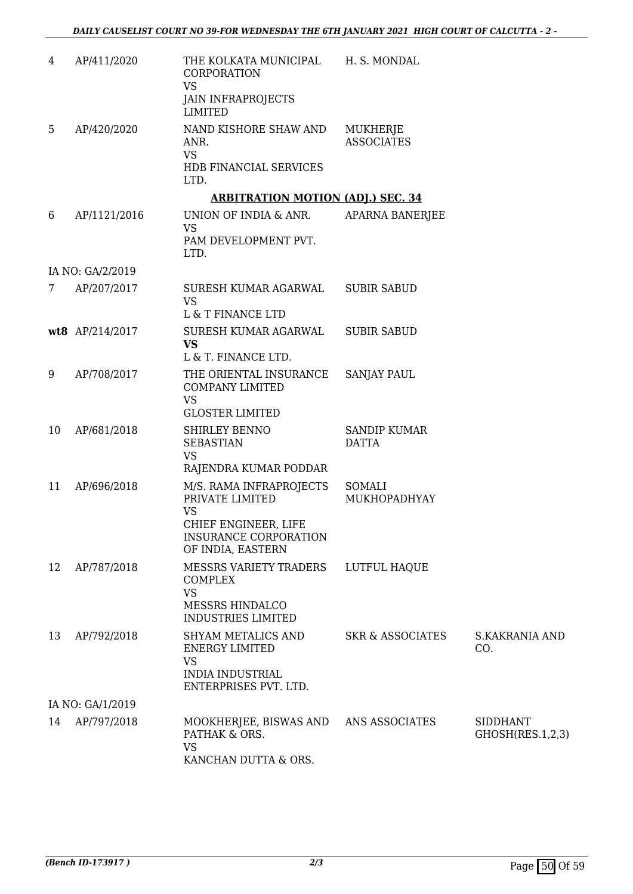| | | | | |
|---|---|---|---|---|
| 4 | AP/411/2020 | THE KOLKATA MUNICIPAL CORPORATION<br>VS<br>JAIN INFRAPROJECTS LIMITED | H. S. MONDAL | |
| 5 | AP/420/2020 | NAND KISHORE SHAW AND ANR.<br>VS<br>HDB FINANCIAL SERVICES LTD. | MUKHERJE ASSOCIATES | |

**ARBITRATION MOTION (ADJ.) SEC. 34**

| | | | | |
|---|---|---|---|---|
| 6 | AP/1121/2016 | UNION OF INDIA & ANR.<br>VS<br>PAM DEVELOPMENT PVT. LTD. | APARNA BANERJEE | |
| | IA NO: GA/2/2019 | | | |
| 7 | AP/207/2017 | SURESH KUMAR AGARWAL<br>VS<br>L & T FINANCE LTD | SUBIR SABUD | |
| **wt8** | AP/214/2017 | SURESH KUMAR AGARWAL<br>**VS**<br>L & T. FINANCE LTD. | SUBIR SABUD | |
| 9 | AP/708/2017 | THE ORIENTAL INSURANCE COMPANY LIMITED<br>VS<br>GLOSTER LIMITED | SANJAY PAUL | |
| 10 | AP/681/2018 | SHIRLEY BENNO SEBASTIAN<br>VS<br>RAJENDRA KUMAR PODDAR | SANDIP KUMAR DATTA | |
| 11 | AP/696/2018 | M/S. RAMA INFRAPROJECTS PRIVATE LIMITED<br>VS<br>CHIEF ENGINEER, LIFE INSURANCE CORPORATION OF INDIA, EASTERN | SOMALI MUKHOPADHYAY | |
| 12 | AP/787/2018 | MESSRS VARIETY TRADERS COMPLEX<br>VS<br>MESSRS HINDALCO INDUSTRIES LIMITED | LUTFUL HAQUE | |
| 13 | AP/792/2018 | SHYAM METALICS AND ENERGY LIMITED<br>VS<br>INDIA INDUSTRIAL ENTERPRISES PVT. LTD. | SKR & ASSOCIATES | S.KAKRANIA AND CO. |
| | IA NO: GA/1/2019 | | | |
| 14 | AP/797/2018 | MOOKHERJEE, BISWAS AND PATHAK & ORS.<br>VS<br>KANCHAN DUTTA & ORS. | ANS ASSOCIATES | SIDDHANT GHOSH(RES.1,2,3) |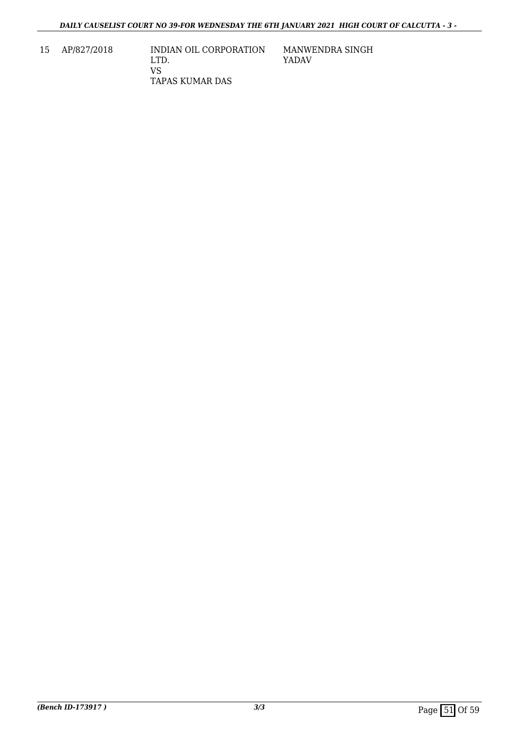| 15 | AP/827/2018 | INDIAN OIL CORPORATION LTD.<br>VS<br>TAPAS KUMAR DAS | MANWENDRA SINGH YADAV |
|---|---|---|---|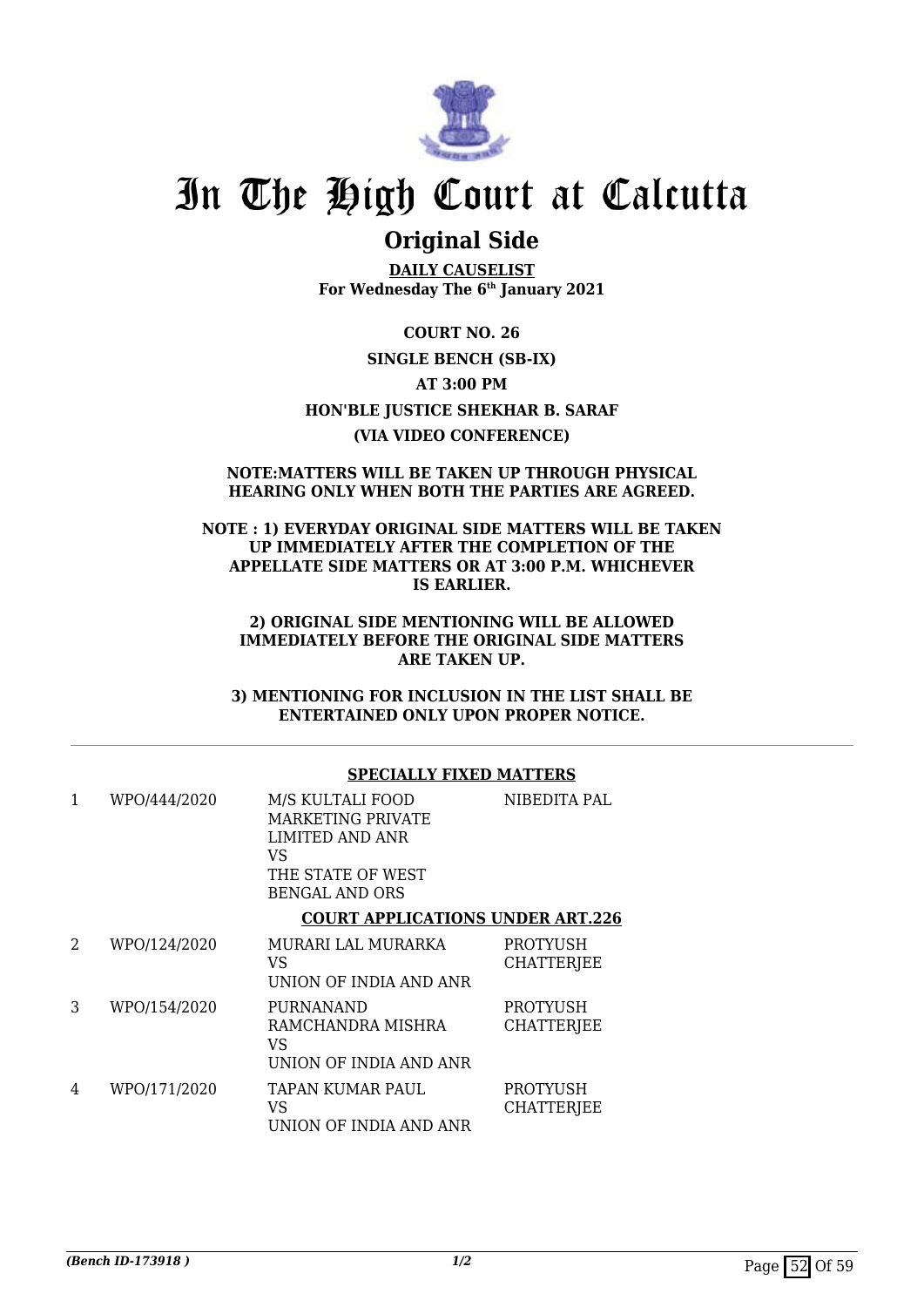# In The High Court at Calcutta

## Original Side

**DAILY CAUSELIST**
**For Wednesday The 6th January 2021**

**COURT NO. 26**

**SINGLE BENCH (SB-IX)**

**AT 3:00 PM**

**HON'BLE JUSTICE SHEKHAR B. SARAF**

**(VIA VIDEO CONFERENCE)**

**NOTE:MATTERS WILL BE TAKEN UP THROUGH PHYSICAL HEARING ONLY WHEN BOTH THE PARTIES ARE AGREED.**

**NOTE : 1) EVERYDAY ORIGINAL SIDE MATTERS WILL BE TAKEN UP IMMEDIATELY AFTER THE COMPLETION OF THE APPELLATE SIDE MATTERS OR AT 3:00 P.M. WHICHEVER IS EARLIER.**

**2) ORIGINAL SIDE MENTIONING WILL BE ALLOWED IMMEDIATELY BEFORE THE ORIGINAL SIDE MATTERS ARE TAKEN UP.**

**3) MENTIONING FOR INCLUSION IN THE LIST SHALL BE ENTERTAINED ONLY UPON PROPER NOTICE.**

**SPECIALLY FIXED MATTERS**

| | | | |
|---|---|---|---|
| 1 | WPO/444/2020 | M/S KULTALI FOOD MARKETING PRIVATE LIMITED AND ANR<br>VS<br>THE STATE OF WEST BENGAL AND ORS | NIBEDITA PAL |

**COURT APPLICATIONS UNDER ART.226**

| | | | |
|---|---|---|---|
| 2 | WPO/124/2020 | MURARI LAL MURARKA<br>VS<br>UNION OF INDIA AND ANR | PROTYUSH CHATTERJEE |
| 3 | WPO/154/2020 | PURNANAND RAMCHANDRA MISHRA<br>VS<br>UNION OF INDIA AND ANR | PROTYUSH CHATTERJEE |
| 4 | WPO/171/2020 | TAPAN KUMAR PAUL<br>VS<br>UNION OF INDIA AND ANR | PROTYUSH CHATTERJEE |

*(Bench ID-173918 )*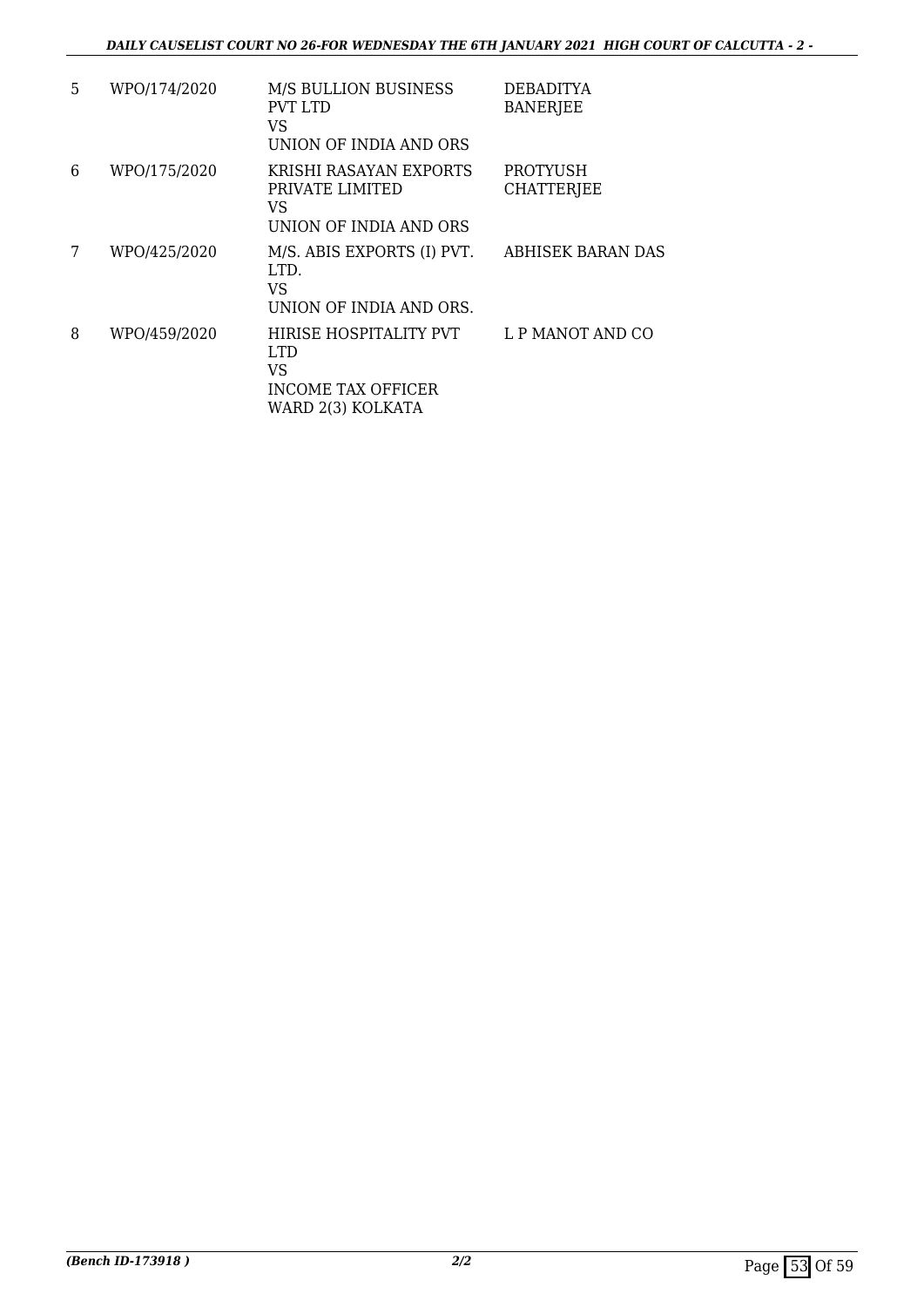| | | | |
|---|---|---|---|
| 5 | WPO/174/2020 | M/S BULLION BUSINESS PVT LTD<br>VS<br>UNION OF INDIA AND ORS | DEBADITYA BANERJEE |
| 6 | WPO/175/2020 | KRISHI RASAYAN EXPORTS PRIVATE LIMITED<br>VS<br>UNION OF INDIA AND ORS | PROTYUSH CHATTERJEE |
| 7 | WPO/425/2020 | M/S. ABIS EXPORTS (I) PVT. LTD.<br>VS<br>UNION OF INDIA AND ORS. | ABHISEK BARAN DAS |
| 8 | WPO/459/2020 | HIRISE HOSPITALITY PVT LTD<br>VS<br>INCOME TAX OFFICER WARD 2(3) KOLKATA | L P MANOT AND CO |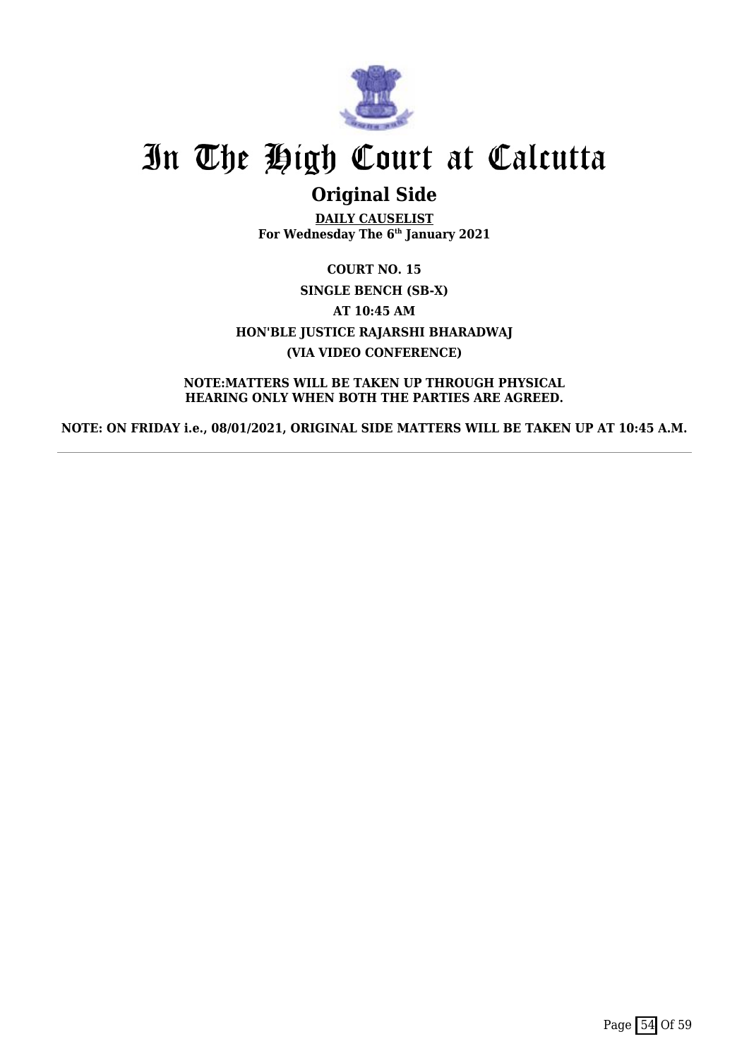# In The High Court at Calcutta

## Original Side

**DAILY CAUSELIST**
**For Wednesday The 6th January 2021**

**COURT NO. 15**

**SINGLE BENCH (SB-X)**

**AT 10:45 AM**

**HON'BLE JUSTICE RAJARSHI BHARADWAJ**

**(VIA VIDEO CONFERENCE)**

**NOTE:MATTERS WILL BE TAKEN UP THROUGH PHYSICAL HEARING ONLY WHEN BOTH THE PARTIES ARE AGREED.**

**NOTE: ON FRIDAY i.e., 08/01/2021, ORIGINAL SIDE MATTERS WILL BE TAKEN UP AT 10:45 A.M.**

---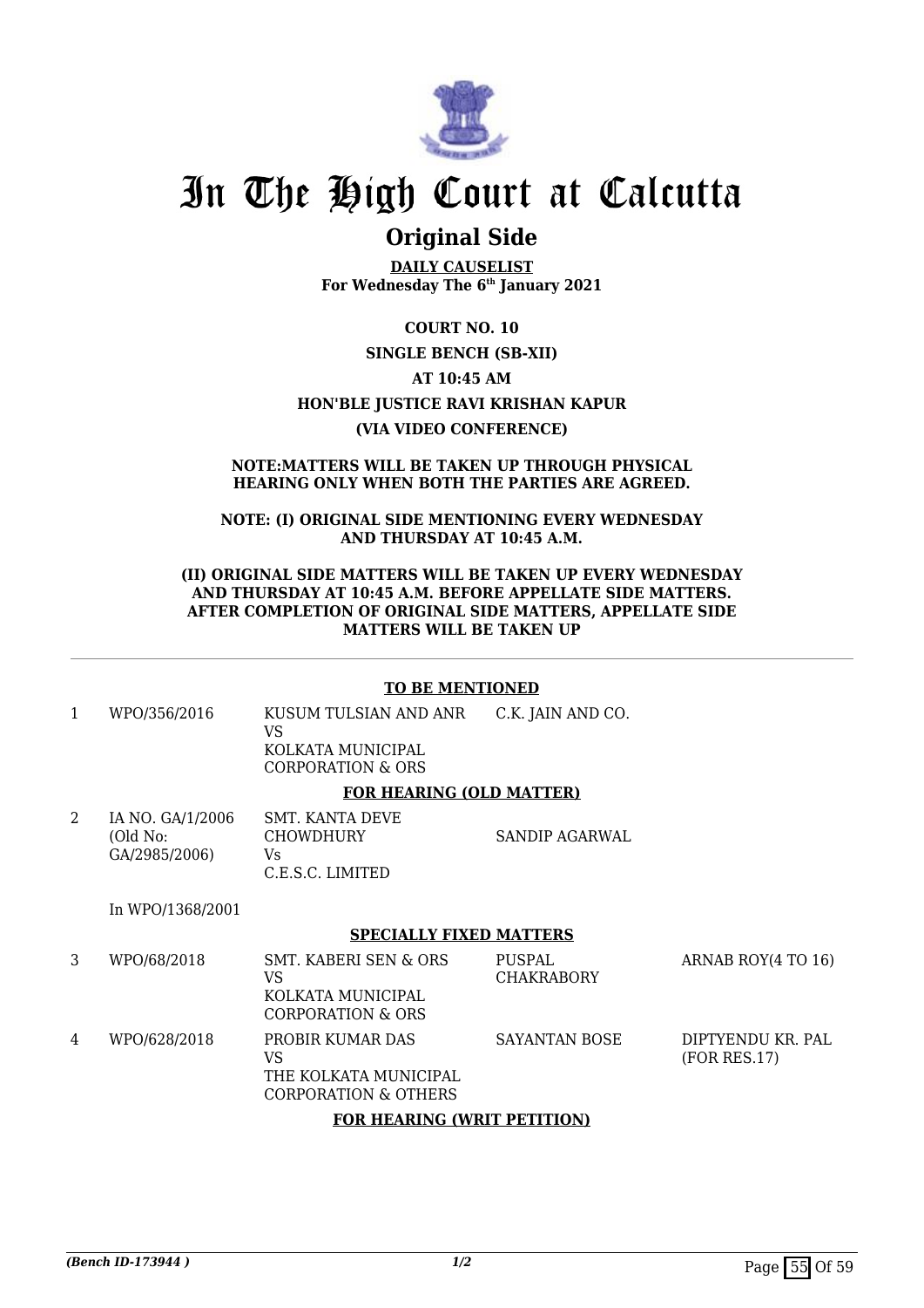# In The High Court at Calcutta

## Original Side

**DAILY CAUSELIST**
**For Wednesday The 6th January 2021**

**COURT NO. 10**

**SINGLE BENCH (SB-XII)**

**AT 10:45 AM**

**HON'BLE JUSTICE RAVI KRISHAN KAPUR**

**(VIA VIDEO CONFERENCE)**

**NOTE:MATTERS WILL BE TAKEN UP THROUGH PHYSICAL HEARING ONLY WHEN BOTH THE PARTIES ARE AGREED.**

**NOTE: (I) ORIGINAL SIDE MENTIONING EVERY WEDNESDAY AND THURSDAY AT 10:45 A.M.**

**(II) ORIGINAL SIDE MATTERS WILL BE TAKEN UP EVERY WEDNESDAY AND THURSDAY AT 10:45 A.M. BEFORE APPELLATE SIDE MATTERS. AFTER COMPLETION OF ORIGINAL SIDE MATTERS, APPELLATE SIDE MATTERS WILL BE TAKEN UP**

**TO BE MENTIONED**

| | | | | |
|---|---|---|---|---|
| 1 | WPO/356/2016 | KUSUM TULSIAN AND ANR<br>VS<br>KOLKATA MUNICIPAL CORPORATION & ORS | C.K. JAIN AND CO. | |

**FOR HEARING (OLD MATTER)**

| | | | | |
|---|---|---|---|---|
| 2 | IA NO. GA/1/2006<br>(Old No: GA/2985/2006)<br><br>In WPO/1368/2001 | SMT. KANTA DEVE CHOWDHURY<br>Vs<br>C.E.S.C. LIMITED | SANDIP AGARWAL | |

**SPECIALLY FIXED MATTERS**

| | | | | |
|---|---|---|---|---|
| 3 | WPO/68/2018 | SMT. KABERI SEN & ORS<br>VS<br>KOLKATA MUNICIPAL CORPORATION & ORS | PUSPAL CHAKRABORY | ARNAB ROY(4 TO 16) |
| 4 | WPO/628/2018 | PROBIR KUMAR DAS<br>VS<br>THE KOLKATA MUNICIPAL CORPORATION & OTHERS | SAYANTAN BOSE | DIPTYENDU KR. PAL (FOR RES.17) |

**FOR HEARING (WRIT PETITION)**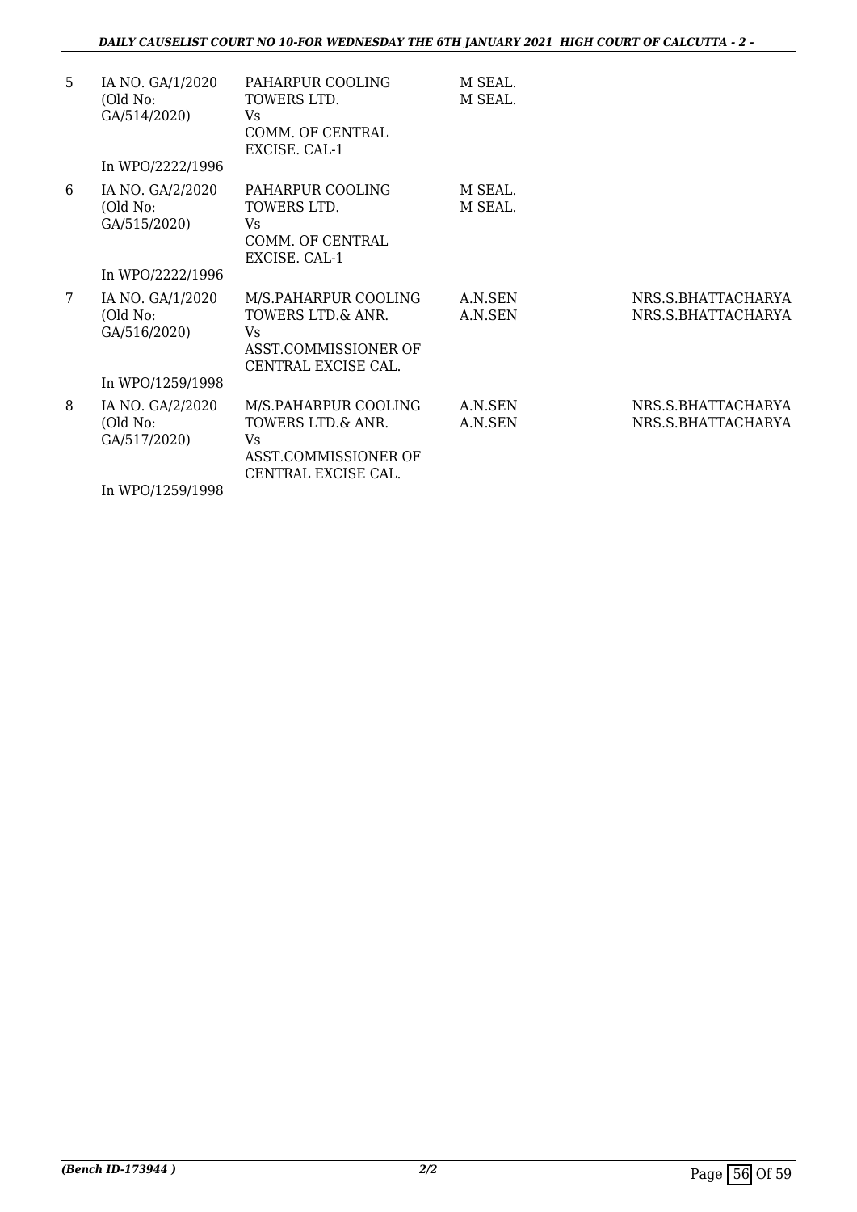| | | | | |
|---|---|---|---|---|
| 5 | IA NO. GA/1/2020 (Old No: GA/514/2020)<br><br>In WPO/2222/1996 | PAHARPUR COOLING TOWERS LTD.<br>Vs<br>COMM. OF CENTRAL EXCISE. CAL-1 | M SEAL.<br>M SEAL. | |
| 6 | IA NO. GA/2/2020 (Old No: GA/515/2020)<br><br>In WPO/2222/1996 | PAHARPUR COOLING TOWERS LTD.<br>Vs<br>COMM. OF CENTRAL EXCISE. CAL-1 | M SEAL.<br>M SEAL. | |
| 7 | IA NO. GA/1/2020 (Old No: GA/516/2020)<br><br>In WPO/1259/1998 | M/S.PAHARPUR COOLING TOWERS LTD.& ANR.<br>Vs<br>ASST.COMMISSIONER OF CENTRAL EXCISE CAL. | A.N.SEN<br>A.N.SEN | NRS.S.BHATTACHARYA<br>NRS.S.BHATTACHARYA |
| 8 | IA NO. GA/2/2020 (Old No: GA/517/2020)<br><br>In WPO/1259/1998 | M/S.PAHARPUR COOLING TOWERS LTD.& ANR.<br>Vs<br>ASST.COMMISSIONER OF CENTRAL EXCISE CAL. | A.N.SEN<br>A.N.SEN | NRS.S.BHATTACHARYA<br>NRS.S.BHATTACHARYA |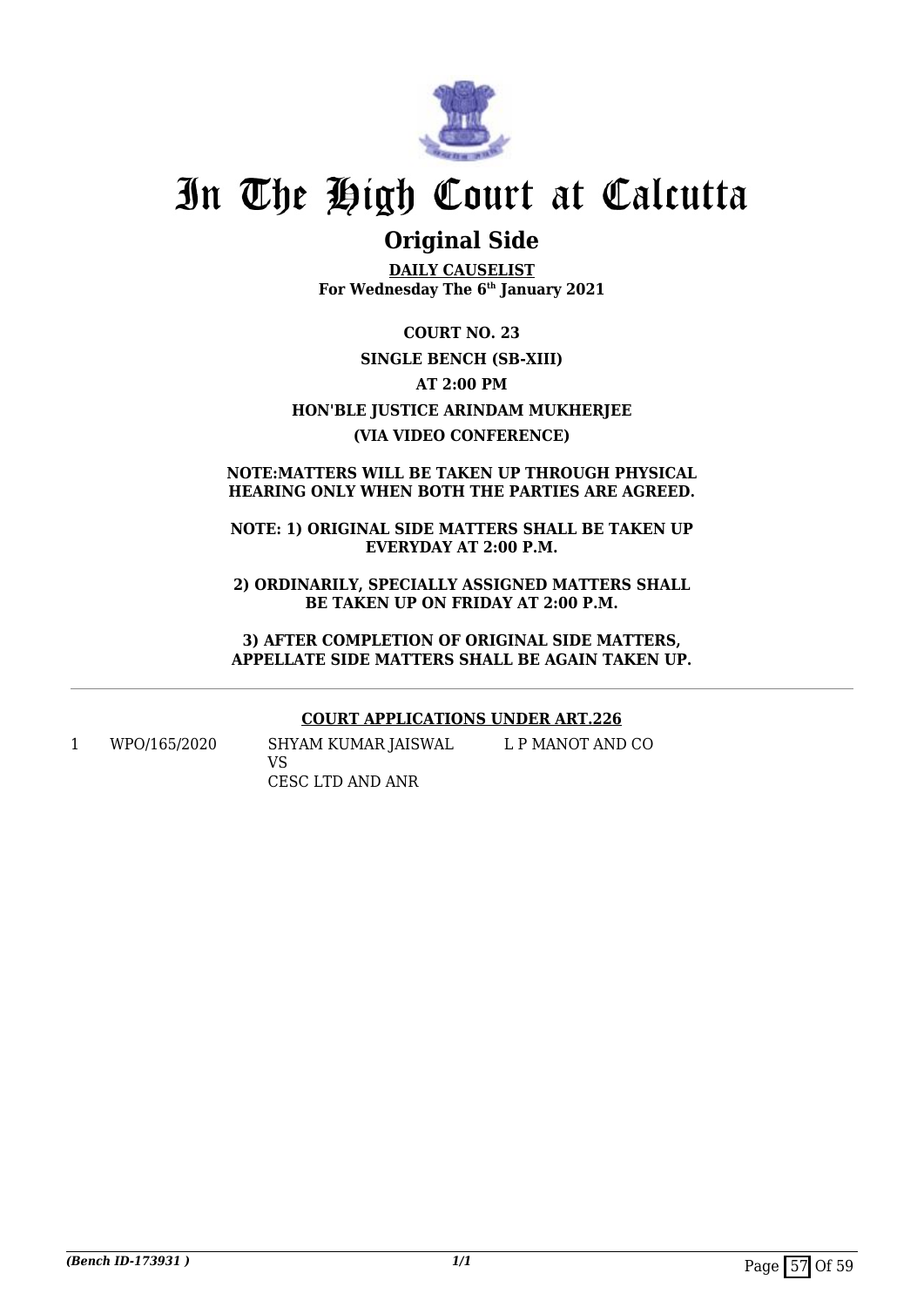# In The High Court at Calcutta

## Original Side

**DAILY CAUSELIST**
**For Wednesday The 6th January 2021**

**COURT NO. 23**

**SINGLE BENCH (SB-XIII)**

**AT 2:00 PM**

**HON'BLE JUSTICE ARINDAM MUKHERJEE**

**(VIA VIDEO CONFERENCE)**

**NOTE:MATTERS WILL BE TAKEN UP THROUGH PHYSICAL HEARING ONLY WHEN BOTH THE PARTIES ARE AGREED.**

**NOTE: 1) ORIGINAL SIDE MATTERS SHALL BE TAKEN UP EVERYDAY AT 2:00 P.M.**

**2) ORDINARILY, SPECIALLY ASSIGNED MATTERS SHALL BE TAKEN UP ON FRIDAY AT 2:00 P.M.**

**3) AFTER COMPLETION OF ORIGINAL SIDE MATTERS, APPELLATE SIDE MATTERS SHALL BE AGAIN TAKEN UP.**

**COURT APPLICATIONS UNDER ART.226**

| | | | |
|---|---|---|---|
| 1 | WPO/165/2020 | SHYAM KUMAR JAISWAL<br>VS<br>CESC LTD AND ANR | L P MANOT AND CO |

*(Bench ID-173931 )*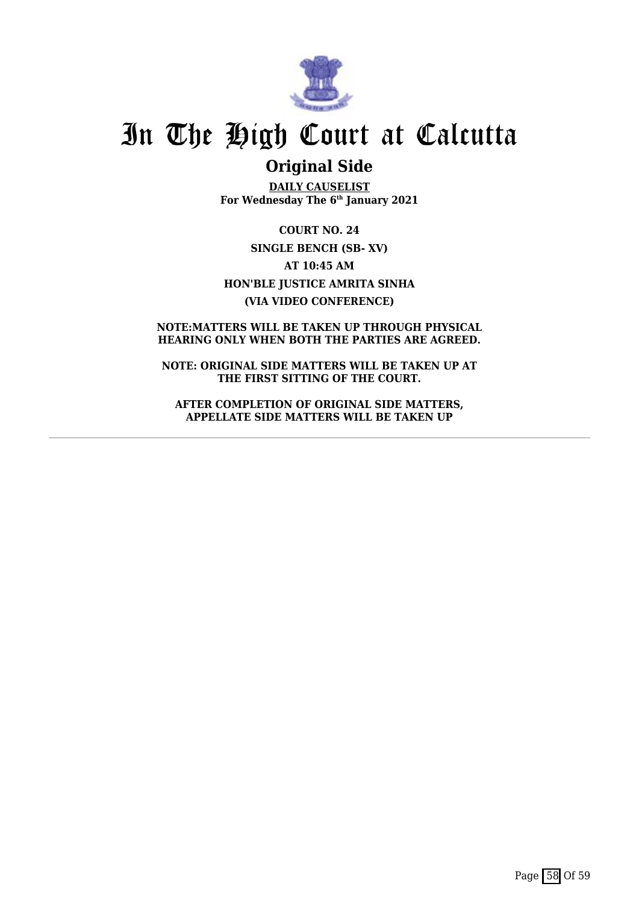# In The High Court at Calcutta

## Original Side

**DAILY CAUSELIST**
**For Wednesday The 6th January 2021**

**COURT NO. 24**
**SINGLE BENCH (SB- XV)**
**AT 10:45 AM**
**HON'BLE JUSTICE AMRITA SINHA**
**(VIA VIDEO CONFERENCE)**

**NOTE:MATTERS WILL BE TAKEN UP THROUGH PHYSICAL HEARING ONLY WHEN BOTH THE PARTIES ARE AGREED.**

**NOTE: ORIGINAL SIDE MATTERS WILL BE TAKEN UP AT THE FIRST SITTING OF THE COURT.**

**AFTER COMPLETION OF ORIGINAL SIDE MATTERS, APPELLATE SIDE MATTERS WILL BE TAKEN UP**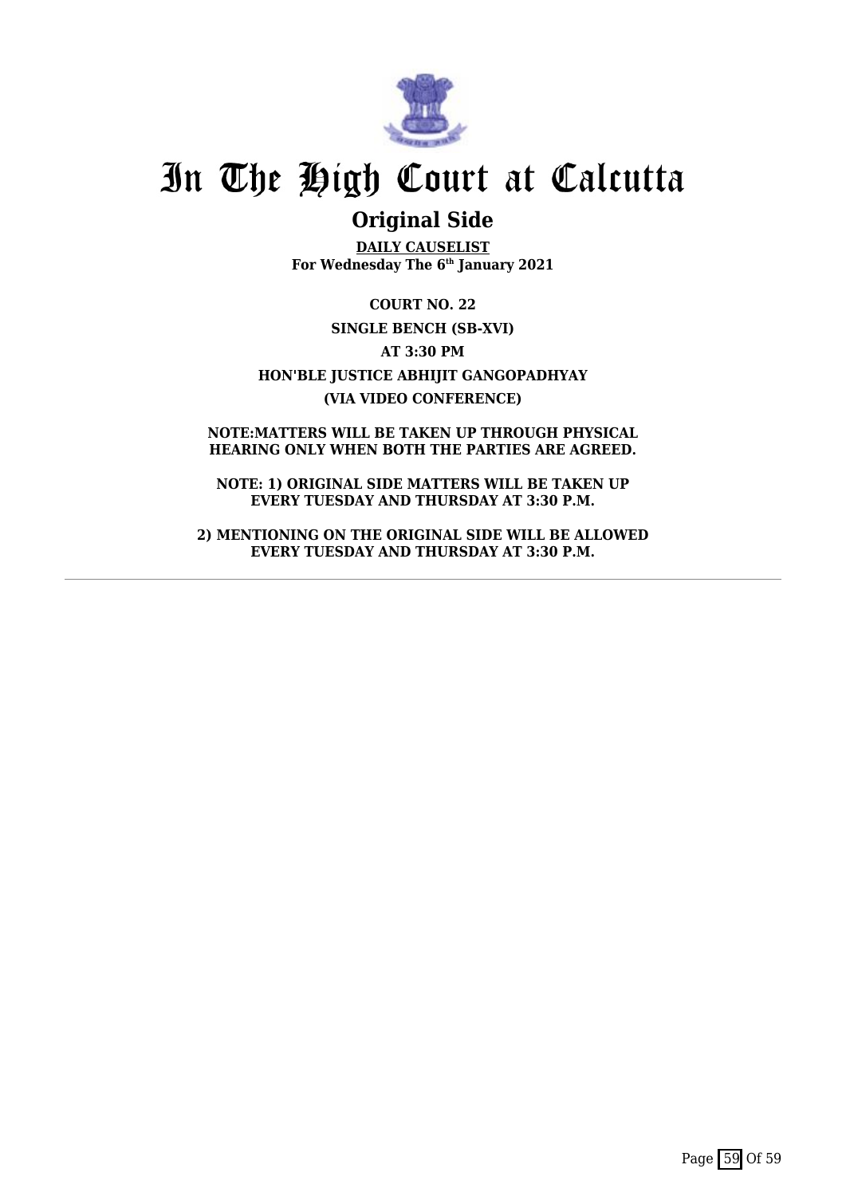# In The High Court at Calcutta

## Original Side

**DAILY CAUSELIST**
**For Wednesday The 6th January 2021**

**COURT NO. 22**

**SINGLE BENCH (SB-XVI)**

**AT 3:30 PM**

**HON'BLE JUSTICE ABHIJIT GANGOPADHYAY**

**(VIA VIDEO CONFERENCE)**

**NOTE:MATTERS WILL BE TAKEN UP THROUGH PHYSICAL HEARING ONLY WHEN BOTH THE PARTIES ARE AGREED.**

**NOTE: 1) ORIGINAL SIDE MATTERS WILL BE TAKEN UP EVERY TUESDAY AND THURSDAY AT 3:30 P.M.**

**2) MENTIONING ON THE ORIGINAL SIDE WILL BE ALLOWED EVERY TUESDAY AND THURSDAY AT 3:30 P.M.**